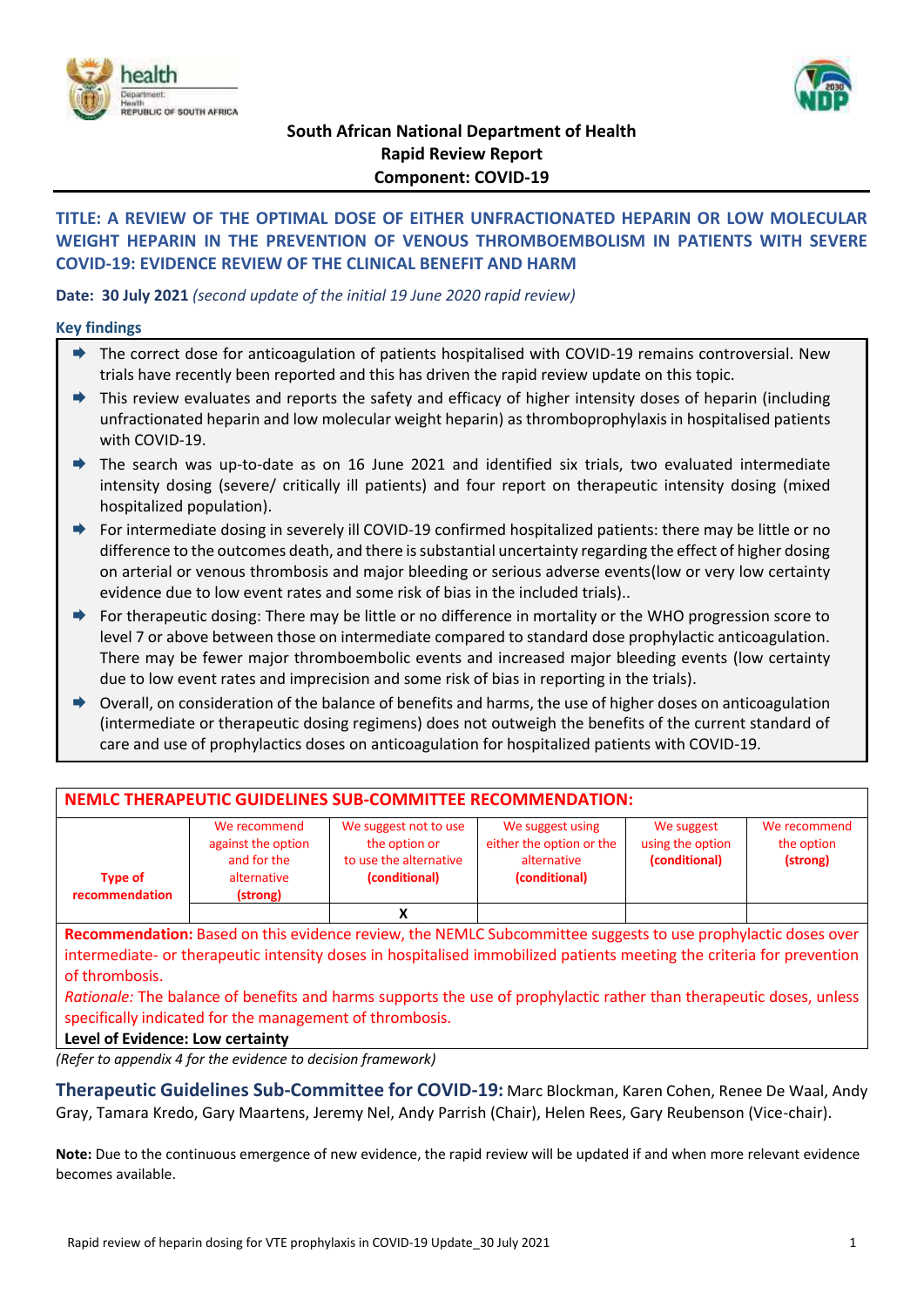**South African National Department of Health**
**Rapid Review Report**
**Component: COVID-19**

## TITLE: A REVIEW OF THE OPTIMAL DOSE OF EITHER UNFRACTIONATED HEPARIN OR LOW MOLECULAR WEIGHT HEPARIN IN THE PREVENTION OF VENOUS THROMBOEMBOLISM IN PATIENTS WITH SEVERE COVID-19: EVIDENCE REVIEW OF THE CLINICAL BENEFIT AND HARM

**Date: 30 July 2021** *(second update of the initial 19 June 2020 rapid review)*

### Key findings

- The correct dose for anticoagulation of patients hospitalised with COVID-19 remains controversial. New trials have recently been reported and this has driven the rapid review update on this topic.
- This review evaluates and reports the safety and efficacy of higher intensity doses of heparin (including unfractionated heparin and low molecular weight heparin) as thromboprophylaxis in hospitalised patients with COVID-19.
- The search was up-to-date as on 16 June 2021 and identified six trials, two evaluated intermediate intensity dosing (severe/ critically ill patients) and four report on therapeutic intensity dosing (mixed hospitalized population).
- For intermediate dosing in severely ill COVID-19 confirmed hospitalized patients: there may be little or no difference to the outcomes death, and there is substantial uncertainty regarding the effect of higher dosing on arterial or venous thrombosis and major bleeding or serious adverse events(low or very low certainty evidence due to low event rates and some risk of bias in the included trials)..
- For therapeutic dosing: There may be little or no difference in mortality or the WHO progression score to level 7 or above between those on intermediate compared to standard dose prophylactic anticoagulation. There may be fewer major thromboembolic events and increased major bleeding events (low certainty due to low event rates and imprecision and some risk of bias in reporting in the trials).
- Overall, on consideration of the balance of benefits and harms, the use of higher doses on anticoagulation (intermediate or therapeutic dosing regimens) does not outweigh the benefits of the current standard of care and use of prophylactics doses on anticoagulation for hospitalized patients with COVID-19.

| NEMLC THERAPEUTIC GUIDELINES SUB-COMMITTEE RECOMMENDATION: | | | | | |
|---|---|---|---|---|---|
| **Type of recommendation** | We recommend against the option and for the alternative **(strong)** | We suggest not to use the option or to use the alternative **(conditional)** | We suggest using either the option or the alternative **(conditional)** | We suggest using the option **(conditional)** | We recommend the option **(strong)** |
| | | X | | | |

**Recommendation:** Based on this evidence review, the NEMLC Subcommittee suggests to use prophylactic doses over intermediate- or therapeutic intensity doses in hospitalised immobilized patients meeting the criteria for prevention of thrombosis.

*Rationale:* The balance of benefits and harms supports the use of prophylactic rather than therapeutic doses, unless specifically indicated for the management of thrombosis.

**Level of Evidence: Low certainty**

*(Refer to appendix 4 for the evidence to decision framework)*

**Therapeutic Guidelines Sub-Committee for COVID-19:** Marc Blockman, Karen Cohen, Renee De Waal, Andy Gray, Tamara Kredo, Gary Maartens, Jeremy Nel, Andy Parrish (Chair), Helen Rees, Gary Reubenson (Vice-chair).

**Note:** Due to the continuous emergence of new evidence, the rapid review will be updated if and when more relevant evidence becomes available.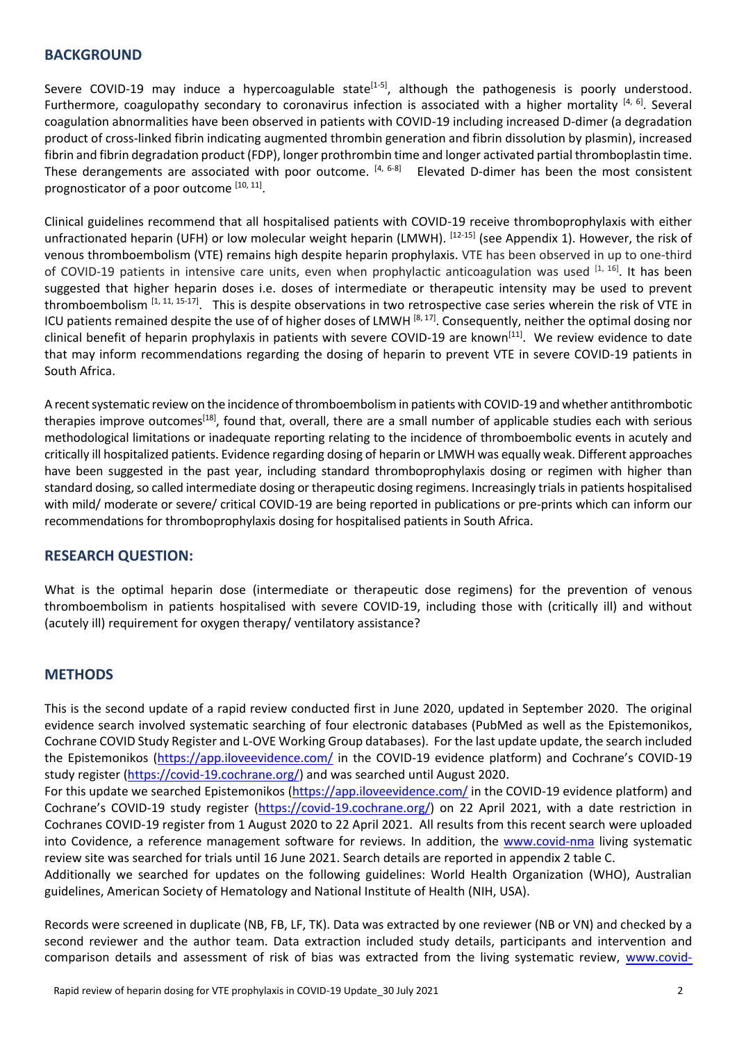## BACKGROUND

Severe COVID-19 may induce a hypercoagulable state[1-5], although the pathogenesis is poorly understood. Furthermore, coagulopathy secondary to coronavirus infection is associated with a higher mortality [4, 6]. Several coagulation abnormalities have been observed in patients with COVID-19 including increased D-dimer (a degradation product of cross-linked fibrin indicating augmented thrombin generation and fibrin dissolution by plasmin), increased fibrin and fibrin degradation product (FDP), longer prothrombin time and longer activated partial thromboplastin time. These derangements are associated with poor outcome. [4, 6-8] Elevated D-dimer has been the most consistent prognosticator of a poor outcome [10, 11].

Clinical guidelines recommend that all hospitalised patients with COVID-19 receive thromboprophylaxis with either unfractionated heparin (UFH) or low molecular weight heparin (LMWH). [12-15] (see Appendix 1). However, the risk of venous thromboembolism (VTE) remains high despite heparin prophylaxis. VTE has been observed in up to one-third of COVID-19 patients in intensive care units, even when prophylactic anticoagulation was used [1, 16]. It has been suggested that higher heparin doses i.e. doses of intermediate or therapeutic intensity may be used to prevent thromboembolism [1, 11, 15-17]. This is despite observations in two retrospective case series wherein the risk of VTE in ICU patients remained despite the use of of higher doses of LMWH [8, 17]. Consequently, neither the optimal dosing nor clinical benefit of heparin prophylaxis in patients with severe COVID-19 are known[11]. We review evidence to date that may inform recommendations regarding the dosing of heparin to prevent VTE in severe COVID-19 patients in South Africa.

A recent systematic review on the incidence of thromboembolism in patients with COVID-19 and whether antithrombotic therapies improve outcomes[18], found that, overall, there are a small number of applicable studies each with serious methodological limitations or inadequate reporting relating to the incidence of thromboembolic events in acutely and critically ill hospitalized patients. Evidence regarding dosing of heparin or LMWH was equally weak. Different approaches have been suggested in the past year, including standard thromboprophylaxis dosing or regimen with higher than standard dosing, so called intermediate dosing or therapeutic dosing regimens. Increasingly trials in patients hospitalised with mild/ moderate or severe/ critical COVID-19 are being reported in publications or pre-prints which can inform our recommendations for thromboprophylaxis dosing for hospitalised patients in South Africa.

## RESEARCH QUESTION:

What is the optimal heparin dose (intermediate or therapeutic dose regimens) for the prevention of venous thromboembolism in patients hospitalised with severe COVID-19, including those with (critically ill) and without (acutely ill) requirement for oxygen therapy/ ventilatory assistance?

## METHODS

This is the second update of a rapid review conducted first in June 2020, updated in September 2020. The original evidence search involved systematic searching of four electronic databases (PubMed as well as the Epistemonikos, Cochrane COVID Study Register and L-OVE Working Group databases). For the last update update, the search included the Epistemonikos (https://app.iloveevidence.com/ in the COVID-19 evidence platform) and Cochrane's COVID-19 study register (https://covid-19.cochrane.org/) and was searched until August 2020.

For this update we searched Epistemonikos (https://app.iloveevidence.com/ in the COVID-19 evidence platform) and Cochrane's COVID-19 study register (https://covid-19.cochrane.org/) on 22 April 2021, with a date restriction in Cochranes COVID-19 register from 1 August 2020 to 22 April 2021. All results from this recent search were uploaded into Covidence, a reference management software for reviews. In addition, the www.covid-nma living systematic review site was searched for trials until 16 June 2021. Search details are reported in appendix 2 table C.

Additionally we searched for updates on the following guidelines: World Health Organization (WHO), Australian guidelines, American Society of Hematology and National Institute of Health (NIH, USA).

Records were screened in duplicate (NB, FB, LF, TK). Data was extracted by one reviewer (NB or VN) and checked by a second reviewer and the author team. Data extraction included study details, participants and intervention and comparison details and assessment of risk of bias was extracted from the living systematic review, www.covid-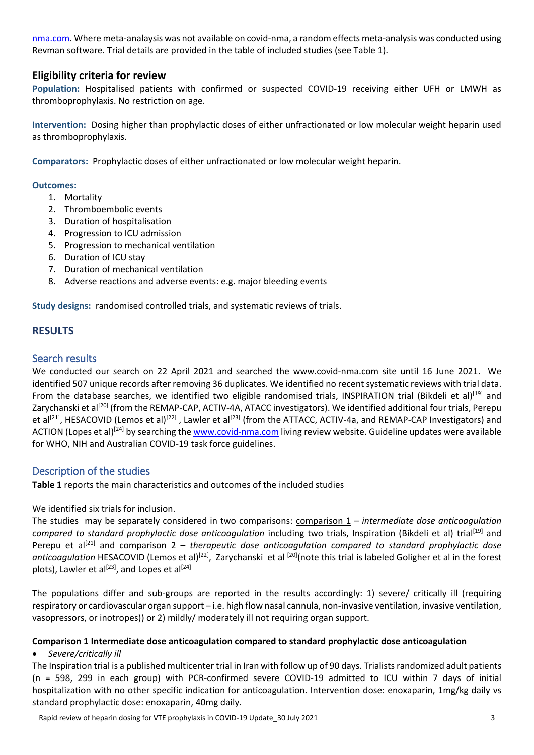nma.com. Where meta-analaysis was not available on covid-nma, a random effects meta-analysis was conducted using Revman software. Trial details are provided in the table of included studies (see Table 1).

### Eligibility criteria for review

**Population:** Hospitalised patients with confirmed or suspected COVID-19 receiving either UFH or LMWH as thromboprophylaxis. No restriction on age.

**Intervention:** Dosing higher than prophylactic doses of either unfractionated or low molecular weight heparin used as thromboprophylaxis.

**Comparators:** Prophylactic doses of either unfractionated or low molecular weight heparin.

**Outcomes:**

1. Mortality
2. Thromboembolic events
3. Duration of hospitalisation
4. Progression to ICU admission
5. Progression to mechanical ventilation
6. Duration of ICU stay
7. Duration of mechanical ventilation
8. Adverse reactions and adverse events: e.g. major bleeding events

**Study designs:** randomised controlled trials, and systematic reviews of trials.

## RESULTS

### Search results

We conducted our search on 22 April 2021 and searched the www.covid-nma.com site until 16 June 2021. We identified 507 unique records after removing 36 duplicates. We identified no recent systematic reviews with trial data. From the database searches, we identified two eligible randomised trials, INSPIRATION trial (Bikdeli et al)[19] and Zarychanski et al[20] (from the REMAP-CAP, ACTIV-4A, ATACC investigators). We identified additional four trials, Perepu et al[21], HESACOVID (Lemos et al)[22] , Lawler et al[23] (from the ATTACC, ACTIV-4a, and REMAP-CAP Investigators) and ACTION (Lopes et al)[24] by searching the www.covid-nma.com living review website. Guideline updates were available for WHO, NIH and Australian COVID-19 task force guidelines.

### Description of the studies

**Table 1** reports the main characteristics and outcomes of the included studies

We identified six trials for inclusion.

The studies may be separately considered in two comparisons: comparison 1 – *intermediate dose anticoagulation compared to standard prophylactic dose anticoagulation* including two trials, Inspiration (Bikdeli et al) trial[19] and Perepu et al[21] and comparison 2 – *therapeutic dose anticoagulation compared to standard prophylactic dose anticoagulation* HESACOVID (Lemos et al)[22], Zarychanski et al [20](note this trial is labeled Goligher et al in the forest plots), Lawler et al[23], and Lopes et al[24]

The populations differ and sub-groups are reported in the results accordingly: 1) severe/ critically ill (requiring respiratory or cardiovascular organ support – i.e. high flow nasal cannula, non-invasive ventilation, invasive ventilation, vasopressors, or inotropes)) or 2) mildly/ moderately ill not requiring organ support.

**Comparison 1 Intermediate dose anticoagulation compared to standard prophylactic dose anticoagulation**

- *Severe/critically ill*

The Inspiration trial is a published multicenter trial in Iran with follow up of 90 days. Trialists randomized adult patients (n = 598, 299 in each group) with PCR-confirmed severe COVID-19 admitted to ICU within 7 days of initial hospitalization with no other specific indication for anticoagulation. Intervention dose: enoxaparin, 1mg/kg daily vs standard prophylactic dose: enoxaparin, 40mg daily.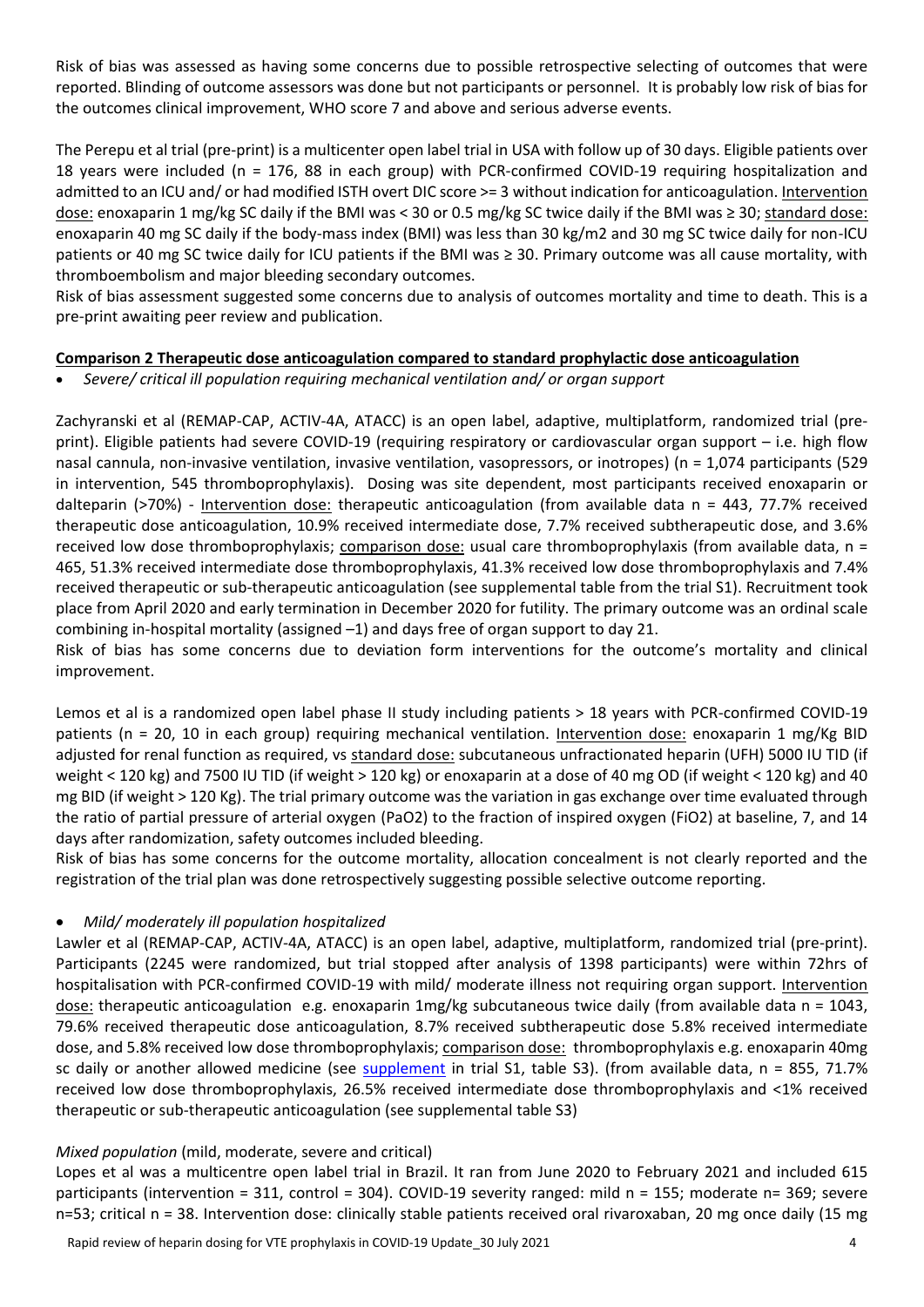Risk of bias was assessed as having some concerns due to possible retrospective selecting of outcomes that were reported. Blinding of outcome assessors was done but not participants or personnel. It is probably low risk of bias for the outcomes clinical improvement, WHO score 7 and above and serious adverse events.

The Perepu et al trial (pre-print) is a multicenter open label trial in USA with follow up of 30 days. Eligible patients over 18 years were included (n = 176, 88 in each group) with PCR-confirmed COVID-19 requiring hospitalization and admitted to an ICU and/ or had modified ISTH overt DIC score >= 3 without indication for anticoagulation. Intervention dose: enoxaparin 1 mg/kg SC daily if the BMI was < 30 or 0.5 mg/kg SC twice daily if the BMI was ≥ 30; standard dose: enoxaparin 40 mg SC daily if the body-mass index (BMI) was less than 30 kg/m2 and 30 mg SC twice daily for non-ICU patients or 40 mg SC twice daily for ICU patients if the BMI was ≥ 30. Primary outcome was all cause mortality, with thromboembolism and major bleeding secondary outcomes.

Risk of bias assessment suggested some concerns due to analysis of outcomes mortality and time to death. This is a pre-print awaiting peer review and publication.

**Comparison 2 Therapeutic dose anticoagulation compared to standard prophylactic dose anticoagulation**

- *Severe/ critical ill population requiring mechanical ventilation and/ or organ support*

Zachyranski et al (REMAP-CAP, ACTIV-4A, ATACC) is an open label, adaptive, multiplatform, randomized trial (pre-print). Eligible patients had severe COVID-19 (requiring respiratory or cardiovascular organ support – i.e. high flow nasal cannula, non-invasive ventilation, invasive ventilation, vasopressors, or inotropes) (n = 1,074 participants (529 in intervention, 545 thromboprophylaxis). Dosing was site dependent, most participants received enoxaparin or dalteparin (>70%) - Intervention dose: therapeutic anticoagulation (from available data n = 443, 77.7% received therapeutic dose anticoagulation, 10.9% received intermediate dose, 7.7% received subtherapeutic dose, and 3.6% received low dose thromboprophylaxis; comparison dose: usual care thromboprophylaxis (from available data, n = 465, 51.3% received intermediate dose thromboprophylaxis, 41.3% received low dose thromboprophylaxis and 7.4% received therapeutic or sub-therapeutic anticoagulation (see supplemental table from the trial S1). Recruitment took place from April 2020 and early termination in December 2020 for futility. The primary outcome was an ordinal scale combining in-hospital mortality (assigned –1) and days free of organ support to day 21.

Risk of bias has some concerns due to deviation form interventions for the outcome's mortality and clinical improvement.

Lemos et al is a randomized open label phase II study including patients > 18 years with PCR-confirmed COVID-19 patients (n = 20, 10 in each group) requiring mechanical ventilation. Intervention dose: enoxaparin 1 mg/Kg BID adjusted for renal function as required, vs standard dose: subcutaneous unfractionated heparin (UFH) 5000 IU TID (if weight < 120 kg) and 7500 IU TID (if weight > 120 kg) or enoxaparin at a dose of 40 mg OD (if weight < 120 kg) and 40 mg BID (if weight > 120 Kg). The trial primary outcome was the variation in gas exchange over time evaluated through the ratio of partial pressure of arterial oxygen (PaO2) to the fraction of inspired oxygen (FiO2) at baseline, 7, and 14 days after randomization, safety outcomes included bleeding.

Risk of bias has some concerns for the outcome mortality, allocation concealment is not clearly reported and the registration of the trial plan was done retrospectively suggesting possible selective outcome reporting.

- *Mild/ moderately ill population hospitalized*

Lawler et al (REMAP-CAP, ACTIV-4A, ATACC) is an open label, adaptive, multiplatform, randomized trial (pre-print). Participants (2245 were randomized, but trial stopped after analysis of 1398 participants) were within 72hrs of hospitalisation with PCR-confirmed COVID-19 with mild/ moderate illness not requiring organ support. Intervention dose: therapeutic anticoagulation e.g. enoxaparin 1mg/kg subcutaneous twice daily (from available data n = 1043, 79.6% received therapeutic dose anticoagulation, 8.7% received subtherapeutic dose 5.8% received intermediate dose, and 5.8% received low dose thromboprophylaxis; comparison dose: thromboprophylaxis e.g. enoxaparin 40mg sc daily or another allowed medicine (see supplement in trial S1, table S3). (from available data, n = 855, 71.7% received low dose thromboprophylaxis, 26.5% received intermediate dose thromboprophylaxis and <1% received therapeutic or sub-therapeutic anticoagulation (see supplemental table S3)

*Mixed population* (mild, moderate, severe and critical)

Lopes et al was a multicentre open label trial in Brazil. It ran from June 2020 to February 2021 and included 615 participants (intervention = 311, control = 304). COVID-19 severity ranged: mild n = 155; moderate n= 369; severe n=53; critical n = 38. Intervention dose: clinically stable patients received oral rivaroxaban, 20 mg once daily (15 mg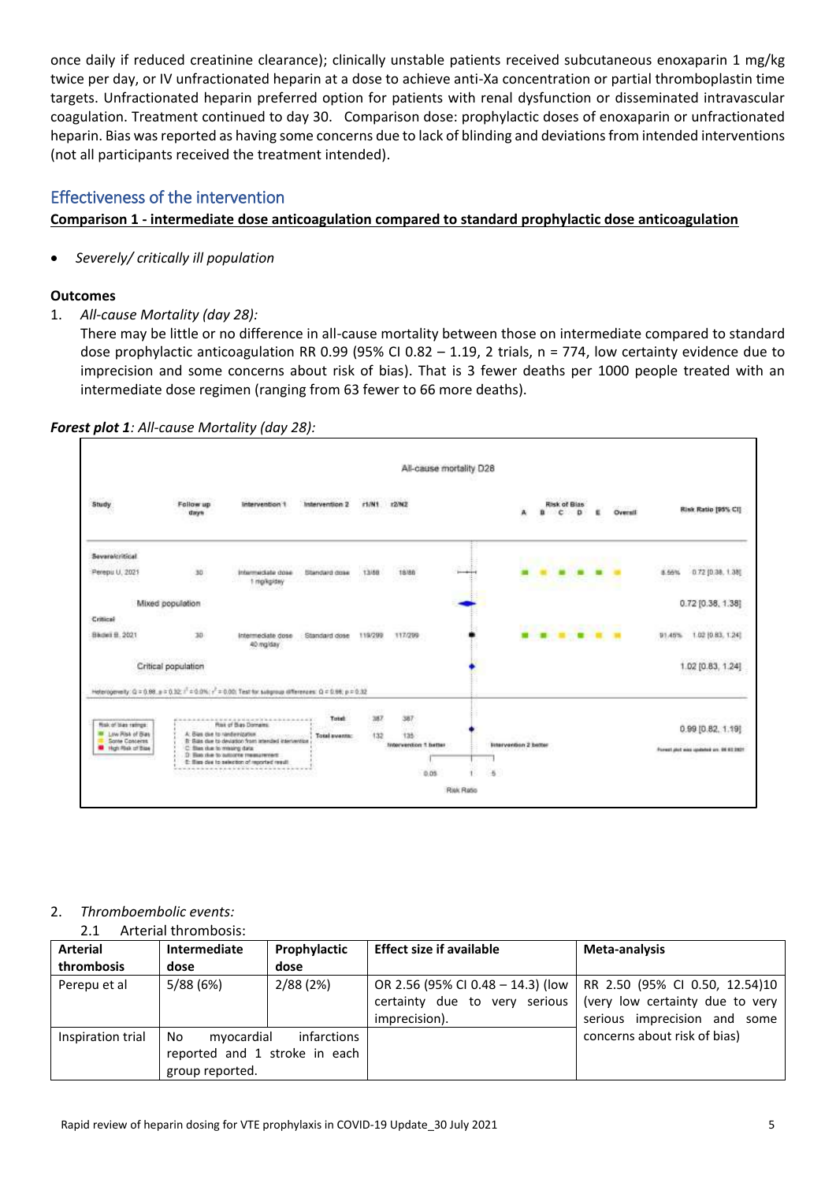once daily if reduced creatinine clearance); clinically unstable patients received subcutaneous enoxaparin 1 mg/kg twice per day, or IV unfractionated heparin at a dose to achieve anti-Xa concentration or partial thromboplastin time targets. Unfractionated heparin preferred option for patients with renal dysfunction or disseminated intravascular coagulation. Treatment continued to day 30. Comparison dose: prophylactic doses of enoxaparin or unfractionated heparin. Bias was reported as having some concerns due to lack of blinding and deviations from intended interventions (not all participants received the treatment intended).

## Effectiveness of the intervention

**Comparison 1 - intermediate dose anticoagulation compared to standard prophylactic dose anticoagulation**

- *Severely/ critically ill population*

### Outcomes

1. *All-cause Mortality (day 28):*

   There may be little or no difference in all-cause mortality between those on intermediate compared to standard dose prophylactic anticoagulation RR 0.99 (95% CI 0.82 – 1.19, 2 trials, n = 774, low certainty evidence due to imprecision and some concerns about risk of bias). That is 3 fewer deaths per 1000 people treated with an intermediate dose regimen (ranging from 63 fewer to 66 more deaths).

***Forest plot 1****: All-cause Mortality (day 28):*

All-cause mortality D28

| Study | Follow up days | Intervention 1 | Intervention 2 | r1/N1 | r2/N2 | Weight | Risk Ratio [95% CI] |
|---|---|---|---|---|---|---|---|
| **Severe/critical** | | | | | | | |
| Perepu U, 2021 | 30 | Intermediate dose 1 mg/kg/day | Standard dose | 13/88 | 18/88 | 8.55% | 0.72 [0.38, 1.38] |
| Mixed population | | | | | | | 0.72 [0.38, 1.38] |
| **Critical** | | | | | | | |
| Bikdeli B, 2021 | 30 | Intermediate dose 40 mg/day | Standard dose | 119/299 | 117/299 | 91.45% | 1.02 [0.83, 1.24] |
| Critical population | | | | | | | 1.02 [0.83, 1.24] |
| Total: | | | | 387 | 387 | | 0.99 [0.82, 1.19] |
| Total events: | | | | 132 | 135 | | |

Heterogeneity: Q = 0.98, p = 0.32; $I^2$ = 0.0%; $\tau^2$ = 0.00; Test for subgroup differences: Q = 0.98, p = 0.32

Risk of bias ratings: Low Risk of Bias; Some Concerns; High Risk of Bias

Risk of Bias Domains: A: Bias due to randomization; B: Bias due to deviation from intended intervention; C: Bias due to missing data; D: Bias due to outcome measurement; E: Bias due to selection of reported result

Intervention 1 better — Intervention 2 better (Risk Ratio, 0.05 – 1 – 5)

2. *Thromboembolic events:*

   2.1 Arterial thrombosis:

| Arterial thrombosis | Intermediate dose | Prophylactic dose | Effect size if available | Meta-analysis |
|---|---|---|---|---|
| Perepu et al | 5/88 (6%) | 2/88 (2%) | OR 2.56 (95% CI 0.48 – 14.3) (low certainty due to very serious imprecision). | RR 2.50 (95% CI 0.50, 12.54)10 (very low certainty due to very serious imprecision and some concerns about risk of bias) |
| Inspiration trial | No myocardial infarctions reported and 1 stroke in each group reported. | | | |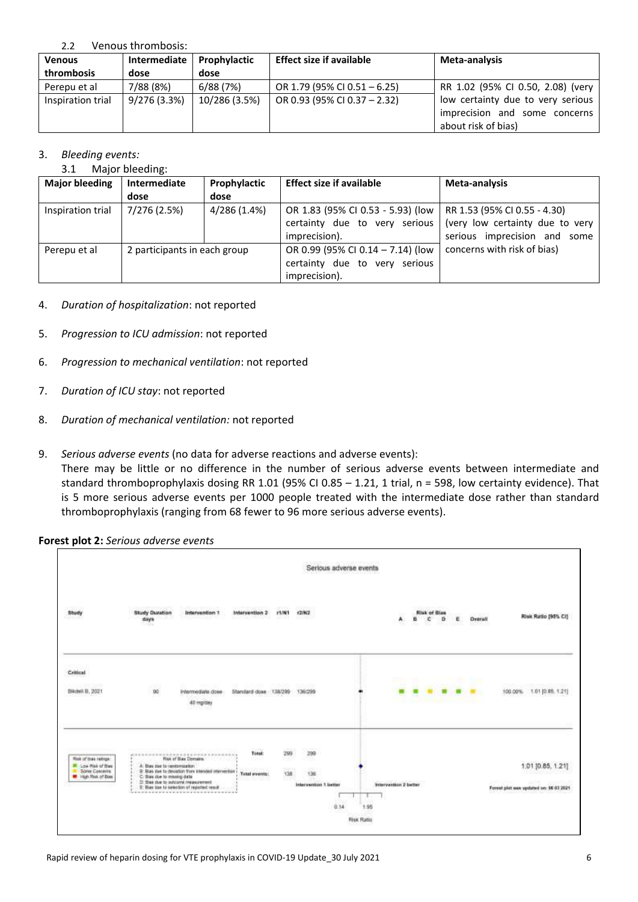### 2.2 Venous thrombosis:

| Venous thrombosis | Intermediate dose | Prophylactic dose | Effect size if available | Meta-analysis |
|---|---|---|---|---|
| Perepu et al | 7/88 (8%) | 6/88 (7%) | OR 1.79 (95% CI 0.51 – 6.25) | RR 1.02 (95% CI 0.50, 2.08) (very low certainty due to very serious imprecision and some concerns about risk of bias) |
| Inspiration trial | 9/276 (3.3%) | 10/286 (3.5%) | OR 0.93 (95% CI 0.37 – 2.32) | |

3. *Bleeding events:*

### 3.1 Major bleeding:

| Major bleeding | Intermediate dose | Prophylactic dose | Effect size if available | Meta-analysis |
|---|---|---|---|---|
| Inspiration trial | 7/276 (2.5%) | 4/286 (1.4%) | OR 1.83 (95% CI 0.53 - 5.93) (low certainty due to very serious imprecision). | RR 1.53 (95% CI 0.55 - 4.30) (very low certainty due to very serious imprecision and some concerns with risk of bias) |
| Perepu et al | 2 participants in each group | | OR 0.99 (95% CI 0.14 – 7.14) (low certainty due to very serious imprecision). | |

4. *Duration of hospitalization*: not reported
5. *Progression to ICU admission*: not reported
6. *Progression to mechanical ventilation*: not reported
7. *Duration of ICU stay*: not reported
8. *Duration of mechanical ventilation:* not reported
9. *Serious adverse events* (no data for adverse reactions and adverse events):
   There may be little or no difference in the number of serious adverse events between intermediate and standard thromboprophylaxis dosing RR 1.01 (95% CI 0.85 – 1.21, 1 trial, n = 598, low certainty evidence). That is 5 more serious adverse events per 1000 people treated with the intermediate dose rather than standard thromboprophylaxis (ranging from 68 fewer to 96 more serious adverse events).

**Forest plot 2:** *Serious adverse events*

Serious adverse events

| Study | Study Duration days | Intervention 1 | Intervention 2 | r1/N1 | r2/N2 | Risk Ratio [95% CI] |
|---|---|---|---|---|---|---|
| **Critical** | | | | | | |
| Bikdeli B, 2021 | 90 | Intermediate dose 40 mg/day | Standard dose | 138/299 | 136/299 | 100.00% 1.01 [0.85, 1.21] |
| Total: | | | | 299 | 299 | 1.01 [0.85, 1.21] |
| Total events: | | | | 138 | 136 | |

Risk of Bias Domains: A: Bias due to randomization; B: Bias due to deviation from intended intervention; C: Bias due to missing data; D: Bias due to outcome measurement; E: Bias due to selection of reported result

Risk of bias ratings: Low Risk of Bias; Some Concerns; High Risk of Bias

Intervention 1 better — Intervention 2 better; Risk Ratio (0.14 – 1.95)

Forest plot was updated on: 06 03 2021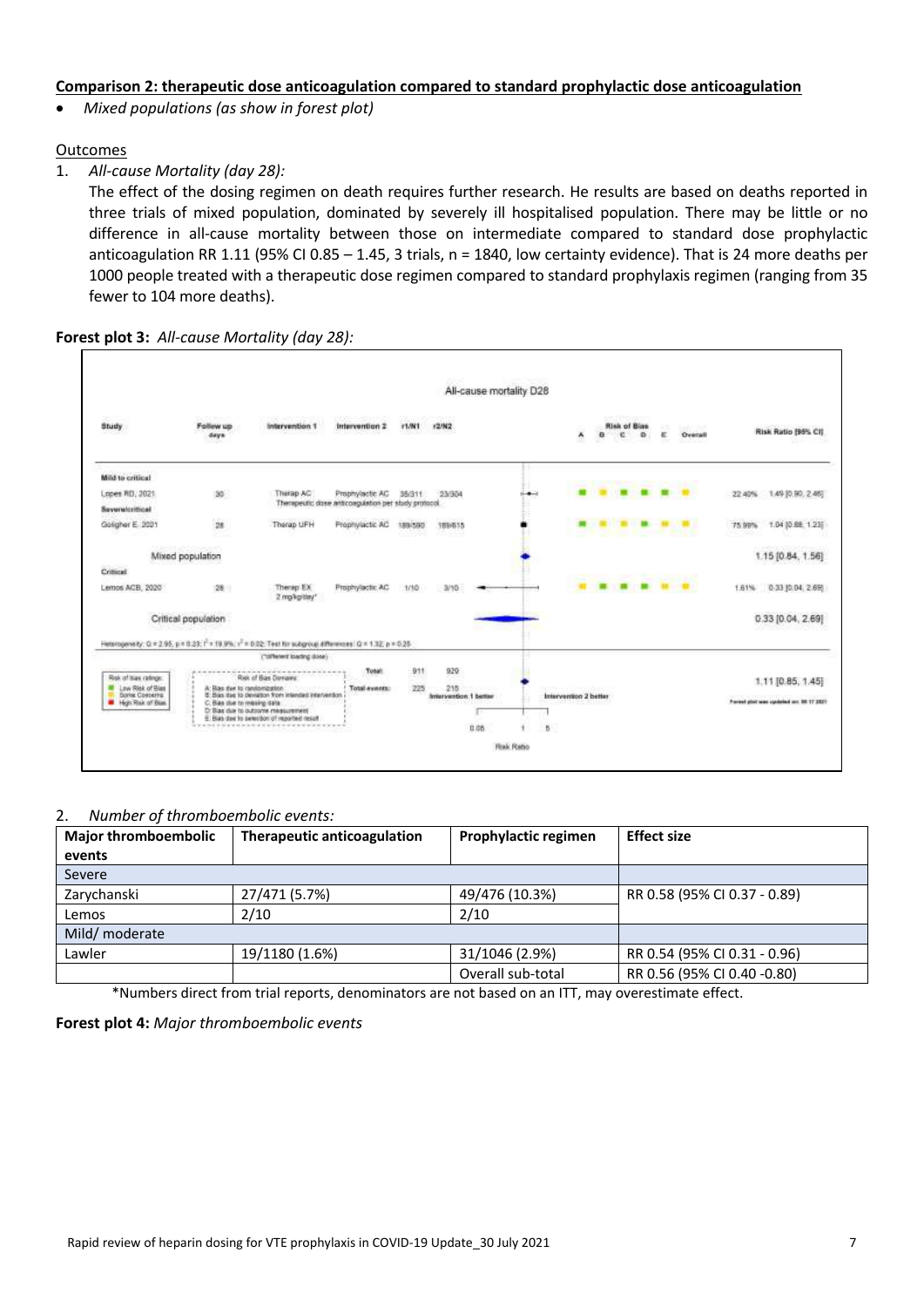**Comparison 2: therapeutic dose anticoagulation compared to standard prophylactic dose anticoagulation**

- *Mixed populations (as show in forest plot)*

Outcomes

1. *All-cause Mortality (day 28):*
   The effect of the dosing regimen on death requires further research. He results are based on deaths reported in three trials of mixed population, dominated by severely ill hospitalised population. There may be little or no difference in all-cause mortality between those on intermediate compared to standard dose prophylactic anticoagulation RR 1.11 (95% CI 0.85 – 1.45, 3 trials, n = 1840, low certainty evidence). That is 24 more deaths per 1000 people treated with a therapeutic dose regimen compared to standard prophylaxis regimen (ranging from 35 fewer to 104 more deaths).

**Forest plot 3:** *All-cause Mortality (day 28):*

All-cause mortality D28

| Study | Follow up days | Intervention 1 | Intervention 2 | r1/N1 | r2/N2 | Weight | Risk Ratio [95% CI] |
|---|---|---|---|---|---|---|---|
| **Mild to critical** | | | | | | | |
| Lopes RD, 2021 | 30 | Therap AC | Prophylactic AC | 35/311 | 23/304 | 22.40% | 1.49 [0.90, 2.46] |
| | | Therapeutic dose anticoagulation per study protocol | | | | | |
| **Severe/critical** | | | | | | | |
| Goligher E, 2021 | 28 | Therap UFH | Prophylactic AC | 189/590 | 189/615 | 75.99% | 1.04 [0.88, 1.23] |
| Mixed population | | | | | | | 1.15 [0.84, 1.56] |
| **Critical** | | | | | | | |
| Lemos ACB, 2020 | 28 | Therap EX 2 mg/kg/day* | Prophylactic AC | 1/10 | 3/10 | 1.61% | 0.33 [0.04, 2.69] |
| Critical population | | | | | | | 0.33 [0.04, 2.69] |
| Total | | | | 911 | 929 | | 1.11 [0.85, 1.45] |
| Total events | | | | 225 | 215 | | |

Heterogeneity: Q = 2.95, p = 0.23; $I^2$ = 19.9%; $\tau^2$ = 0.02; Test for subgroup differences: Q = 1.32, p = 0.25

(*different loading dose)

Risk of bias ratings: Low Risk of Bias; Some Concerns; High Risk of Bias

Risk of Bias Domains: A: Bias due to randomization; B: Bias due to deviation from intended intervention; C: Bias due to missing data; D: Bias due to outcome measurement; E: Bias due to selection of reported result

Intervention 1 better / Intervention 2 better — Risk Ratio (0.05, 1, 5)

Forest plot was updated on: 08 17 2021

2. *Number of thromboembolic events:*

| Major thromboembolic events | Therapeutic anticoagulation | Prophylactic regimen | Effect size |
|---|---|---|---|
| Severe | | | |
| Zarychanski | 27/471 (5.7%) | 49/476 (10.3%) | RR 0.58 (95% CI 0.37 - 0.89) |
| Lemos | 2/10 | 2/10 | |
| Mild/ moderate | | | |
| Lawler | 19/1180 (1.6%) | 31/1046 (2.9%) | RR 0.54 (95% CI 0.31 - 0.96) |
| | | Overall sub-total | RR 0.56 (95% CI 0.40 -0.80) |

*Numbers direct from trial reports, denominators are not based on an ITT, may overestimate effect.

**Forest plot 4:** *Major thromboembolic events*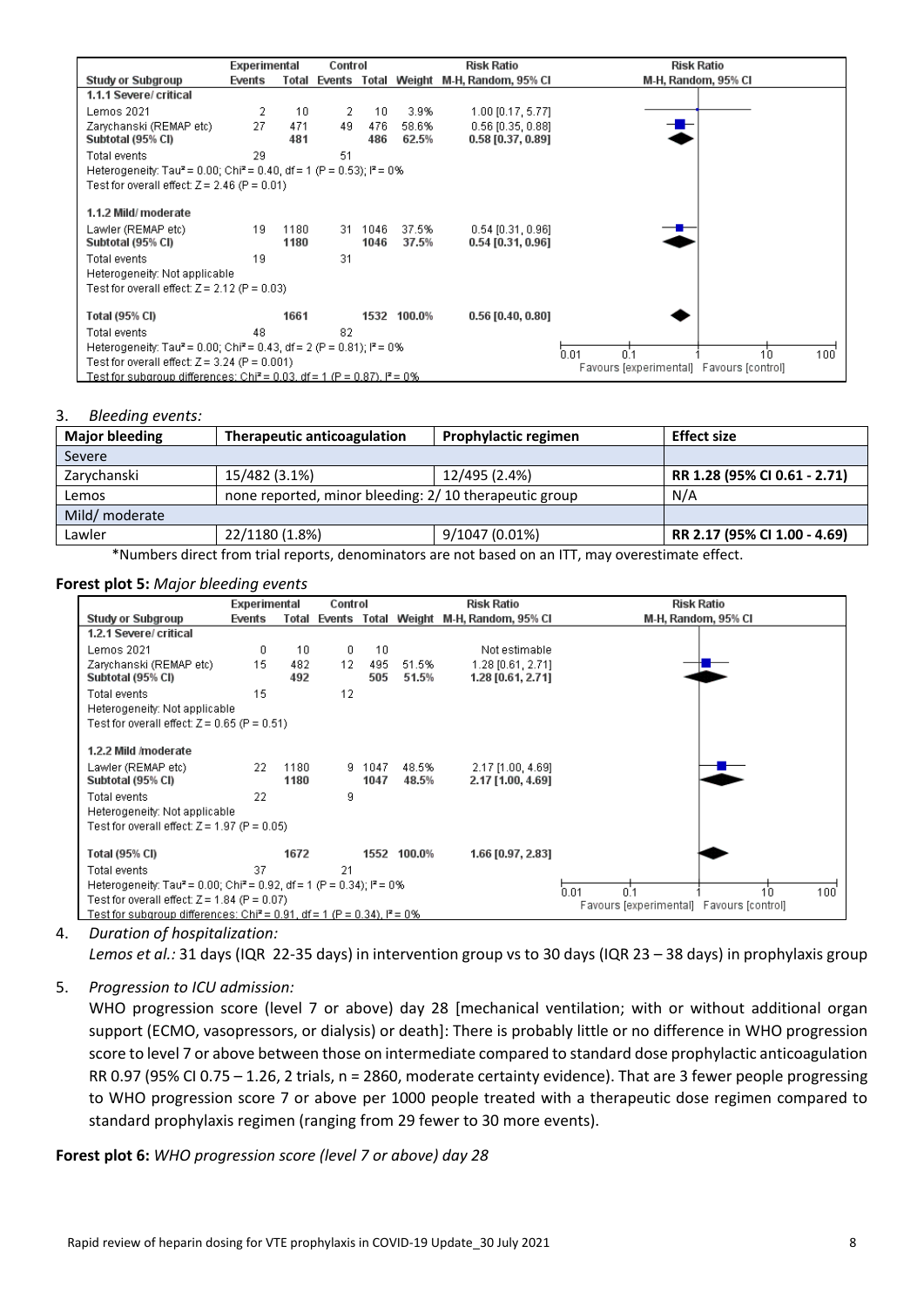| Study or Subgroup | Experimental Events | Experimental Total | Control Events | Control Total | Weight | Risk Ratio M-H, Random, 95% CI |
|---|---|---|---|---|---|---|
| **1.1.1 Severe/ critical** | | | | | | |
| Lemos 2021 | 2 | 10 | 2 | 10 | 3.9% | 1.00 [0.17, 5.77] |
| Zarychanski (REMAP etc) | 27 | 471 | 49 | 476 | 58.6% | 0.56 [0.35, 0.88] |
| **Subtotal (95% CI)** | | **481** | | **486** | **62.5%** | **0.58 [0.37, 0.89]** |
| Total events | 29 | | 51 | | | |
| Heterogeneity: Tau² = 0.00; Chi² = 0.40, df = 1 (P = 0.53); I² = 0% | | | | | | |
| Test for overall effect: Z = 2.46 (P = 0.01) | | | | | | |
| **1.1.2 Mild/ moderate** | | | | | | |
| Lawler (REMAP etc) | 19 | 1180 | 31 | 1046 | 37.5% | 0.54 [0.31, 0.96] |
| **Subtotal (95% CI)** | | **1180** | | **1046** | **37.5%** | **0.54 [0.31, 0.96]** |
| Total events | 19 | | 31 | | | |
| Heterogeneity: Not applicable | | | | | | |
| Test for overall effect: Z = 2.12 (P = 0.03) | | | | | | |
| **Total (95% CI)** | | **1661** | | **1532** | **100.0%** | **0.56 [0.40, 0.80]** |
| Total events | 48 | | 82 | | | |
| Heterogeneity: Tau² = 0.00; Chi² = 0.43, df = 2 (P = 0.81); I² = 0% | | | | | | |
| Test for overall effect: Z = 3.24 (P = 0.001) | | | | | | |
| Test for subgroup differences: Chi² = 0.03, df = 1 (P = 0.87), I² = 0% | | | | | | |

Favours [experimental] Favours [control]

3. *Bleeding events:*

| Major bleeding | Therapeutic anticoagulation | Prophylactic regimen | Effect size |
|---|---|---|---|
| Severe | | | |
| Zarychanski | 15/482 (3.1%) | 12/495 (2.4%) | **RR 1.28 (95% CI 0.61 - 2.71)** |
| Lemos | none reported, minor bleeding: 2/ 10 therapeutic group | | N/A |
| Mild/ moderate | | | |
| Lawler | 22/1180 (1.8%) | 9/1047 (0.01%) | **RR 2.17 (95% CI 1.00 - 4.69)** |

\*Numbers direct from trial reports, denominators are not based on an ITT, may overestimate effect.

**Forest plot 5:** *Major bleeding events*

| Study or Subgroup | Experimental Events | Experimental Total | Control Events | Control Total | Weight | Risk Ratio M-H, Random, 95% CI |
|---|---|---|---|---|---|---|
| **1.2.1 Severe/ critical** | | | | | | |
| Lemos 2021 | 0 | 10 | 0 | 10 | | Not estimable |
| Zarychanski (REMAP etc) | 15 | 482 | 12 | 495 | 51.5% | 1.28 [0.61, 2.71] |
| **Subtotal (95% CI)** | | **492** | | **505** | **51.5%** | **1.28 [0.61, 2.71]** |
| Total events | 15 | | 12 | | | |
| Heterogeneity: Not applicable | | | | | | |
| Test for overall effect: Z = 0.65 (P = 0.51) | | | | | | |
| **1.2.2 Mild /moderate** | | | | | | |
| Lawler (REMAP etc) | 22 | 1180 | 9 | 1047 | 48.5% | 2.17 [1.00, 4.69] |
| **Subtotal (95% CI)** | | **1180** | | **1047** | **48.5%** | **2.17 [1.00, 4.69]** |
| Total events | 22 | | 9 | | | |
| Heterogeneity: Not applicable | | | | | | |
| Test for overall effect: Z = 1.97 (P = 0.05) | | | | | | |
| **Total (95% CI)** | | **1672** | | **1552** | **100.0%** | **1.66 [0.97, 2.83]** |
| Total events | 37 | | 21 | | | |
| Heterogeneity: Tau² = 0.00; Chi² = 0.92, df = 1 (P = 0.34); I² = 0% | | | | | | |
| Test for overall effect: Z = 1.84 (P = 0.07) | | | | | | |
| Test for subgroup differences: Chi² = 0.91, df = 1 (P = 0.34), I² = 0% | | | | | | |

Favours [experimental] Favours [control]

4. *Duration of hospitalization:*
   *Lemos et al.:* 31 days (IQR 22-35 days) in intervention group vs to 30 days (IQR 23 – 38 days) in prophylaxis group

5. *Progression to ICU admission:*
   WHO progression score (level 7 or above) day 28 [mechanical ventilation; with or without additional organ support (ECMO, vasopressors, or dialysis) or death]: There is probably little or no difference in WHO progression score to level 7 or above between those on intermediate compared to standard dose prophylactic anticoagulation RR 0.97 (95% CI 0.75 – 1.26, 2 trials, n = 2860, moderate certainty evidence). That are 3 fewer people progressing to WHO progression score 7 or above per 1000 people treated with a therapeutic dose regimen compared to standard prophylaxis regimen (ranging from 29 fewer to 30 more events).

**Forest plot 6:** *WHO progression score (level 7 or above) day 28*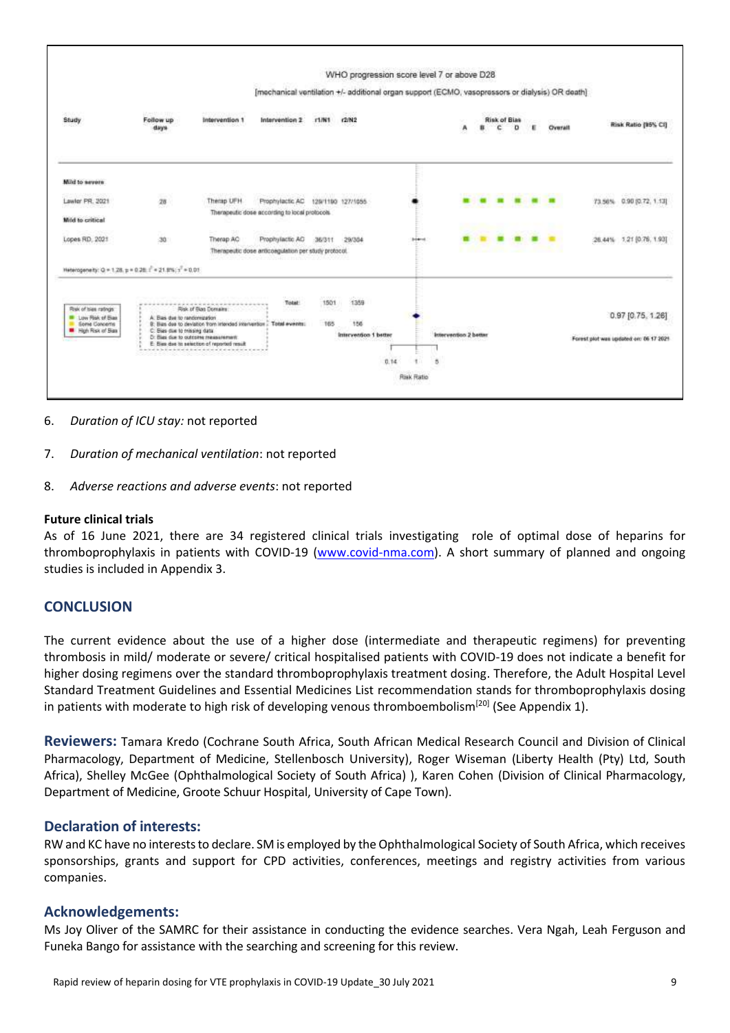WHO progression score level 7 or above D28

[mechanical ventilation +/- additional organ support (ECMO, vasopressors or dialysis) OR death]

| Study | Follow up days | Intervention 1 | Intervention 2 | r1/N1 | r2/N2 | Risk of Bias A | B | C | D | E | Overall | Risk Ratio [95% CI] |
|---|---|---|---|---|---|---|---|---|---|---|---|---|
| **Mild to severe** | | | | | | | | | | | | |
| Lawler PR, 2021 | 28 | Therap UFH | Prophylactic AC | 129/1190 | 127/1055 | | | | | | | 73.56% 0.90 [0.72, 1.13] |
| | | Therapeutic dose according to local protocols | | | | | | | | | | |
| **Mild to critical** | | | | | | | | | | | | |
| Lopes RD, 2021 | 30 | Therap AC | Prophylactic AC | 36/311 | 29/304 | | | | | | | 26.44% 1.21 [0.76, 1.93] |
| | | Therapeutic dose anticoagulation per study protocol | | | | | | | | | | |

Heterogeneity: Q = 1.28, p = 0.26; $I^2$ = 21.8%; $\tau^2$ = 0.01

Total: 1501 1359

Total events: 165 156

0.97 [0.75, 1.26]

Intervention 1 better — Intervention 2 better

Risk Ratio (0.14, 1, 5)

Risk of bias ratings: Low Risk of Bias; Some Concerns; High Risk of Bias

Risk of Bias Domains:
A: Bias due to randomization
B: Bias due to deviation from intended intervention
C: Bias due to missing data
D: Bias due to outcome measurement
E: Bias due to selection of reported result

Forest plot was updated on: 06 17 2021

6. *Duration of ICU stay:* not reported
7. *Duration of mechanical ventilation*: not reported
8. *Adverse reactions and adverse events*: not reported

**Future clinical trials**

As of 16 June 2021, there are 34 registered clinical trials investigating role of optimal dose of heparins for thromboprophylaxis in patients with COVID-19 (www.covid-nma.com). A short summary of planned and ongoing studies is included in Appendix 3.

## CONCLUSION

The current evidence about the use of a higher dose (intermediate and therapeutic regimens) for preventing thrombosis in mild/ moderate or severe/ critical hospitalised patients with COVID-19 does not indicate a benefit for higher dosing regimens over the standard thromboprophylaxis treatment dosing. Therefore, the Adult Hospital Level Standard Treatment Guidelines and Essential Medicines List recommendation stands for thromboprophylaxis dosing in patients with moderate to high risk of developing venous thromboembolism[20] (See Appendix 1).

**Reviewers:** Tamara Kredo (Cochrane South Africa, South African Medical Research Council and Division of Clinical Pharmacology, Department of Medicine, Stellenbosch University), Roger Wiseman (Liberty Health (Pty) Ltd, South Africa), Shelley McGee (Ophthalmological Society of South Africa) ), Karen Cohen (Division of Clinical Pharmacology, Department of Medicine, Groote Schuur Hospital, University of Cape Town).

### Declaration of interests:

RW and KC have no interests to declare. SM is employed by the Ophthalmological Society of South Africa, which receives sponsorships, grants and support for CPD activities, conferences, meetings and registry activities from various companies.

### Acknowledgements:

Ms Joy Oliver of the SAMRC for their assistance in conducting the evidence searches. Vera Ngah, Leah Ferguson and Funeka Bango for assistance with the searching and screening for this review.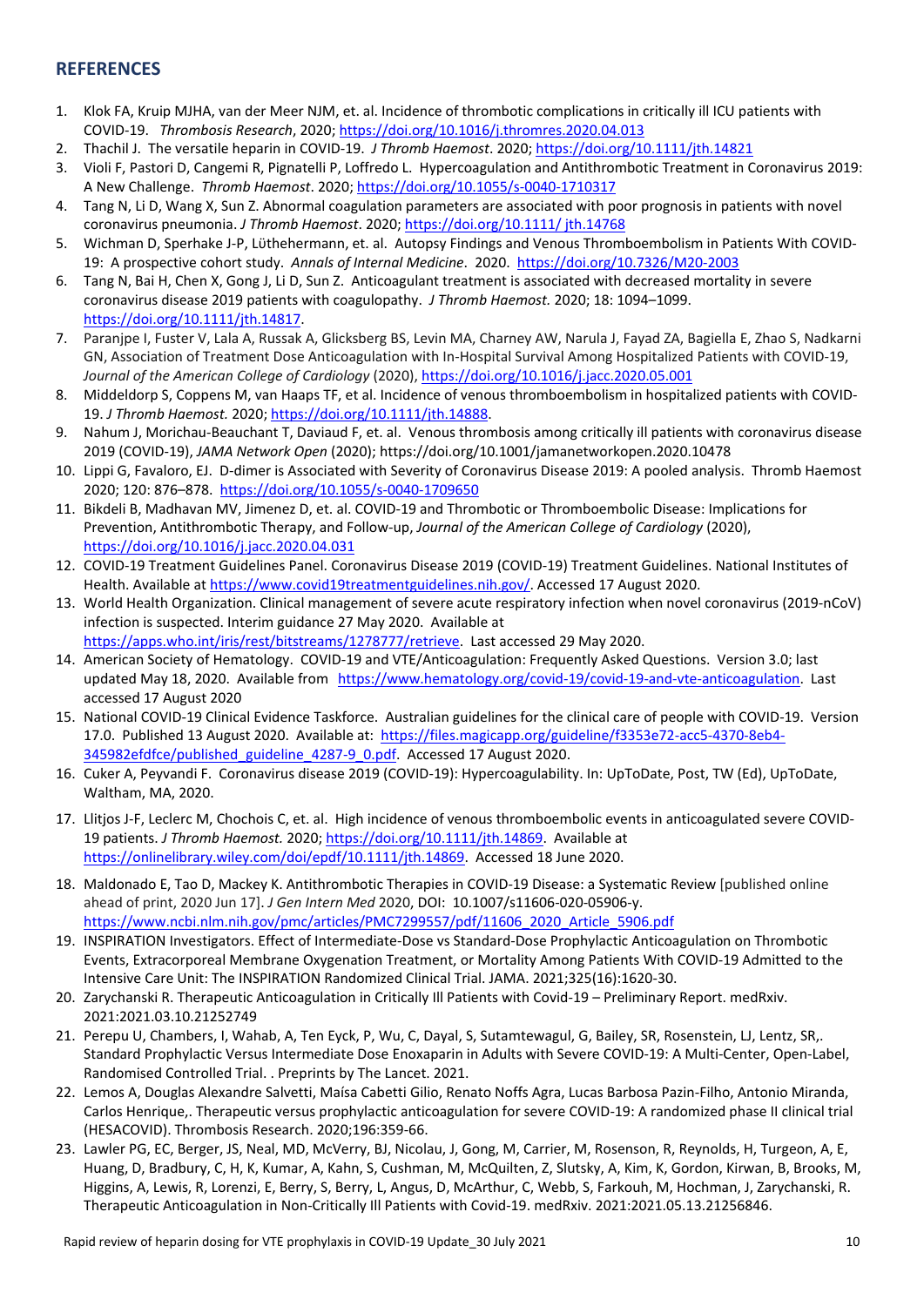## REFERENCES

1. Klok FA, Kruip MJHA, van der Meer NJM, et. al. Incidence of thrombotic complications in critically ill ICU patients with COVID-19. *Thrombosis Research*, 2020; https://doi.org/10.1016/j.thromres.2020.04.013
2. Thachil J. The versatile heparin in COVID-19. *J Thromb Haemost*. 2020; https://doi.org/10.1111/jth.14821
3. Violi F, Pastori D, Cangemi R, Pignatelli P, Loffredo L. Hypercoagulation and Antithrombotic Treatment in Coronavirus 2019: A New Challenge. *Thromb Haemost*. 2020; https://doi.org/10.1055/s-0040-1710317
4. Tang N, Li D, Wang X, Sun Z. Abnormal coagulation parameters are associated with poor prognosis in patients with novel coronavirus pneumonia. *J Thromb Haemost*. 2020; https://doi.org/10.1111/ jth.14768
5. Wichman D, Sperhake J-P, Lüthehermann, et. al. Autopsy Findings and Venous Thromboembolism in Patients With COVID-19: A prospective cohort study. *Annals of Internal Medicine*. 2020. https://doi.org/10.7326/M20-2003
6. Tang N, Bai H, Chen X, Gong J, Li D, Sun Z. Anticoagulant treatment is associated with decreased mortality in severe coronavirus disease 2019 patients with coagulopathy. *J Thromb Haemost.* 2020; 18: 1094–1099. https://doi.org/10.1111/jth.14817.
7. Paranjpe I, Fuster V, Lala A, Russak A, Glicksberg BS, Levin MA, Charney AW, Narula J, Fayad ZA, Bagiella E, Zhao S, Nadkarni GN, Association of Treatment Dose Anticoagulation with In-Hospital Survival Among Hospitalized Patients with COVID-19, *Journal of the American College of Cardiology* (2020), https://doi.org/10.1016/j.jacc.2020.05.001
8. Middeldorp S, Coppens M, van Haaps TF, et al. Incidence of venous thromboembolism in hospitalized patients with COVID-19. *J Thromb Haemost.* 2020; https://doi.org/10.1111/jth.14888.
9. Nahum J, Morichau-Beauchant T, Daviaud F, et. al. Venous thrombosis among critically ill patients with coronavirus disease 2019 (COVID-19), *JAMA Network Open* (2020); https://doi.org/10.1001/jamanetworkopen.2020.10478
10. Lippi G, Favaloro, EJ. D-dimer is Associated with Severity of Coronavirus Disease 2019: A pooled analysis. Thromb Haemost 2020; 120: 876–878. https://doi.org/10.1055/s-0040-1709650
11. Bikdeli B, Madhavan MV, Jimenez D, et. al. COVID-19 and Thrombotic or Thromboembolic Disease: Implications for Prevention, Antithrombotic Therapy, and Follow-up, *Journal of the American College of Cardiology* (2020), https://doi.org/10.1016/j.jacc.2020.04.031
12. COVID-19 Treatment Guidelines Panel. Coronavirus Disease 2019 (COVID-19) Treatment Guidelines. National Institutes of Health. Available at https://www.covid19treatmentguidelines.nih.gov/. Accessed 17 August 2020.
13. World Health Organization. Clinical management of severe acute respiratory infection when novel coronavirus (2019-nCoV) infection is suspected. Interim guidance 27 May 2020. Available at https://apps.who.int/iris/rest/bitstreams/1278777/retrieve. Last accessed 29 May 2020.
14. American Society of Hematology. COVID-19 and VTE/Anticoagulation: Frequently Asked Questions. Version 3.0; last updated May 18, 2020. Available from https://www.hematology.org/covid-19/covid-19-and-vte-anticoagulation. Last accessed 17 August 2020
15. National COVID-19 Clinical Evidence Taskforce. Australian guidelines for the clinical care of people with COVID-19. Version 17.0. Published 13 August 2020. Available at: https://files.magicapp.org/guideline/f3353e72-acc5-4370-8eb4-345982efdfce/published_guideline_4287-9_0.pdf. Accessed 17 August 2020.
16. Cuker A, Peyvandi F. Coronavirus disease 2019 (COVID-19): Hypercoagulability. In: UpToDate, Post, TW (Ed), UpToDate, Waltham, MA, 2020.
17. Llitjos J-F, Leclerc M, Chochois C, et. al. High incidence of venous thromboembolic events in anticoagulated severe COVID-19 patients. *J Thromb Haemost.* 2020; https://doi.org/10.1111/jth.14869. Available at https://onlinelibrary.wiley.com/doi/epdf/10.1111/jth.14869. Accessed 18 June 2020.
18. Maldonado E, Tao D, Mackey K. Antithrombotic Therapies in COVID-19 Disease: a Systematic Review [published online ahead of print, 2020 Jun 17]. *J Gen Intern Med* 2020, DOI: 10.1007/s11606-020-05906-y. https://www.ncbi.nlm.nih.gov/pmc/articles/PMC7299557/pdf/11606_2020_Article_5906.pdf
19. INSPIRATION Investigators. Effect of Intermediate-Dose vs Standard-Dose Prophylactic Anticoagulation on Thrombotic Events, Extracorporeal Membrane Oxygenation Treatment, or Mortality Among Patients With COVID-19 Admitted to the Intensive Care Unit: The INSPIRATION Randomized Clinical Trial. JAMA. 2021;325(16):1620-30.
20. Zarychanski R. Therapeutic Anticoagulation in Critically Ill Patients with Covid-19 – Preliminary Report. medRxiv. 2021:2021.03.10.21252749
21. Perepu U, Chambers, I, Wahab, A, Ten Eyck, P, Wu, C, Dayal, S, Sutamtewagul, G, Bailey, SR, Rosenstein, LJ, Lentz, SR,. Standard Prophylactic Versus Intermediate Dose Enoxaparin in Adults with Severe COVID-19: A Multi-Center, Open-Label, Randomised Controlled Trial. . Preprints by The Lancet. 2021.
22. Lemos A, Douglas Alexandre Salvetti, Maísa Cabetti Gilio, Renato Noffs Agra, Lucas Barbosa Pazin-Filho, Antonio Miranda, Carlos Henrique,. Therapeutic versus prophylactic anticoagulation for severe COVID-19: A randomized phase II clinical trial (HESACOVID). Thrombosis Research. 2020;196:359-66.
23. Lawler PG, EC, Berger, JS, Neal, MD, McVerry, BJ, Nicolau, J, Gong, M, Carrier, M, Rosenson, R, Reynolds, H, Turgeon, A, E, Huang, D, Bradbury, C, H, K, Kumar, A, Kahn, S, Cushman, M, McQuilten, Z, Slutsky, A, Kim, K, Gordon, Kirwan, B, Brooks, M, Higgins, A, Lewis, R, Lorenzi, E, Berry, S, Berry, L, Angus, D, McArthur, C, Webb, S, Farkouh, M, Hochman, J, Zarychanski, R. Therapeutic Anticoagulation in Non-Critically Ill Patients with Covid-19. medRxiv. 2021:2021.05.13.21256846.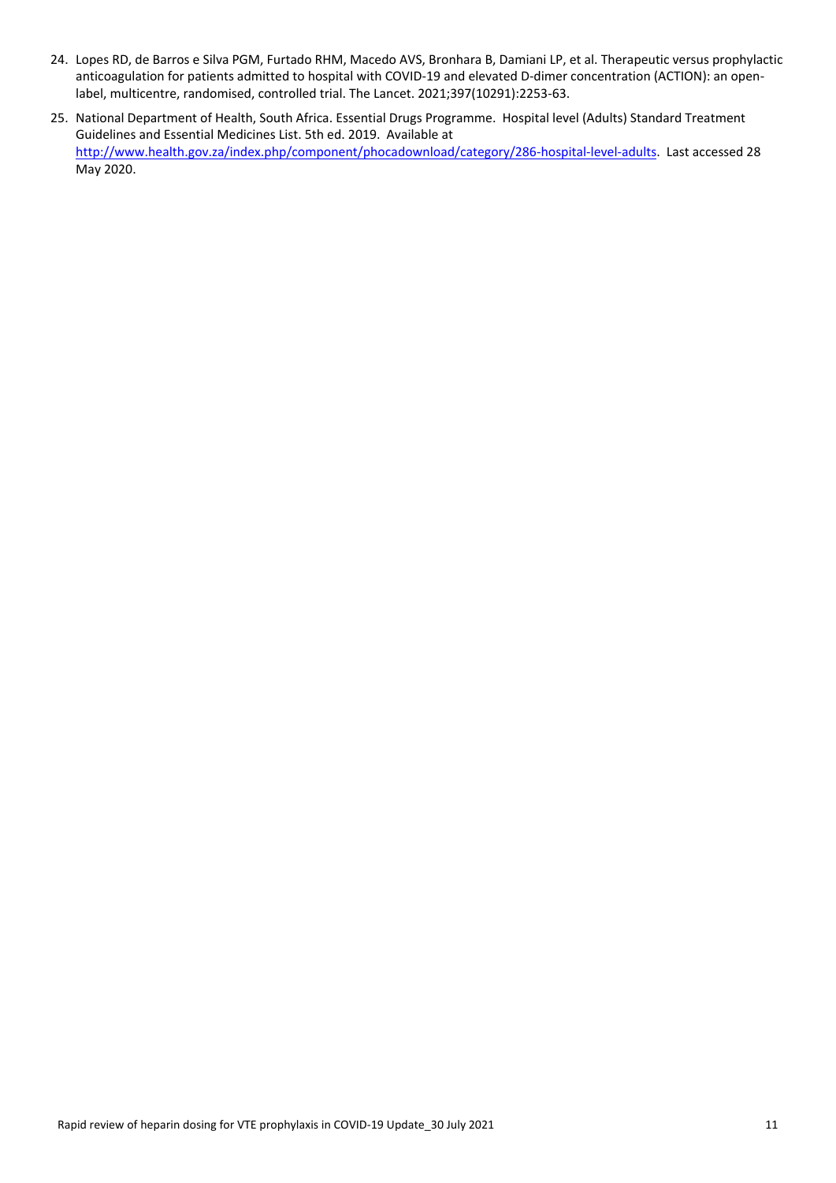24. Lopes RD, de Barros e Silva PGM, Furtado RHM, Macedo AVS, Bronhara B, Damiani LP, et al. Therapeutic versus prophylactic anticoagulation for patients admitted to hospital with COVID-19 and elevated D-dimer concentration (ACTION): an open-label, multicentre, randomised, controlled trial. The Lancet. 2021;397(10291):2253-63.
25. National Department of Health, South Africa. Essential Drugs Programme. Hospital level (Adults) Standard Treatment Guidelines and Essential Medicines List. 5th ed. 2019. Available at http://www.health.gov.za/index.php/component/phocadownload/category/286-hospital-level-adults. Last accessed 28 May 2020.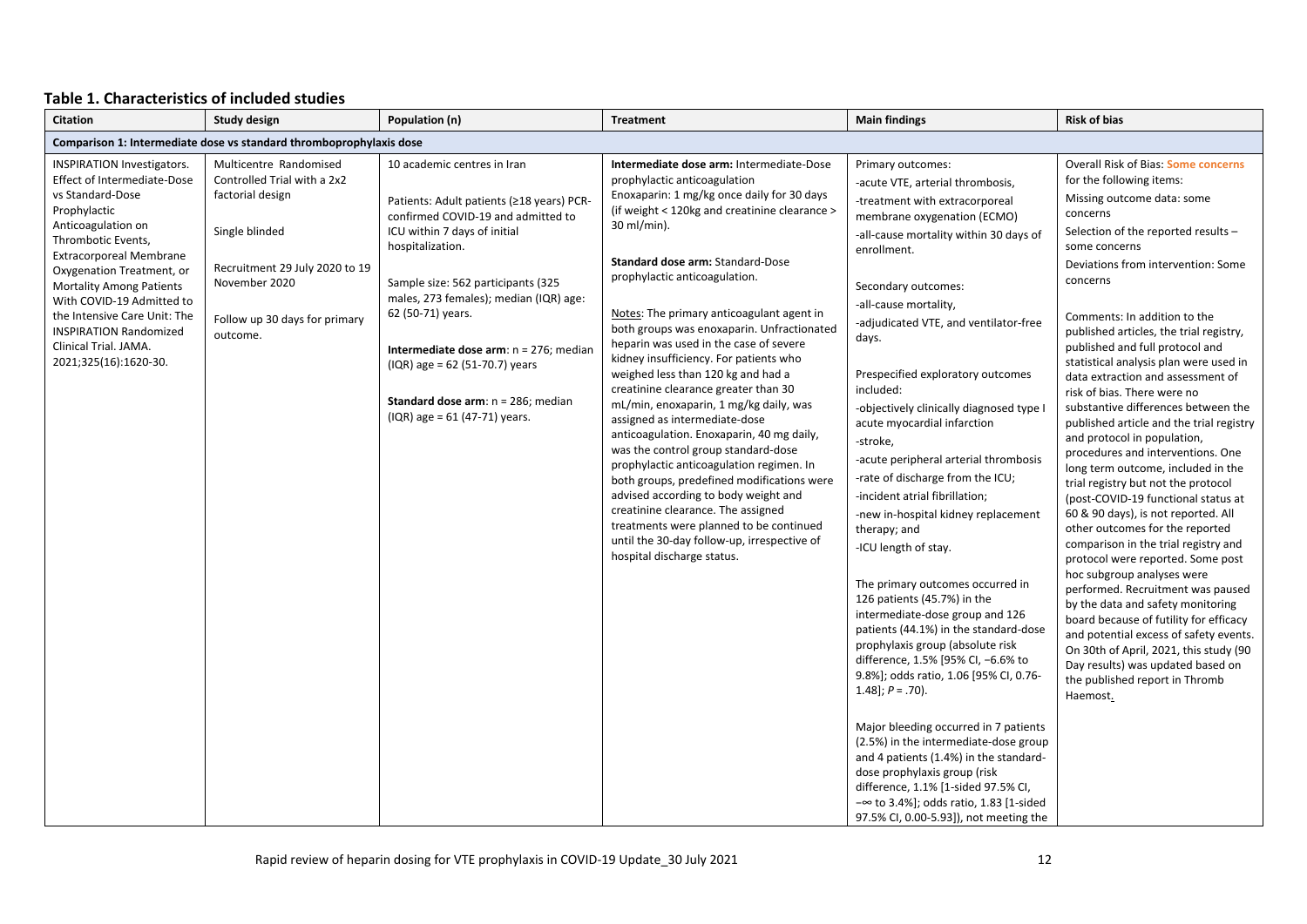## Table 1. Characteristics of included studies

| Citation | Study design | Population (n) | Treatment | Main findings | Risk of bias |
|---|---|---|---|---|---|
| **Comparison 1: Intermediate dose vs standard thromboprophylaxis dose** | | | | | |
| INSPIRATION Investigators. Effect of Intermediate-Dose vs Standard-Dose Prophylactic Anticoagulation on Thrombotic Events, Extracorporeal Membrane Oxygenation Treatment, or Mortality Among Patients With COVID-19 Admitted to the Intensive Care Unit: The INSPIRATION Randomized Clinical Trial. JAMA. 2021;325(16):1620-30. | Multicentre Randomised Controlled Trial with a 2x2 factorial design<br><br>Single blinded<br><br>Recruitment 29 July 2020 to 19 November 2020<br><br>Follow up 30 days for primary outcome. | 10 academic centres in Iran<br><br>Patients: Adult patients (≥18 years) PCR-confirmed COVID-19 and admitted to ICU within 7 days of initial hospitalization.<br><br>Sample size: 562 participants (325 males, 273 females); median (IQR) age: 62 (50-71) years.<br><br>**Intermediate dose arm**: n = 276; median (IQR) age = 62 (51-70.7) years<br><br>**Standard dose arm**: n = 286; median (IQR) age = 61 (47-71) years. | **Intermediate dose arm:** Intermediate-Dose prophylactic anticoagulation<br>Enoxaparin: 1 mg/kg once daily for 30 days (if weight < 120kg and creatinine clearance > 30 ml/min).<br><br>**Standard dose arm:** Standard-Dose prophylactic anticoagulation.<br><br>Notes: The primary anticoagulant agent in both groups was enoxaparin. Unfractionated heparin was used in the case of severe kidney insufficiency. For patients who weighed less than 120 kg and had a creatinine clearance greater than 30 mL/min, enoxaparin, 1 mg/kg daily, was assigned as intermediate-dose anticoagulation. Enoxaparin, 40 mg daily, was the control group standard-dose prophylactic anticoagulation regimen. In both groups, predefined modifications were advised according to body weight and creatinine clearance. The assigned treatments were planned to be continued until the 30-day follow-up, irrespective of hospital discharge status. | Primary outcomes:<br>-acute VTE, arterial thrombosis,<br>-treatment with extracorporeal membrane oxygenation (ECMO)<br>-all-cause mortality within 30 days of enrollment.<br><br>Secondary outcomes:<br>-all-cause mortality,<br>-adjudicated VTE, and ventilator-free days.<br><br>Prespecified exploratory outcomes included:<br>-objectively clinically diagnosed type I acute myocardial infarction<br>-stroke,<br>-acute peripheral arterial thrombosis<br>-rate of discharge from the ICU;<br>-incident atrial fibrillation;<br>-new in-hospital kidney replacement therapy; and<br>-ICU length of stay.<br><br>The primary outcomes occurred in 126 patients (45.7%) in the intermediate-dose group and 126 patients (44.1%) in the standard-dose prophylaxis group (absolute risk difference, 1.5% [95% CI, −6.6% to 9.8%]; odds ratio, 1.06 [95% CI, 0.76-1.48]; *P* = .70).<br><br>Major bleeding occurred in 7 patients (2.5%) in the intermediate-dose group and 4 patients (1.4%) in the standard-dose prophylaxis group (risk difference, 1.1% [1-sided 97.5% CI, −∞ to 3.4%]; odds ratio, 1.83 [1-sided 97.5% CI, 0.00-5.93]), not meeting the | Overall Risk of Bias: **Some concerns** for the following items:<br>Missing outcome data: some concerns<br>Selection of the reported results – some concerns<br>Deviations from intervention: Some concerns<br><br>Comments: In addition to the published articles, the trial registry, published and full protocol and statistical analysis plan were used in data extraction and assessment of risk of bias. There were no substantive differences between the published article and the trial registry and protocol in population, procedures and interventions. One long term outcome, included in the trial registry but not the protocol (post-COVID-19 functional status at 60 & 90 days), is not reported. All other outcomes for the reported comparison in the trial registry and protocol were reported. Some post hoc subgroup analyses were performed. Recruitment was paused by the data and safety monitoring board because of futility for efficacy and potential excess of safety events. On 30th of April, 2021, this study (90 Day results) was updated based on the published report in Thromb Haemost. |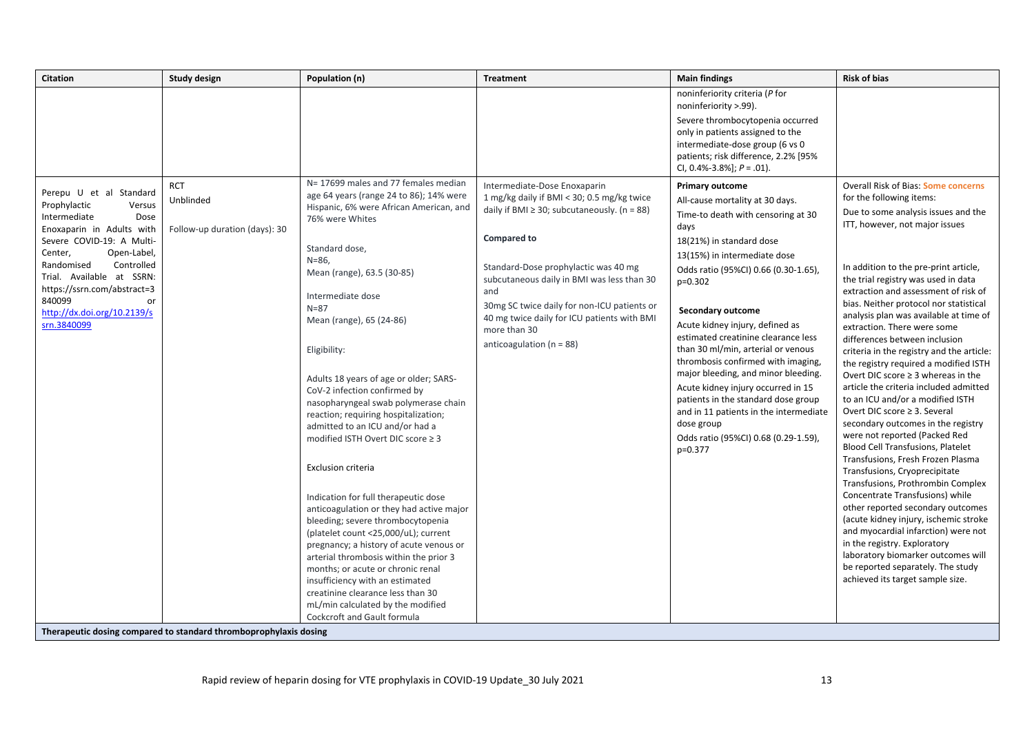| Citation | Study design | Population (n) | Treatment | Main findings | Risk of bias |
|---|---|---|---|---|---|
| | | | | noninferiority criteria (*P* for noninferiority >.99).<br><br>Severe thrombocytopenia occurred only in patients assigned to the intermediate-dose group (6 vs 0 patients; risk difference, 2.2% [95% CI, 0.4%-3.8%]; *P* = .01). | |
| Perepu U et al Standard Prophylactic Versus Intermediate Dose Enoxaparin in Adults with Severe COVID-19: A Multi-Center, Open-Label, Randomised Controlled Trial. Available at SSRN: https://ssrn.com/abstract=3840099 or http://dx.doi.org/10.2139/ssrn.3840099 | RCT<br><br>Unblinded<br><br>Follow-up duration (days): 30 | N= 17699 males and 77 females median age 64 years (range 24 to 86); 14% were Hispanic, 6% were African American, and 76% were Whites<br><br>Standard dose,<br>N=86,<br>Mean (range), 63.5 (30-85)<br><br>Intermediate dose<br>N=87<br>Mean (range), 65 (24-86)<br><br>Eligibility:<br><br>Adults 18 years of age or older; SARS-CoV-2 infection confirmed by nasopharyngeal swab polymerase chain reaction; requiring hospitalization; admitted to an ICU and/or had a modified ISTH Overt DIC score ≥ 3<br><br>Exclusion criteria<br><br>Indication for full therapeutic dose anticoagulation or they had active major bleeding; severe thrombocytopenia (platelet count <25,000/uL); current pregnancy; a history of acute venous or arterial thrombosis within the prior 3 months; or acute or chronic renal insufficiency with an estimated creatinine clearance less than 30 mL/min calculated by the modified Cockcroft and Gault formula | Intermediate-Dose Enoxaparin<br>1 mg/kg daily if BMI < 30; 0.5 mg/kg twice daily if BMI ≥ 30; subcutaneously. (n = 88)<br><br>**Compared to**<br><br>Standard-Dose prophylactic was 40 mg subcutaneous daily in BMI was less than 30 and<br>30mg SC twice daily for non-ICU patients or 40 mg twice daily for ICU patients with BMI more than 30<br>anticoagulation (n = 88) | **Primary outcome**<br>All-cause mortality at 30 days.<br>Time-to death with censoring at 30 days<br>18(21%) in standard dose<br>13(15%) in intermediate dose<br>Odds ratio (95%CI) 0.66 (0.30-1.65), p=0.302<br><br>**Secondary outcome**<br>Acute kidney injury, defined as estimated creatinine clearance less than 30 ml/min, arterial or venous thrombosis confirmed with imaging, major bleeding, and minor bleeding.<br>Acute kidney injury occurred in 15 patients in the standard dose group and in 11 patients in the intermediate dose group<br>Odds ratio (95%CI) 0.68 (0.29-1.59), p=0.377 | Overall Risk of Bias: Some concerns for the following items:<br>Due to some analysis issues and the ITT, however, not major issues<br><br>In addition to the pre-print article, the trial registry was used in data extraction and assessment of risk of bias. Neither protocol nor statistical analysis plan was available at time of extraction. There were some differences between inclusion criteria in the registry and the article: the registry required a modified ISTH Overt DIC score ≥ 3 whereas in the article the criteria included admitted to an ICU and/or a modified ISTH Overt DIC score ≥ 3. Several secondary outcomes in the registry were not reported (Packed Red Blood Cell Transfusions, Platelet Transfusions, Fresh Frozen Plasma Transfusions, Cryoprecipitate Transfusions, Prothrombin Complex Concentrate Transfusions) while other reported secondary outcomes (acute kidney injury, ischemic stroke and myocardial infarction) were not in the registry. Exploratory laboratory biomarker outcomes will be reported separately. The study achieved its target sample size. |
| **Therapeutic dosing compared to standard thromboprophylaxis dosing** | | | | | |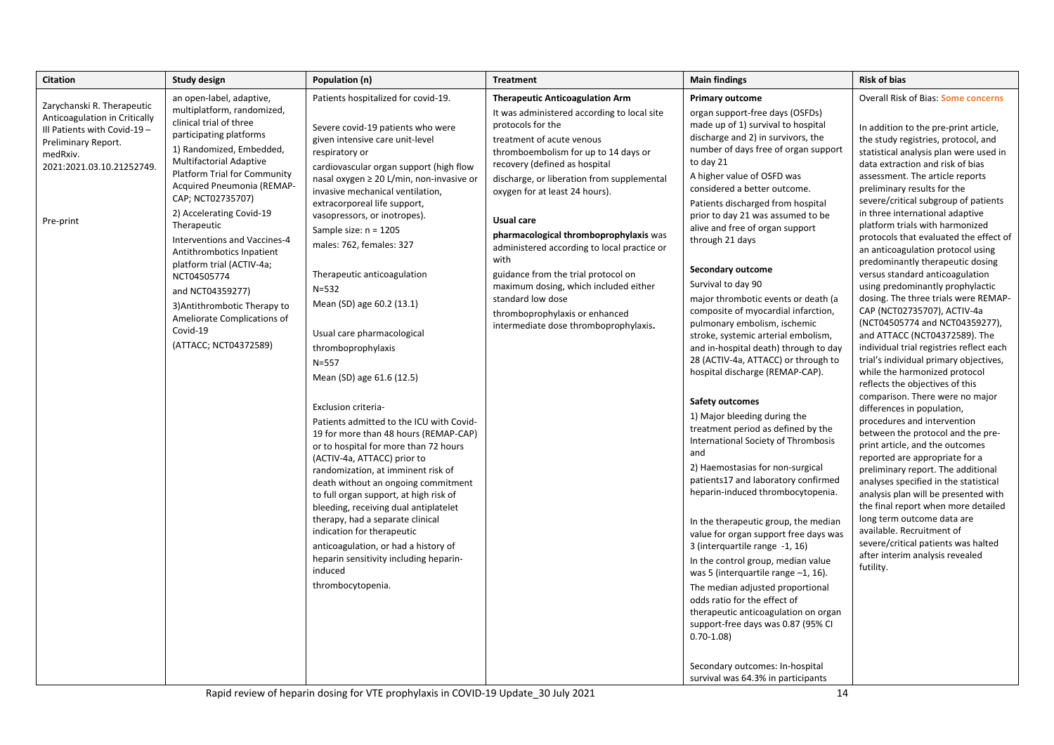| Citation | Study design | Population (n) | Treatment | Main findings | Risk of bias |
|---|---|---|---|---|---|
| Zarychanski R. Therapeutic Anticoagulation in Critically Ill Patients with Covid-19 – Preliminary Report. medRxiv. 2021:2021.03.10.21252749.<br><br>Pre-print | an open-label, adaptive, multiplatform, randomized, clinical trial of three participating platforms<br>1) Randomized, Embedded, Multifactorial Adaptive Platform Trial for Community Acquired Pneumonia (REMAP-CAP; NCT02735707)<br>2) Accelerating Covid-19 Therapeutic Interventions and Vaccines-4 Antithrombotics Inpatient platform trial (ACTIV-4a; NCT04505774 and NCT04359277)<br>3)Antithrombotic Therapy to Ameliorate Complications of Covid-19 (ATTACC; NCT04372589) | Patients hospitalized for covid-19.<br><br>Severe covid-19 patients who were given intensive care unit-level respiratory or cardiovascular organ support (high flow nasal oxygen ≥ 20 L/min, non-invasive or invasive mechanical ventilation, extracorporeal life support, vasopressors, or inotropes).<br>Sample size: n = 1205<br>males: 762, females: 327<br><br>Therapeutic anticoagulation<br>N=532<br>Mean (SD) age 60.2 (13.1)<br><br>Usual care pharmacological thromboprophylaxis<br>N=557<br>Mean (SD) age 61.6 (12.5)<br><br>Exclusion criteria-<br>Patients admitted to the ICU with Covid-19 for more than 48 hours (REMAP-CAP) or to hospital for more than 72 hours (ACTIV-4a, ATTACC) prior to randomization, at imminent risk of death without an ongoing commitment to full organ support, at high risk of bleeding, receiving dual antiplatelet therapy, had a separate clinical indication for therapeutic anticoagulation, or had a history of heparin sensitivity including heparin-induced thrombocytopenia. | **Therapeutic Anticoagulation Arm**<br>It was administered according to local site protocols for the treatment of acute venous thromboembolism for up to 14 days or recovery (defined as hospital discharge, or liberation from supplemental oxygen for at least 24 hours).<br><br>**Usual care**<br>**pharmacological thromboprophylaxis** was administered according to local practice or with guidance from the trial protocol on maximum dosing, which included either standard low dose thromboprophylaxis or enhanced intermediate dose thromboprophylaxis**.** | **Primary outcome**<br>organ support-free days (OSFDs) made up of 1) survival to hospital discharge and 2) in survivors, the number of days free of organ support to day 21<br>A higher value of OSFD was considered a better outcome.<br>Patients discharged from hospital prior to day 21 was assumed to be alive and free of organ support through 21 days<br><br>**Secondary outcome**<br>Survival to day 90<br>major thrombotic events or death (a composite of myocardial infarction, pulmonary embolism, ischemic stroke, systemic arterial embolism, and in-hospital death) through to day 28 (ACTIV-4a, ATTACC) or through to hospital discharge (REMAP-CAP).<br><br>**Safety outcomes**<br>1) Major bleeding during the treatment period as defined by the International Society of Thrombosis and<br>2) Haemostasias for non-surgical patients17 and laboratory confirmed heparin-induced thrombocytopenia.<br><br>In the therapeutic group, the median value for organ support free days was 3 (interquartile range -1, 16)<br>In the control group, median value was 5 (interquartile range –1, 16).<br>The median adjusted proportional odds ratio for the effect of therapeutic anticoagulation on organ support-free days was 0.87 (95% CI 0.70-1.08)<br><br>Secondary outcomes: In-hospital survival was 64.3% in participants | Overall Risk of Bias: **Some concerns**<br><br>In addition to the pre-print article, the study registries, protocol, and statistical analysis plan were used in data extraction and risk of bias assessment. The article reports preliminary results for the severe/critical subgroup of patients in three international adaptive platform trials with harmonized protocols that evaluated the effect of an anticoagulation protocol using predominantly therapeutic dosing versus standard anticoagulation using predominantly prophylactic dosing. The three trials were REMAP-CAP (NCT02735707), ACTIV-4a (NCT04505774 and NCT04359277), and ATTACC (NCT04372589). The individual trial registries reflect each trial's individual primary objectives, while the harmonized protocol reflects the objectives of this comparison. There were no major differences in population, procedures and intervention between the protocol and the pre-print article, and the outcomes reported are appropriate for a preliminary report. The additional analyses specified in the statistical analysis plan will be presented with the final report when more detailed long term outcome data are available. Recruitment of severe/critical patients was halted after interim analysis revealed futility. |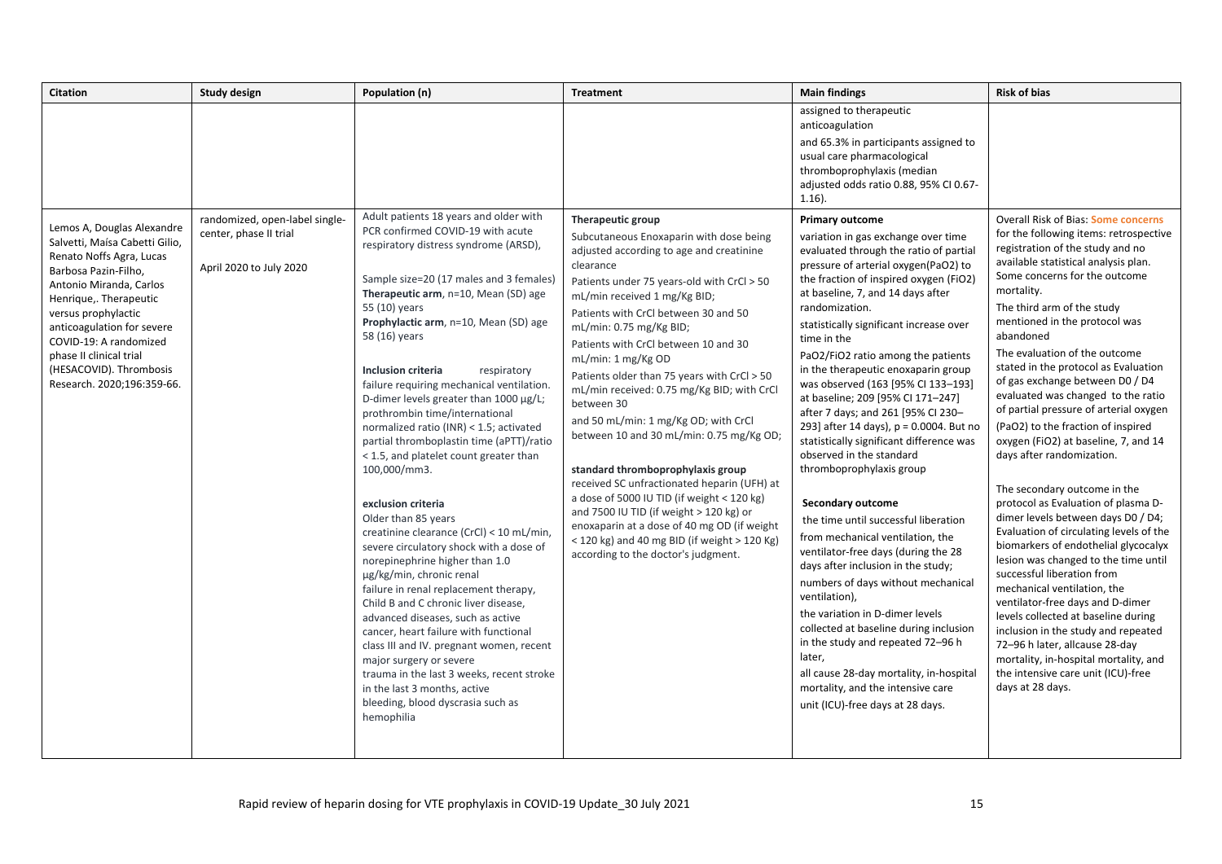| Citation | Study design | Population (n) | Treatment | Main findings | Risk of bias |
|---|---|---|---|---|---|
| | | | | assigned to therapeutic anticoagulation<br>and 65.3% in participants assigned to usual care pharmacological thromboprophylaxis (median adjusted odds ratio 0.88, 95% CI 0.67-1.16). | |
| Lemos A, Douglas Alexandre Salvetti, Maísa Cabetti Gilio, Renato Noffs Agra, Lucas Barbosa Pazin-Filho, Antonio Miranda, Carlos Henrique,. Therapeutic versus prophylactic anticoagulation for severe COVID-19: A randomized phase II clinical trial (HESACOVID). Thrombosis Research. 2020;196:359-66. | randomized, open-label single-center, phase II trial<br><br>April 2020 to July 2020 | Adult patients 18 years and older with PCR confirmed COVID-19 with acute respiratory distress syndrome (ARSD),<br><br>Sample size=20 (17 males and 3 females)<br>**Therapeutic arm**, n=10, Mean (SD) age 55 (10) years<br>**Prophylactic arm**, n=10, Mean (SD) age 58 (16) years<br><br>**Inclusion criteria** respiratory failure requiring mechanical ventilation. D-dimer levels greater than 1000 μg/L; prothrombin time/international normalized ratio (INR) < 1.5; activated partial thromboplastin time (aPTT)/ratio < 1.5, and platelet count greater than 100,000/mm3.<br><br>**exclusion criteria**<br>Older than 85 years<br>creatinine clearance (CrCl) < 10 mL/min, severe circulatory shock with a dose of norepinephrine higher than 1.0 μg/kg/min, chronic renal failure in renal replacement therapy, Child B and C chronic liver disease, advanced diseases, such as active cancer, heart failure with functional class III and IV. pregnant women, recent major surgery or severe trauma in the last 3 weeks, recent stroke in the last 3 months, active bleeding, blood dyscrasia such as hemophilia | **Therapeutic group**<br>Subcutaneous Enoxaparin with dose being adjusted according to age and creatinine clearance<br>Patients under 75 years-old with CrCl > 50 mL/min received 1 mg/Kg BID;<br>Patients with CrCl between 30 and 50 mL/min: 0.75 mg/Kg BID;<br>Patients with CrCl between 10 and 30 mL/min: 1 mg/Kg OD<br>Patients older than 75 years with CrCl > 50 mL/min received: 0.75 mg/Kg BID; with CrCl between 30<br>and 50 mL/min: 1 mg/Kg OD; with CrCl between 10 and 30 mL/min: 0.75 mg/Kg OD;<br><br>**standard thromboprophylaxis group**<br>received SC unfractionated heparin (UFH) at a dose of 5000 IU TID (if weight < 120 kg) and 7500 IU TID (if weight > 120 kg) or enoxaparin at a dose of 40 mg OD (if weight < 120 kg) and 40 mg BID (if weight > 120 Kg) according to the doctor's judgment. | **Primary outcome**<br>variation in gas exchange over time evaluated through the ratio of partial pressure of arterial oxygen(PaO2) to the fraction of inspired oxygen (FiO2) at baseline, 7, and 14 days after randomization.<br>statistically significant increase over time in the<br>PaO2/FiO2 ratio among the patients in the therapeutic enoxaparin group was observed (163 [95% CI 133–193] at baseline; 209 [95% CI 171–247] after 7 days; and 261 [95% CI 230–293] after 14 days), p = 0.0004. But no statistically significant difference was observed in the standard thromboprophylaxis group<br><br>**Secondary outcome**<br>the time until successful liberation from mechanical ventilation, the ventilator-free days (during the 28 days after inclusion in the study; numbers of days without mechanical ventilation),<br>the variation in D-dimer levels collected at baseline during inclusion in the study and repeated 72–96 h later,<br>all cause 28-day mortality, in-hospital mortality, and the intensive care unit (ICU)-free days at 28 days. | Overall Risk of Bias: **Some concerns** for the following items: retrospective registration of the study and no available statistical analysis plan. Some concerns for the outcome mortality.<br>The third arm of the study mentioned in the protocol was abandoned<br>The evaluation of the outcome stated in the protocol as Evaluation of gas exchange between D0 / D4 evaluated was changed to the ratio of partial pressure of arterial oxygen (PaO2) to the fraction of inspired oxygen (FiO2) at baseline, 7, and 14 days after randomization.<br><br>The secondary outcome in the protocol as Evaluation of plasma D-dimer levels between days D0 / D4; Evaluation of circulating levels of the biomarkers of endothelial glycocalyx lesion was changed to the time until successful liberation from mechanical ventilation, the ventilator-free days and D-dimer levels collected at baseline during inclusion in the study and repeated 72–96 h later, allcause 28-day mortality, in-hospital mortality, and the intensive care unit (ICU)-free days at 28 days. |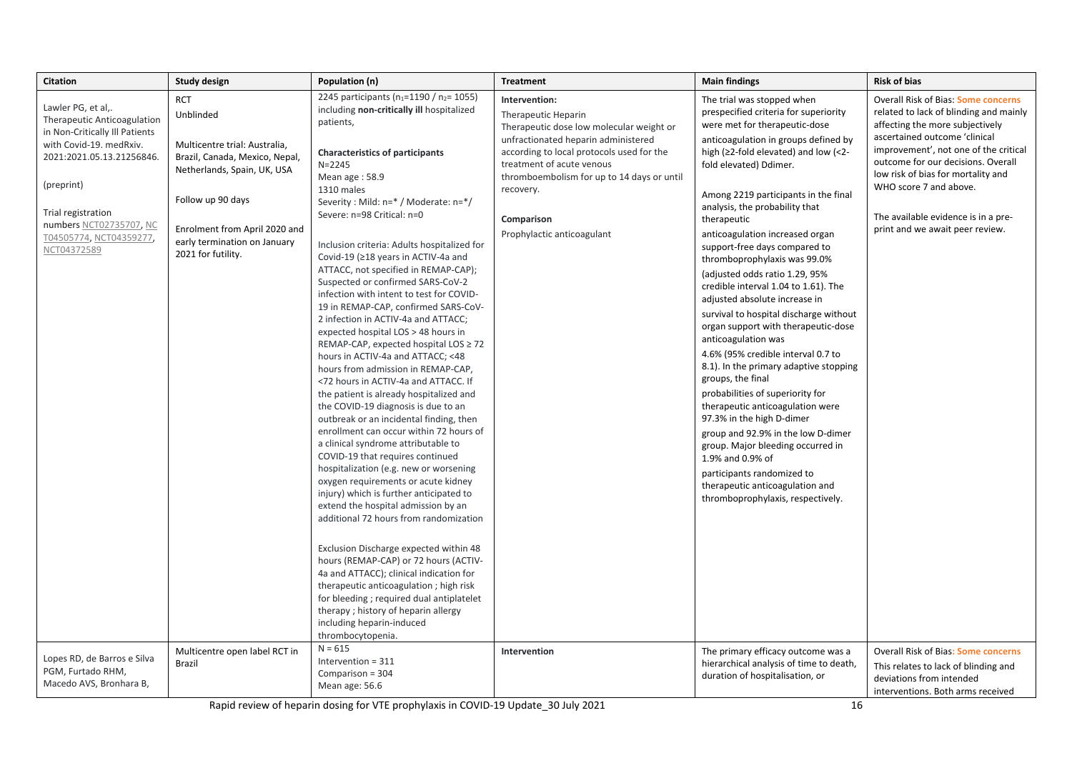| Citation | Study design | Population (n) | Treatment | Main findings | Risk of bias |
|---|---|---|---|---|---|
| Lawler PG, et al,. Therapeutic Anticoagulation in Non-Critically Ill Patients with Covid-19. medRxiv. 2021:2021.05.13.21256846.<br><br>(preprint)<br><br>Trial registration numbers NCT02735707, NCT04505774, NCT04359277, NCT04372589 | RCT<br>Unblinded<br><br>Multicentre trial: Australia, Brazil, Canada, Mexico, Nepal, Netherlands, Spain, UK, USA<br><br>Follow up 90 days<br><br>Enrolment from April 2020 and early termination on January 2021 for futility. | 2245 participants ($n_1$=1190 / $n_2$= 1055) including **non-critically ill** hospitalized patients,<br><br>**Characteristics of participants**<br>N=2245<br>Mean age : 58.9<br>1310 males<br>Severity : Mild: n=* / Moderate: n=*/ Severe: n=98 Critical: n=0<br><br>Inclusion criteria: Adults hospitalized for Covid-19 (≥18 years in ACTIV-4a and ATTACC, not specified in REMAP-CAP); Suspected or confirmed SARS-CoV-2 infection with intent to test for COVID-19 in REMAP-CAP, confirmed SARS-CoV-2 infection in ACTIV-4a and ATTACC; expected hospital LOS > 48 hours in REMAP-CAP, expected hospital LOS ≥ 72 hours in ACTIV-4a and ATTACC; <48 hours from admission in REMAP-CAP, <72 hours in ACTIV-4a and ATTACC. If the patient is already hospitalized and the COVID-19 diagnosis is due to an outbreak or an incidental finding, then enrollment can occur within 72 hours of a clinical syndrome attributable to COVID-19 that requires continued hospitalization (e.g. new or worsening oxygen requirements or acute kidney injury) which is further anticipated to extend the hospital admission by an additional 72 hours from randomization<br><br>Exclusion Discharge expected within 48 hours (REMAP-CAP) or 72 hours (ACTIV-4a and ATTACC); clinical indication for therapeutic anticoagulation ; high risk for bleeding ; required dual antiplatelet therapy ; history of heparin allergy including heparin-induced thrombocytopenia. | **Intervention:**<br>Therapeutic Heparin<br>Therapeutic dose low molecular weight or unfractionated heparin administered according to local protocols used for the treatment of acute venous thromboembolism for up to 14 days or until recovery.<br><br>**Comparison**<br>Prophylactic anticoagulant | The trial was stopped when prespecified criteria for superiority were met for therapeutic-dose anticoagulation in groups defined by high (≥2-fold elevated) and low (<2-fold elevated) Ddimer.<br><br>Among 2219 participants in the final analysis, the probability that therapeutic anticoagulation increased organ support-free days compared to thromboprophylaxis was 99.0% (adjusted odds ratio 1.29, 95% credible interval 1.04 to 1.61). The adjusted absolute increase in survival to hospital discharge without organ support with therapeutic-dose anticoagulation was 4.6% (95% credible interval 0.7 to 8.1). In the primary adaptive stopping groups, the final probabilities of superiority for therapeutic anticoagulation were 97.3% in the high D-dimer group and 92.9% in the low D-dimer group. Major bleeding occurred in 1.9% and 0.9% of participants randomized to therapeutic anticoagulation and thromboprophylaxis, respectively. | Overall Risk of Bias: **Some concerns** related to lack of blinding and mainly affecting the more subjectively ascertained outcome 'clinical improvement', not one of the critical outcome for our decisions. Overall low risk of bias for mortality and WHO score 7 and above.<br><br>The available evidence is in a pre-print and we await peer review. |
| Lopes RD, de Barros e Silva PGM, Furtado RHM, Macedo AVS, Bronhara B, | Multicentre open label RCT in Brazil | N = 615<br>Intervention = 311<br>Comparison = 304<br>Mean age: 56.6 | **Intervention** | The primary efficacy outcome was a hierarchical analysis of time to death, duration of hospitalisation, or | Overall Risk of Bias: **Some concerns**<br>This relates to lack of blinding and deviations from intended interventions. Both arms received |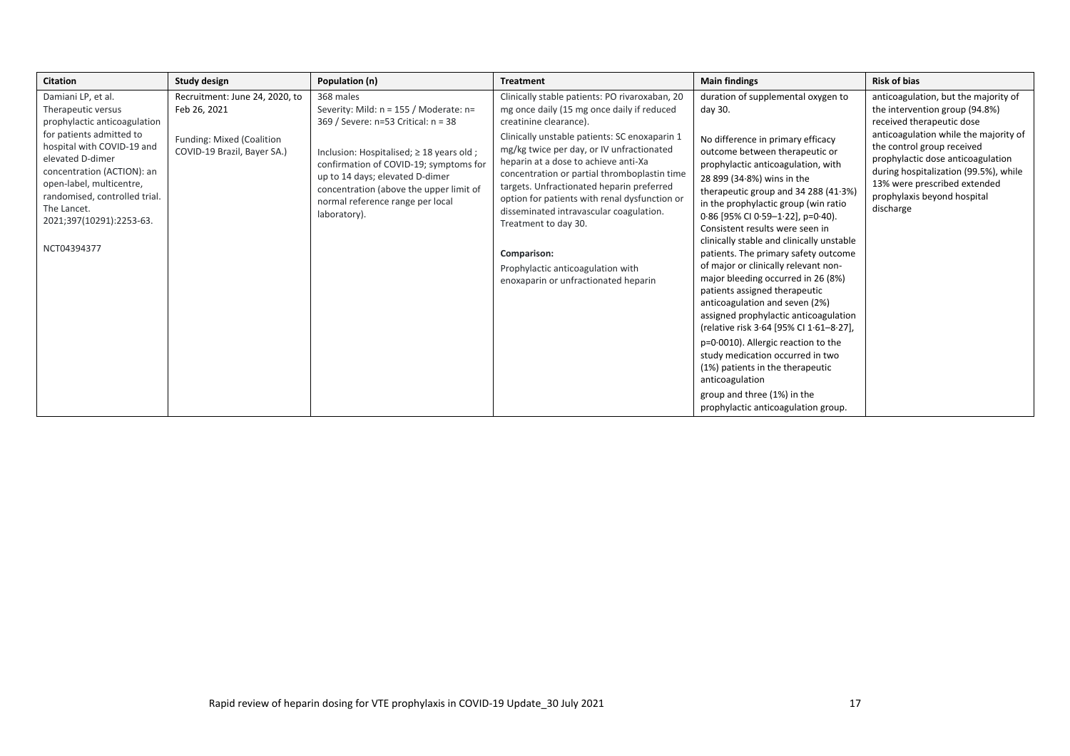| Citation | Study design | Population (n) | Treatment | Main findings | Risk of bias |
|---|---|---|---|---|---|
| Damiani LP, et al. Therapeutic versus prophylactic anticoagulation for patients admitted to hospital with COVID-19 and elevated D-dimer concentration (ACTION): an open-label, multicentre, randomised, controlled trial. The Lancet. 2021;397(10291):2253-63.<br><br>NCT04394377 | Recruitment: June 24, 2020, to Feb 26, 2021<br><br>Funding: Mixed (Coalition COVID-19 Brazil, Bayer SA.) | 368 males<br>Severity: Mild: n = 155 / Moderate: n= 369 / Severe: n=53 Critical: n = 38<br><br>Inclusion: Hospitalised; ≥ 18 years old ; confirmation of COVID-19; symptoms for up to 14 days; elevated D-dimer concentration (above the upper limit of normal reference range per local laboratory). | Clinically stable patients: PO rivaroxaban, 20 mg once daily (15 mg once daily if reduced creatinine clearance).<br>Clinically unstable patients: SC enoxaparin 1 mg/kg twice per day, or IV unfractionated heparin at a dose to achieve anti-Xa concentration or partial thromboplastin time targets. Unfractionated heparin preferred option for patients with renal dysfunction or disseminated intravascular coagulation. Treatment to day 30.<br><br>**Comparison:**<br>Prophylactic anticoagulation with enoxaparin or unfractionated heparin | duration of supplemental oxygen to day 30.<br><br>No difference in primary efficacy outcome between therapeutic or prophylactic anticoagulation, with 28 899 (34·8%) wins in the therapeutic group and 34 288 (41·3%) in the prophylactic group (win ratio 0·86 [95% CI 0·59–1·22], p=0·40). Consistent results were seen in clinically stable and clinically unstable patients. The primary safety outcome of major or clinically relevant non-major bleeding occurred in 26 (8%) patients assigned therapeutic anticoagulation and seven (2%) assigned prophylactic anticoagulation (relative risk 3·64 [95% CI 1·61–8·27], p=0·0010). Allergic reaction to the study medication occurred in two (1%) patients in the therapeutic anticoagulation<br>group and three (1%) in the prophylactic anticoagulation group. | anticoagulation, but the majority of the intervention group (94.8%) received therapeutic dose anticoagulation while the majority of the control group received prophylactic dose anticoagulation during hospitalization (99.5%), while 13% were prescribed extended prophylaxis beyond hospital discharge |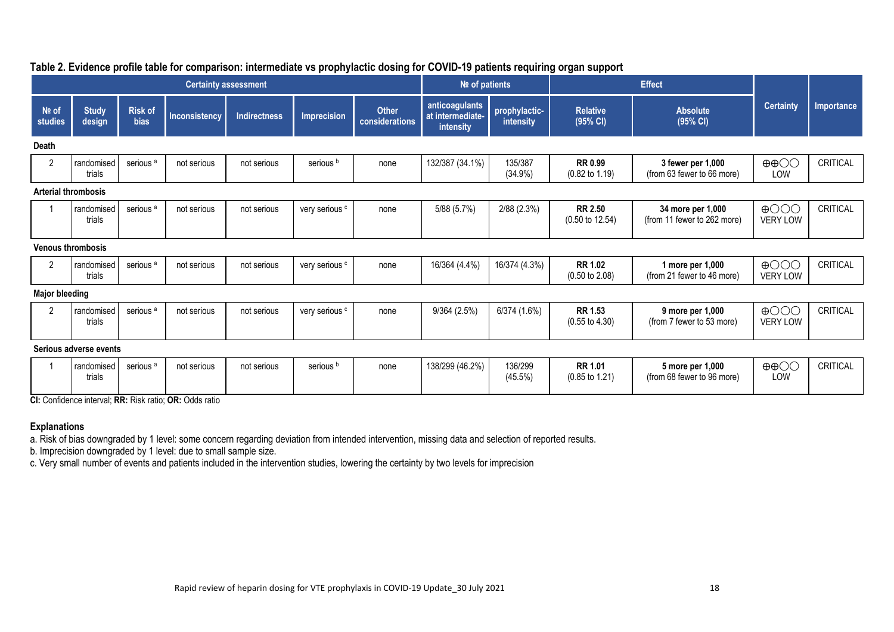**Table 2. Evidence profile table for comparison: intermediate vs prophylactic dosing for COVID-19 patients requiring organ support**

| Certainty assessment | | | | | | | № of patients | | Effect | | Certainty | Importance |
|---|---|---|---|---|---|---|---|---|---|---|---|---|
| № of studies | Study design | Risk of bias | Inconsistency | Indirectness | Imprecision | Other considerations | anticoagulants at intermediate-intensity | prophylactic-intensity | Relative (95% CI) | Absolute (95% CI) | | |
| **Death** | | | | | | | | | | | | |
| 2 | randomised trials | serious [a] | not serious | not serious | serious [b] | none | 132/387 (34.1%) | 135/387 (34.9%) | **RR 0.99** (0.82 to 1.19) | **3 fewer per 1,000** (from 63 fewer to 66 more) | ⊕⊕◯◯ LOW | CRITICAL |
| **Arterial thrombosis** | | | | | | | | | | | | |
| 1 | randomised trials | serious [a] | not serious | not serious | very serious [c] | none | 5/88 (5.7%) | 2/88 (2.3%) | **RR 2.50** (0.50 to 12.54) | **34 more per 1,000** (from 11 fewer to 262 more) | ⊕◯◯◯ VERY LOW | CRITICAL |
| **Venous thrombosis** | | | | | | | | | | | | |
| 2 | randomised trials | serious [a] | not serious | not serious | very serious [c] | none | 16/364 (4.4%) | 16/374 (4.3%) | **RR 1.02** (0.50 to 2.08) | **1 more per 1,000** (from 21 fewer to 46 more) | ⊕◯◯◯ VERY LOW | CRITICAL |
| **Major bleeding** | | | | | | | | | | | | |
| 2 | randomised trials | serious [a] | not serious | not serious | very serious [c] | none | 9/364 (2.5%) | 6/374 (1.6%) | **RR 1.53** (0.55 to 4.30) | **9 more per 1,000** (from 7 fewer to 53 more) | ⊕◯◯◯ VERY LOW | CRITICAL |
| **Serious adverse events** | | | | | | | | | | | | |
| 1 | randomised trials | serious [a] | not serious | not serious | serious [b] | none | 138/299 (46.2%) | 136/299 (45.5%) | **RR 1.01** (0.85 to 1.21) | **5 more per 1,000** (from 68 fewer to 96 more) | ⊕⊕◯◯ LOW | CRITICAL |

**CI:** Confidence interval; **RR:** Risk ratio; **OR:** Odds ratio

**Explanations**

a. Risk of bias downgraded by 1 level: some concern regarding deviation from intended intervention, missing data and selection of reported results.
b. Imprecision downgraded by 1 level: due to small sample size.
c. Very small number of events and patients included in the intervention studies, lowering the certainty by two levels for imprecision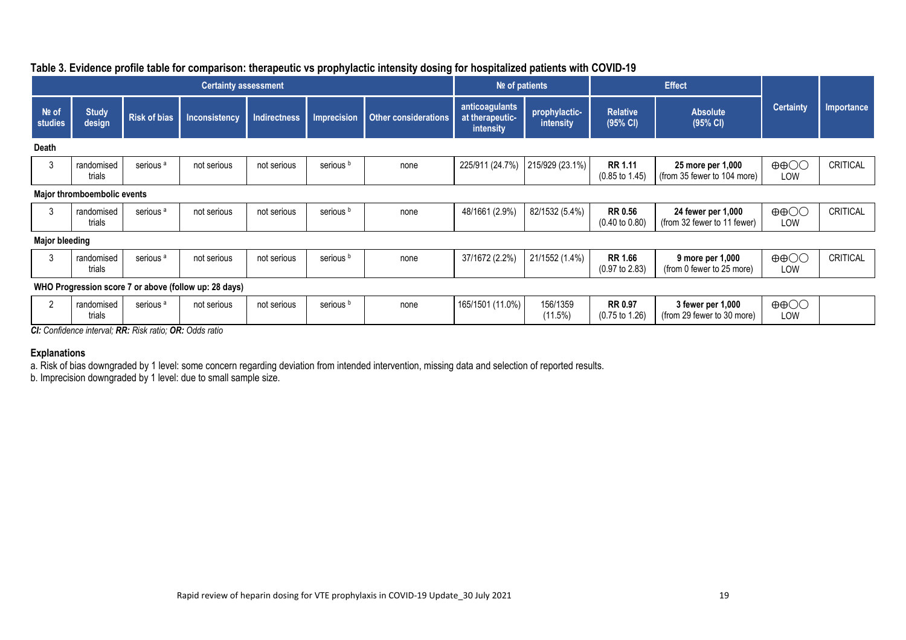**Table 3. Evidence profile table for comparison: therapeutic vs prophylactic intensity dosing for hospitalized patients with COVID-19**

| Certainty assessment | | | | | | | № of patients | | Effect | | Certainty | Importance |
|---|---|---|---|---|---|---|---|---|---|---|---|---|
| № of studies | Study design | Risk of bias | Inconsistency | Indirectness | Imprecision | Other considerations | anticoagulants at therapeutic-intensity | prophylactic-intensity | Relative (95% CI) | Absolute (95% CI) | | |
| **Death** | | | | | | | | | | | | |
| 3 | randomised trials | serious [a] | not serious | not serious | serious [b] | none | 225/911 (24.7%) | 215/929 (23.1%) | **RR 1.11** (0.85 to 1.45) | **25 more per 1,000** (from 35 fewer to 104 more) | ⊕⊕◯◯ LOW | CRITICAL |
| **Major thromboembolic events** | | | | | | | | | | | | |
| 3 | randomised trials | serious [a] | not serious | not serious | serious [b] | none | 48/1661 (2.9%) | 82/1532 (5.4%) | **RR 0.56** (0.40 to 0.80) | **24 fewer per 1,000** (from 32 fewer to 11 fewer) | ⊕⊕◯◯ LOW | CRITICAL |
| **Major bleeding** | | | | | | | | | | | | |
| 3 | randomised trials | serious [a] | not serious | not serious | serious [b] | none | 37/1672 (2.2%) | 21/1552 (1.4%) | **RR 1.66** (0.97 to 2.83) | **9 more per 1,000** (from 0 fewer to 25 more) | ⊕⊕◯◯ LOW | CRITICAL |
| **WHO Progression score 7 or above (follow up: 28 days)** | | | | | | | | | | | | |
| 2 | randomised trials | serious [a] | not serious | not serious | serious [b] | none | 165/1501 (11.0%) | 156/1359 (11.5%) | **RR 0.97** (0.75 to 1.26) | **3 fewer per 1,000** (from 29 fewer to 30 more) | ⊕⊕◯◯ LOW | |

***CI:** Confidence interval; **RR:** Risk ratio; **OR:** Odds ratio*

**Explanations**

a. Risk of bias downgraded by 1 level: some concern regarding deviation from intended intervention, missing data and selection of reported results.

b. Imprecision downgraded by 1 level: due to small sample size.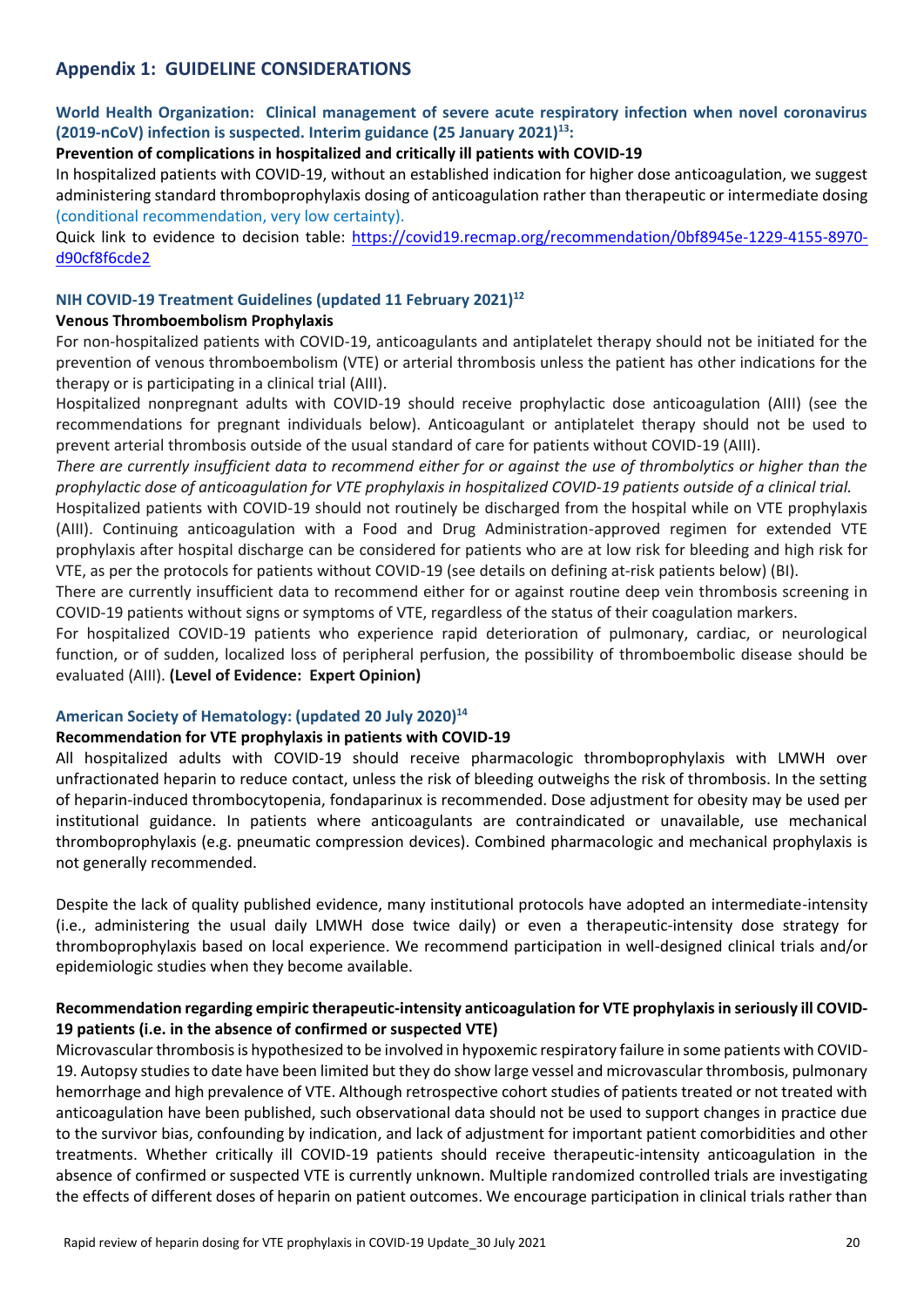## Appendix 1: GUIDELINE CONSIDERATIONS

### World Health Organization: Clinical management of severe acute respiratory infection when novel coronavirus (2019-nCoV) infection is suspected. Interim guidance (25 January 2021)[13]:

**Prevention of complications in hospitalized and critically ill patients with COVID-19**

In hospitalized patients with COVID-19, without an established indication for higher dose anticoagulation, we suggest administering standard thromboprophylaxis dosing of anticoagulation rather than therapeutic or intermediate dosing (conditional recommendation, very low certainty).

Quick link to evidence to decision table: https://covid19.recmap.org/recommendation/0bf8945e-1229-4155-8970-d90cf8f6cde2

### NIH COVID-19 Treatment Guidelines (updated 11 February 2021)[12]

**Venous Thromboembolism Prophylaxis**

For non-hospitalized patients with COVID-19, anticoagulants and antiplatelet therapy should not be initiated for the prevention of venous thromboembolism (VTE) or arterial thrombosis unless the patient has other indications for the therapy or is participating in a clinical trial (AIII).

Hospitalized nonpregnant adults with COVID-19 should receive prophylactic dose anticoagulation (AIII) (see the recommendations for pregnant individuals below). Anticoagulant or antiplatelet therapy should not be used to prevent arterial thrombosis outside of the usual standard of care for patients without COVID-19 (AIII).

*There are currently insufficient data to recommend either for or against the use of thrombolytics or higher than the prophylactic dose of anticoagulation for VTE prophylaxis in hospitalized COVID-19 patients outside of a clinical trial.*

Hospitalized patients with COVID-19 should not routinely be discharged from the hospital while on VTE prophylaxis (AIII). Continuing anticoagulation with a Food and Drug Administration-approved regimen for extended VTE prophylaxis after hospital discharge can be considered for patients who are at low risk for bleeding and high risk for VTE, as per the protocols for patients without COVID-19 (see details on defining at-risk patients below) (BI).

There are currently insufficient data to recommend either for or against routine deep vein thrombosis screening in COVID-19 patients without signs or symptoms of VTE, regardless of the status of their coagulation markers.

For hospitalized COVID-19 patients who experience rapid deterioration of pulmonary, cardiac, or neurological function, or of sudden, localized loss of peripheral perfusion, the possibility of thromboembolic disease should be evaluated (AIII). **(Level of Evidence: Expert Opinion)**

### American Society of Hematology: (updated 20 July 2020)[14]

**Recommendation for VTE prophylaxis in patients with COVID-19**

All hospitalized adults with COVID-19 should receive pharmacologic thromboprophylaxis with LMWH over unfractionated heparin to reduce contact, unless the risk of bleeding outweighs the risk of thrombosis. In the setting of heparin-induced thrombocytopenia, fondaparinux is recommended. Dose adjustment for obesity may be used per institutional guidance. In patients where anticoagulants are contraindicated or unavailable, use mechanical thromboprophylaxis (e.g. pneumatic compression devices). Combined pharmacologic and mechanical prophylaxis is not generally recommended.

Despite the lack of quality published evidence, many institutional protocols have adopted an intermediate-intensity (i.e., administering the usual daily LMWH dose twice daily) or even a therapeutic-intensity dose strategy for thromboprophylaxis based on local experience. We recommend participation in well-designed clinical trials and/or epidemiologic studies when they become available.

**Recommendation regarding empiric therapeutic-intensity anticoagulation for VTE prophylaxis in seriously ill COVID-19 patients (i.e. in the absence of confirmed or suspected VTE)**

Microvascular thrombosis is hypothesized to be involved in hypoxemic respiratory failure in some patients with COVID-19. Autopsy studies to date have been limited but they do show large vessel and microvascular thrombosis, pulmonary hemorrhage and high prevalence of VTE. Although retrospective cohort studies of patients treated or not treated with anticoagulation have been published, such observational data should not be used to support changes in practice due to the survivor bias, confounding by indication, and lack of adjustment for important patient comorbidities and other treatments. Whether critically ill COVID-19 patients should receive therapeutic-intensity anticoagulation in the absence of confirmed or suspected VTE is currently unknown. Multiple randomized controlled trials are investigating the effects of different doses of heparin on patient outcomes. We encourage participation in clinical trials rather than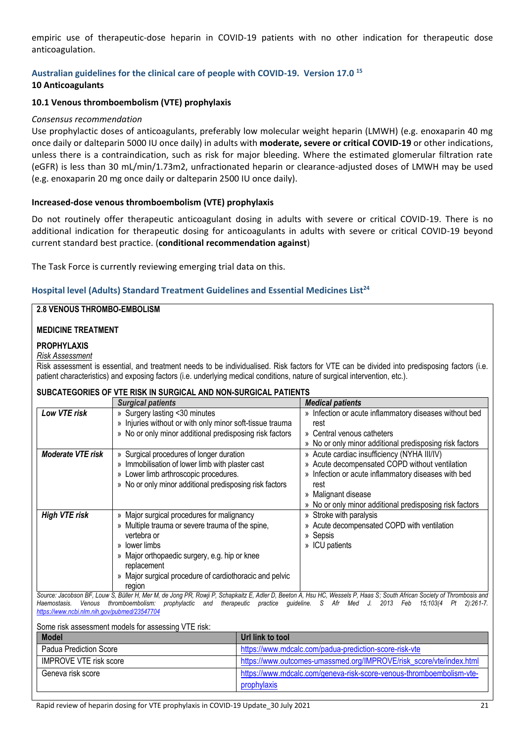empiric use of therapeutic-dose heparin in COVID-19 patients with no other indication for therapeutic dose anticoagulation.

### Australian guidelines for the clinical care of people with COVID-19. Version 17.0 [15]

**10 Anticoagulants**

**10.1 Venous thromboembolism (VTE) prophylaxis**

*Consensus recommendation*

Use prophylactic doses of anticoagulants, preferably low molecular weight heparin (LMWH) (e.g. enoxaparin 40 mg once daily or dalteparin 5000 IU once daily) in adults with **moderate, severe or critical COVID-19** or other indications, unless there is a contraindication, such as risk for major bleeding. Where the estimated glomerular filtration rate (eGFR) is less than 30 mL/min/1.73m2, unfractionated heparin or clearance-adjusted doses of LMWH may be used (e.g. enoxaparin 20 mg once daily or dalteparin 2500 IU once daily).

**Increased-dose venous thromboembolism (VTE) prophylaxis**

Do not routinely offer therapeutic anticoagulant dosing in adults with severe or critical COVID-19. There is no additional indication for therapeutic dosing for anticoagulants in adults with severe or critical COVID-19 beyond current standard best practice. (**conditional recommendation against**)

The Task Force is currently reviewing emerging trial data on this.

### Hospital level (Adults) Standard Treatment Guidelines and Essential Medicines List[24]

**2.8 VENOUS THROMBO-EMBOLISM**

**MEDICINE TREATMENT**

**PROPHYLAXIS**

*Risk Assessment*

Risk assessment is essential, and treatment needs to be individualised. Risk factors for VTE can be divided into predisposing factors (i.e. patient characteristics) and exposing factors (i.e. underlying medical conditions, nature of surgical intervention, etc.).

**SUBCATEGORIES OF VTE RISK IN SURGICAL AND NON-SURGICAL PATIENTS**

| | ***Surgical patients*** | ***Medical patients*** |
|---|---|---|
| ***Low VTE risk*** | » Surgery lasting <30 minutes<br>» Injuries without or with only minor soft-tissue trauma<br>» No or only minor additional predisposing risk factors | » Infection or acute inflammatory diseases without bed rest<br>» Central venous catheters<br>» No or only minor additional predisposing risk factors |
| ***Moderate VTE risk*** | » Surgical procedures of longer duration<br>» Immobilisation of lower limb with plaster cast<br>» Lower limb arthroscopic procedures.<br>» No or only minor additional predisposing risk factors | » Acute cardiac insufficiency (NYHA III/IV)<br>» Acute decompensated COPD without ventilation<br>» Infection or acute inflammatory diseases with bed rest<br>» Malignant disease<br>» No or only minor additional predisposing risk factors |
| ***High VTE risk*** | » Major surgical procedures for malignancy<br>» Multiple trauma or severe trauma of the spine, vertebra or<br>» lower limbs<br>» Major orthopaedic surgery, e.g. hip or knee replacement<br>» Major surgical procedure of cardiothoracic and pelvic region | » Stroke with paralysis<br>» Acute decompensated COPD with ventilation<br>» Sepsis<br>» ICU patients |

*Source: Jacobson BF, Louw S, Büller H, Mer M, de Jong PR, Rowji P, Schapkaitz E, Adler D, Beeton A, Hsu HC, Wessels P, Haas S; South African Society of Thrombosis and Haemostasis. Venous thromboembolism: prophylactic and therapeutic practice guideline. S Afr Med J. 2013 Feb 15;103(4 Pt 2):261-7. https://www.ncbi.nlm.nih.gov/pubmed/23547704*

Some risk assessment models for assessing VTE risk:

| Model | Url link to tool |
|---|---|
| Padua Prediction Score | https://www.mdcalc.com/padua-prediction-score-risk-vte |
| IMPROVE VTE risk score | https://www.outcomes-umassmed.org/IMPROVE/risk_score/vte/index.html |
| Geneva risk score | https://www.mdcalc.com/geneva-risk-score-venous-thromboembolism-vte-prophylaxis |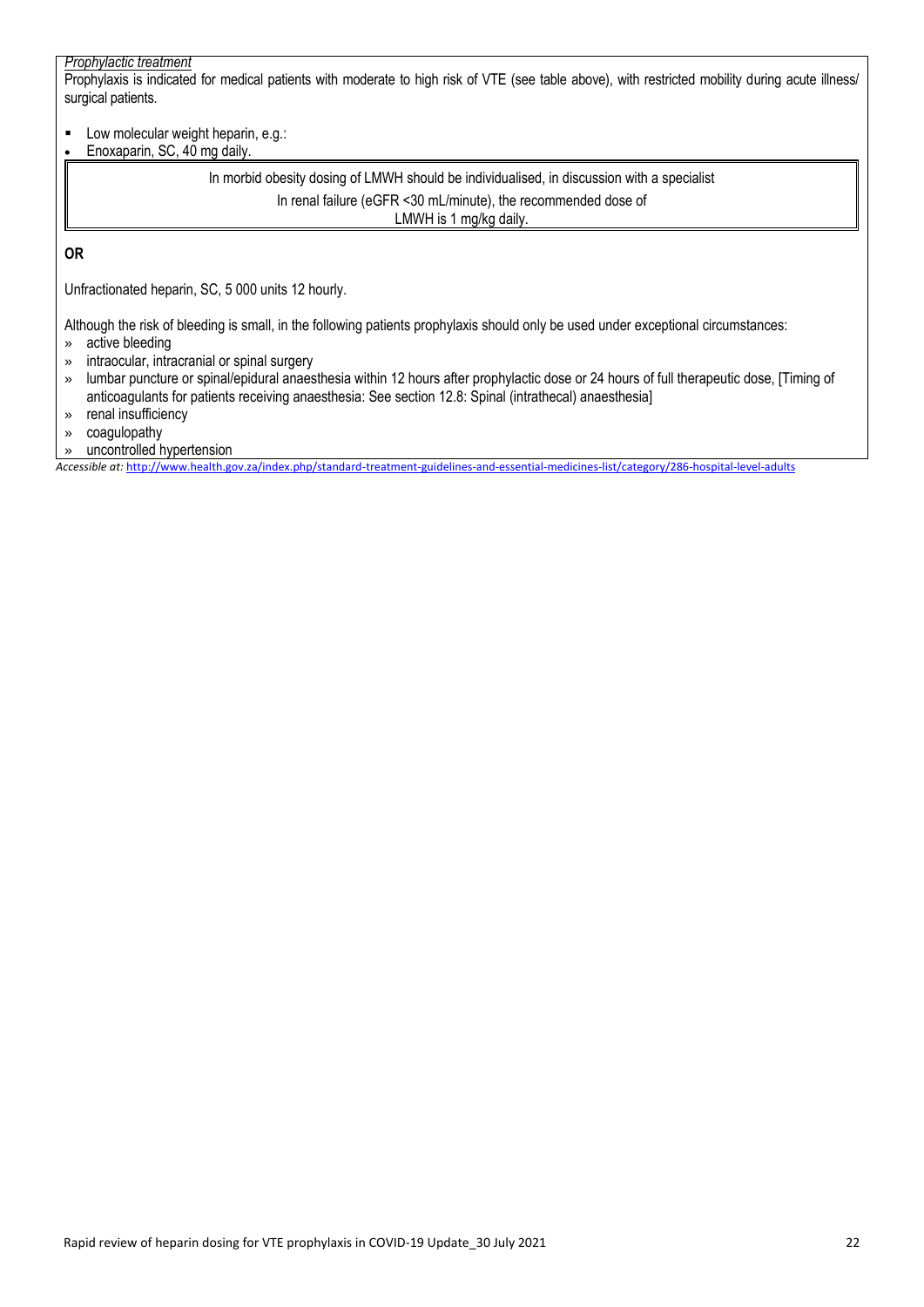*Prophylactic treatment*

Prophylaxis is indicated for medical patients with moderate to high risk of VTE (see table above), with restricted mobility during acute illness/ surgical patients.

- Low molecular weight heparin, e.g.:
- Enoxaparin, SC, 40 mg daily.

> In morbid obesity dosing of LMWH should be individualised, in discussion with a specialist
>
> In renal failure (eGFR <30 mL/minute), the recommended dose of LMWH is 1 mg/kg daily.

**OR**

Unfractionated heparin, SC, 5 000 units 12 hourly.

Although the risk of bleeding is small, in the following patients prophylaxis should only be used under exceptional circumstances:

- » active bleeding
- » intraocular, intracranial or spinal surgery
- » lumbar puncture or spinal/epidural anaesthesia within 12 hours after prophylactic dose or 24 hours of full therapeutic dose, [Timing of anticoagulants for patients receiving anaesthesia: See section 12.8: Spinal (intrathecal) anaesthesia]
- » renal insufficiency
- » coagulopathy
- » uncontrolled hypertension

*Accessible at:* http://www.health.gov.za/index.php/standard-treatment-guidelines-and-essential-medicines-list/category/286-hospital-level-adults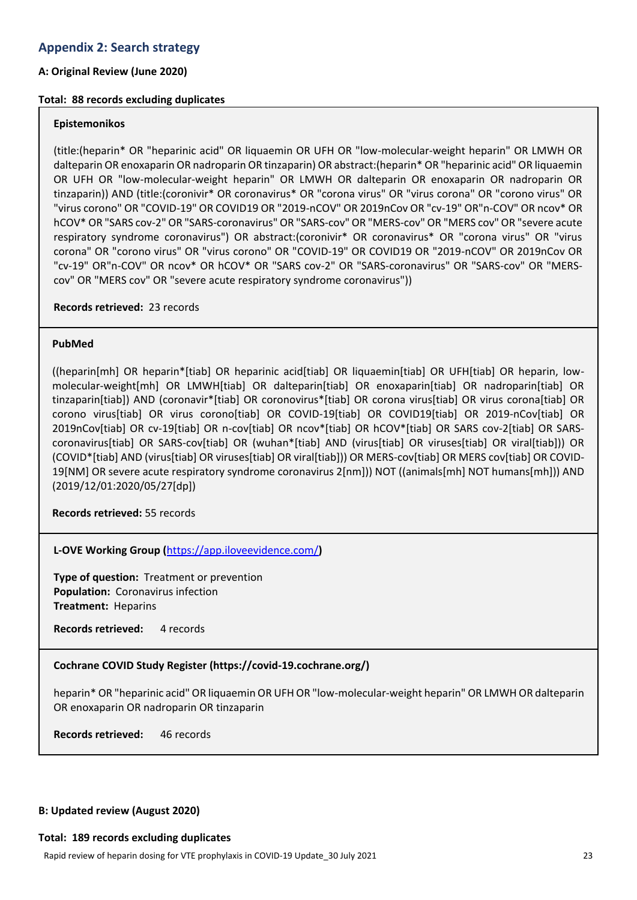## Appendix 2: Search strategy

**A: Original Review (June 2020)**

**Total: 88 records excluding duplicates**

**Epistemonikos**

(title:(heparin* OR "heparinic acid" OR liquaemin OR UFH OR "low-molecular-weight heparin" OR LMWH OR dalteparin OR enoxaparin OR nadroparin OR tinzaparin) OR abstract:(heparin* OR "heparinic acid" OR liquaemin OR UFH OR "low-molecular-weight heparin" OR LMWH OR dalteparin OR enoxaparin OR nadroparin OR tinzaparin)) AND (title:(coronivir* OR coronavirus* OR "corona virus" OR "virus corona" OR "corono virus" OR "virus corono" OR "COVID-19" OR COVID19 OR "2019-nCOV" OR 2019nCov OR "cv-19" OR"n-COV" OR ncov* OR hCOV* OR "SARS cov-2" OR "SARS-coronavirus" OR "SARS-cov" OR "MERS-cov" OR "MERS cov" OR "severe acute respiratory syndrome coronavirus") OR abstract:(coronivir* OR coronavirus* OR "corona virus" OR "virus corona" OR "corono virus" OR "virus corono" OR "COVID-19" OR COVID19 OR "2019-nCOV" OR 2019nCov OR "cv-19" OR"n-COV" OR ncov* OR hCOV* OR "SARS cov-2" OR "SARS-coronavirus" OR "SARS-cov" OR "MERS-cov" OR "MERS cov" OR "severe acute respiratory syndrome coronavirus"))

**Records retrieved:** 23 records

**PubMed**

((heparin[mh] OR heparin*[tiab] OR heparinic acid[tiab] OR liquaemin[tiab] OR UFH[tiab] OR heparin, low-molecular-weight[mh] OR LMWH[tiab] OR dalteparin[tiab] OR enoxaparin[tiab] OR nadroparin[tiab] OR tinzaparin[tiab]) AND (coronavir*[tiab] OR coronovirus*[tiab] OR corona virus[tiab] OR virus corona[tiab] OR corono virus[tiab] OR virus corono[tiab] OR COVID-19[tiab] OR COVID19[tiab] OR 2019-nCov[tiab] OR 2019nCov[tiab] OR cv-19[tiab] OR n-cov[tiab] OR ncov*[tiab] OR hCOV*[tiab] OR SARS cov-2[tiab] OR SARS-coronavirus[tiab] OR SARS-cov[tiab] OR (wuhan*[tiab] AND (virus[tiab] OR viruses[tiab] OR viral[tiab])) OR (COVID*[tiab] AND (virus[tiab] OR viruses[tiab] OR viral[tiab])) OR MERS-cov[tiab] OR MERS cov[tiab] OR COVID-19[NM] OR severe acute respiratory syndrome coronavirus 2[nm])) NOT ((animals[mh] NOT humans[mh])) AND (2019/12/01:2020/05/27[dp])

**Records retrieved:** 55 records

**L-OVE Working Group (**https://app.iloveevidence.com/**)**

**Type of question:** Treatment or prevention
**Population:** Coronavirus infection
**Treatment:** Heparins

**Records retrieved:** 4 records

**Cochrane COVID Study Register (https://covid-19.cochrane.org/)**

heparin* OR "heparinic acid" OR liquaemin OR UFH OR "low-molecular-weight heparin" OR LMWH OR dalteparin OR enoxaparin OR nadroparin OR tinzaparin

**Records retrieved:** 46 records

**B: Updated review (August 2020)**

**Total: 189 records excluding duplicates**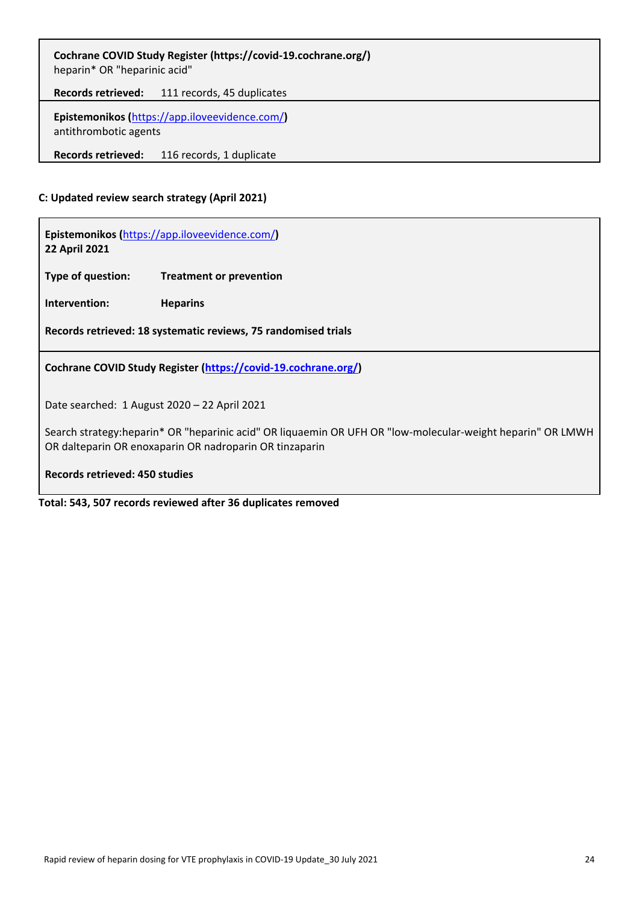**Cochrane COVID Study Register (https://covid-19.cochrane.org/)**
heparin* OR "heparinic acid"

**Records retrieved:** 111 records, 45 duplicates

**Epistemonikos (https://app.iloveevidence.com/)**
antithrombotic agents

**Records retrieved:** 116 records, 1 duplicate

### C: Updated review search strategy (April 2021)

**Epistemonikos (https://app.iloveevidence.com/)**
**22 April 2021**

**Type of question:** **Treatment or prevention**

**Intervention:** **Heparins**

**Records retrieved: 18 systematic reviews, 75 randomised trials**

**Cochrane COVID Study Register (https://covid-19.cochrane.org/)**

Date searched: 1 August 2020 – 22 April 2021

Search strategy:heparin* OR "heparinic acid" OR liquaemin OR UFH OR "low-molecular-weight heparin" OR LMWH OR dalteparin OR enoxaparin OR nadroparin OR tinzaparin

**Records retrieved: 450 studies**

**Total: 543, 507 records reviewed after 36 duplicates removed**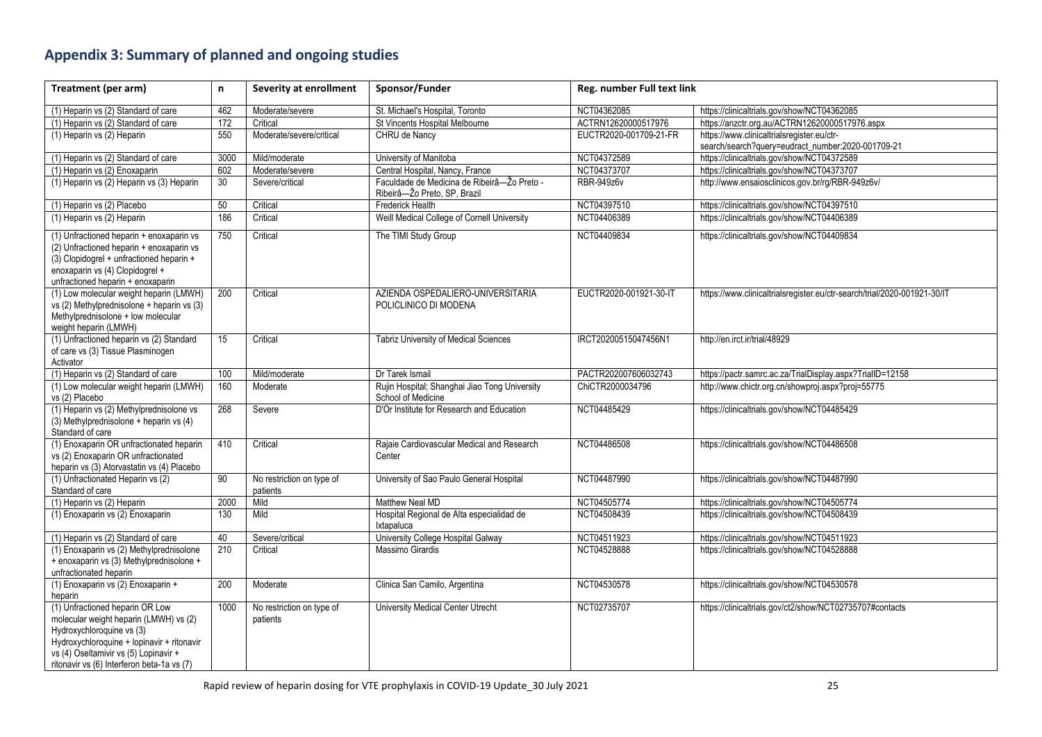## Appendix 3: Summary of planned and ongoing studies

| Treatment (per arm) | n | Severity at enrollment | Sponsor/Funder | Reg. number | Full text link |
|---|---|---|---|---|---|
| (1) Heparin vs (2) Standard of care | 462 | Moderate/severe | St. Michael's Hospital, Toronto | NCT04362085 | https://clinicaltrials.gov/show/NCT04362085 |
| (1) Heparin vs (2) Standard of care | 172 | Critical | St Vincents Hospital Melbourne | ACTRN12620000517976 | https://anzctr.org.au/ACTRN12620000517976.aspx |
| (1) Heparin vs (2) Heparin | 550 | Moderate/severe/critical | CHRU de Nancy | EUCTR2020-001709-21-FR | https://www.clinicaltrialsregister.eu/ctr-search/search?query=eudract_number:2020-001709-21 |
| (1) Heparin vs (2) Standard of care | 3000 | Mild/moderate | University of Manitoba | NCT04372589 | https://clinicaltrials.gov/show/NCT04372589 |
| (1) Heparin vs (2) Enoxaparin | 602 | Moderate/severe | Central Hospital, Nancy, France | NCT04373707 | https://clinicaltrials.gov/show/NCT04373707 |
| (1) Heparin vs (2) Heparin vs (3) Heparin | 30 | Severe/critical | Faculdade de Medicina de Ribeirâ—Žo Preto - Ribeirâ—Žo Preto, SP, Brazil | RBR-949z6v | http://www.ensaiosclinicos.gov.br/rg/RBR-949z6v/ |
| (1) Heparin vs (2) Placebo | 50 | Critical | Frederick Health | NCT04397510 | https://clinicaltrials.gov/show/NCT04397510 |
| (1) Heparin vs (2) Heparin | 186 | Critical | Weill Medical College of Cornell University | NCT04406389 | https://clinicaltrials.gov/show/NCT04406389 |
| (1) Unfractioned heparin + enoxaparin vs (2) Unfractioned heparin + enoxaparin vs (3) Clopidogrel + unfractioned heparin + enoxaparin vs (4) Clopidogrel + unfractioned heparin + enoxaparin | 750 | Critical | The TIMI Study Group | NCT04409834 | https://clinicaltrials.gov/show/NCT04409834 |
| (1) Low molecular weight heparin (LMWH) vs (2) Methylprednisolone + heparin vs (3) Methylprednisolone + low molecular weight heparin (LMWH) | 200 | Critical | AZIENDA OSPEDALIERO-UNIVERSITARIA POLICLINICO DI MODENA | EUCTR2020-001921-30-IT | https://www.clinicaltrialsregister.eu/ctr-search/trial/2020-001921-30/IT |
| (1) Unfractioned heparin vs (2) Standard of care vs (3) Tissue Plasminogen Activator | 15 | Critical | Tabriz University of Medical Sciences | IRCT20200515047456N1 | http://en.irct.ir/trial/48929 |
| (1) Heparin vs (2) Standard of care | 100 | Mild/moderate | Dr Tarek Ismail | PACTR202007606032743 | https://pactr.samrc.ac.za/TrialDisplay.aspx?TrialID=12158 |
| (1) Low molecular weight heparin (LMWH) vs (2) Placebo | 160 | Moderate | Rujin Hospital; Shanghai Jiao Tong University School of Medicine | ChiCTR2000034796 | http://www.chictr.org.cn/showproj.aspx?proj=55775 |
| (1) Heparin vs (2) Methylprednisolone vs (3) Methylprednisolone + heparin vs (4) Standard of care | 268 | Severe | D'Or Institute for Research and Education | NCT04485429 | https://clinicaltrials.gov/show/NCT04485429 |
| (1) Enoxaparin OR unfractionated heparin vs (2) Enoxaparin OR unfractionated heparin vs (3) Atorvastatin vs (4) Placebo | 410 | Critical | Rajaie Cardiovascular Medical and Research Center | NCT04486508 | https://clinicaltrials.gov/show/NCT04486508 |
| (1) Unfractionated Heparin vs (2) Standard of care | 90 | No restriction on type of patients | University of Sao Paulo General Hospital | NCT04487990 | https://clinicaltrials.gov/show/NCT04487990 |
| (1) Heparin vs (2) Heparin | 2000 | Mild | Matthew Neal MD | NCT04505774 | https://clinicaltrials.gov/show/NCT04505774 |
| (1) Enoxaparin vs (2) Enoxaparin | 130 | Mild | Hospital Regional de Alta especialidad de Ixtapaluca | NCT04508439 | https://clinicaltrials.gov/show/NCT04508439 |
| (1) Heparin vs (2) Standard of care | 40 | Severe/critical | University College Hospital Galway | NCT04511923 | https://clinicaltrials.gov/show/NCT04511923 |
| (1) Enoxaparin vs (2) Methylprednisolone + enoxaparin vs (3) Methylprednisolone + unfractionated heparin | 210 | Critical | Massimo Girardis | NCT04528888 | https://clinicaltrials.gov/show/NCT04528888 |
| (1) Enoxaparin vs (2) Enoxaparin + heparin | 200 | Moderate | Clinica San Camilo, Argentina | NCT04530578 | https://clinicaltrials.gov/show/NCT04530578 |
| (1) Unfractioned heparin OR Low molecular weight heparin (LMWH) vs (2) Hydroxychloroquine vs (3) Hydroxychloroquine + lopinavir + ritonavir vs (4) Oseltamivir vs (5) Lopinavir + ritonavir vs (6) Interferon beta-1a vs (7) | 1000 | No restriction on type of patients | University Medical Center Utrecht | NCT02735707 | https://clinicaltrials.gov/ct2/show/NCT02735707#contacts |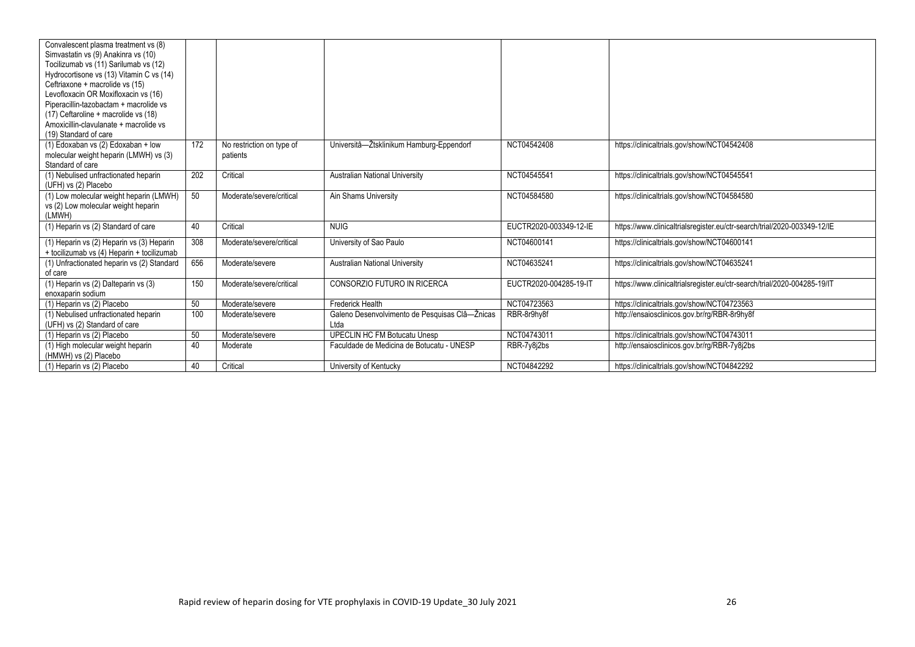| | | | | | |
|---|---|---|---|---|---|
| Convalescent plasma treatment vs (8) Simvastatin vs (9) Anakinra vs (10) Tocilizumab vs (11) Sarilumab vs (12) Hydrocortisone vs (13) Vitamin C vs (14) Ceftriaxone + macrolide vs (15) Levofloxacin OR Moxifloxacin vs (16) Piperacillin-tazobactam + macrolide vs (17) Ceftaroline + macrolide vs (18) Amoxicillin-clavulanate + macrolide vs (19) Standard of care | | | | | |
| (1) Edoxaban vs (2) Edoxaban + low molecular weight heparin (LMWH) vs (3) Standard of care | 172 | No restriction on type of patients | Universitâ—Žtsklinikum Hamburg-Eppendorf | NCT04542408 | https://clinicaltrials.gov/show/NCT04542408 |
| (1) Nebulised unfractionated heparin (UFH) vs (2) Placebo | 202 | Critical | Australian National University | NCT04545541 | https://clinicaltrials.gov/show/NCT04545541 |
| (1) Low molecular weight heparin (LMWH) vs (2) Low molecular weight heparin (LMWH) | 50 | Moderate/severe/critical | Ain Shams University | NCT04584580 | https://clinicaltrials.gov/show/NCT04584580 |
| (1) Heparin vs (2) Standard of care | 40 | Critical | NUIG | EUCTR2020-003349-12-IE | https://www.clinicaltrialsregister.eu/ctr-search/trial/2020-003349-12/IE |
| (1) Heparin vs (2) Heparin vs (3) Heparin + tocilizumab vs (4) Heparin + tocilizumab | 308 | Moderate/severe/critical | University of Sao Paulo | NCT04600141 | https://clinicaltrials.gov/show/NCT04600141 |
| (1) Unfractionated heparin vs (2) Standard of care | 656 | Moderate/severe | Australian National University | NCT04635241 | https://clinicaltrials.gov/show/NCT04635241 |
| (1) Heparin vs (2) Dalteparin vs (3) enoxaparin sodium | 150 | Moderate/severe/critical | CONSORZIO FUTURO IN RICERCA | EUCTR2020-004285-19-IT | https://www.clinicaltrialsregister.eu/ctr-search/trial/2020-004285-19/IT |
| (1) Heparin vs (2) Placebo | 50 | Moderate/severe | Frederick Health | NCT04723563 | https://clinicaltrials.gov/show/NCT04723563 |
| (1) Nebulised unfractionated heparin (UFH) vs (2) Standard of care | 100 | Moderate/severe | Galeno Desenvolvimento de Pesquisas Clâ—Žnicas Ltda | RBR-8r9hy8f | http://ensaiosclinicos.gov.br/rg/RBR-8r9hy8f |
| (1) Heparin vs (2) Placebo | 50 | Moderate/severe | UPECLIN HC FM Botucatu Unesp | NCT04743011 | https://clinicaltrials.gov/show/NCT04743011 |
| (1) High molecular weight heparin (HMWH) vs (2) Placebo | 40 | Moderate | Faculdade de Medicina de Botucatu - UNESP | RBR-7y8j2bs | http://ensaiosclinicos.gov.br/rg/RBR-7y8j2bs |
| (1) Heparin vs (2) Placebo | 40 | Critical | University of Kentucky | NCT04842292 | https://clinicaltrials.gov/show/NCT04842292 |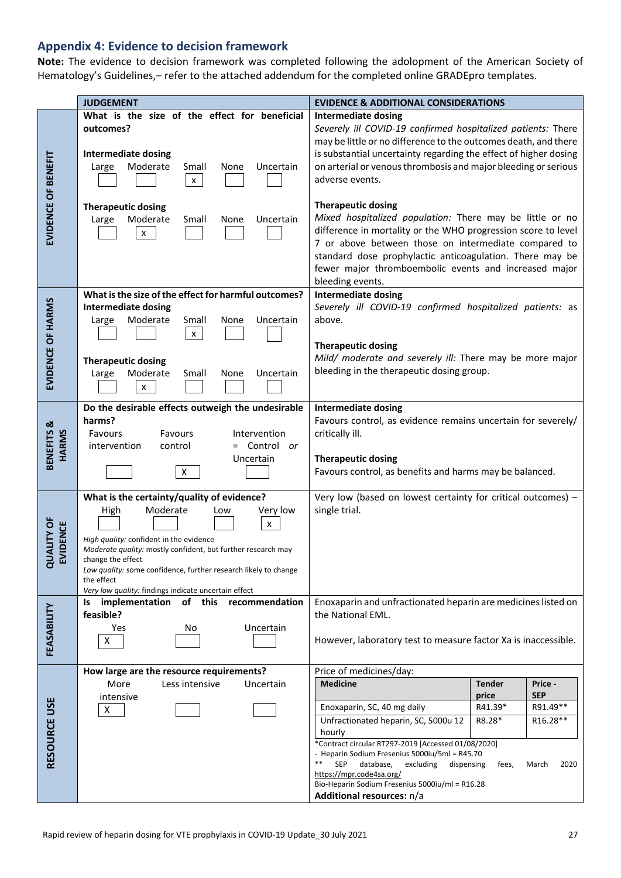## Appendix 4: Evidence to decision framework

**Note:** The evidence to decision framework was completed following the adolopment of the American Society of Hematology's Guidelines,– refer to the attached addendum for the completed online GRADEpro templates.

| | JUDGEMENT | EVIDENCE & ADDITIONAL CONSIDERATIONS |
|---|---|---|
| **EVIDENCE OF BENEFIT** | **What is the size of the effect for beneficial outcomes?**<br><br>**Intermediate dosing**<br>Large [ ] Moderate [ ] Small [x] None [ ] Uncertain [ ]<br><br>**Therapeutic dosing**<br>Large [ ] Moderate [x] Small [ ] None [ ] Uncertain [ ] | **Intermediate dosing**<br>*Severely ill COVID-19 confirmed hospitalized patients:* There may be little or no difference to the outcomes death, and there is substantial uncertainty regarding the effect of higher dosing on arterial or venous thrombosis and major bleeding or serious adverse events.<br><br>**Therapeutic dosing**<br>*Mixed hospitalized population:* There may be little or no difference in mortality or the WHO progression score to level 7 or above between those on intermediate compared to standard dose prophylactic anticoagulation. There may be fewer major thromboembolic events and increased major bleeding events. |
| **EVIDENCE OF HARMS** | **What is the size of the effect for harmful outcomes?**<br>**Intermediate dosing**<br>Large [ ] Moderate [ ] Small [x] None [ ] Uncertain [ ]<br><br>**Therapeutic dosing**<br>Large [ ] Moderate [x] Small [ ] None [ ] Uncertain [ ] | **Intermediate dosing**<br>*Severely ill COVID-19 confirmed hospitalized patients:* as above.<br><br>**Therapeutic dosing**<br>*Mild/ moderate and severely ill:* There may be more major bleeding in the therapeutic dosing group. |
| **BENEFITS & HARMS** | **Do the desirable effects outweigh the undesirable harms?**<br>Favours intervention [ ] Favours control [X] Intervention = Control *or* Uncertain [ ] | **Intermediate dosing**<br>Favours control, as evidence remains uncertain for severely/ critically ill.<br><br>**Therapeutic dosing**<br>Favours control, as benefits and harms may be balanced. |
| **QUALITY OF EVIDENCE** | **What is the certainty/quality of evidence?**<br>High [ ] Moderate [ ] Low [ ] Very low [x]<br><br>*High quality:* confident in the evidence<br>*Moderate quality:* mostly confident, but further research may change the effect<br>*Low quality:* some confidence, further research likely to change the effect<br>*Very low quality:* findings indicate uncertain effect | Very low (based on lowest certainty for critical outcomes) – single trial. |
| **FEASABILITY** | **Is implementation of this recommendation feasible?**<br>Yes [X] No [ ] Uncertain [ ] | Enoxaparin and unfractionated heparin are medicines listed on the National EML.<br><br>However, laboratory test to measure factor Xa is inaccessible. |
| **RESOURCE USE** | **How large are the resource requirements?**<br>More intensive [X] Less intensive [ ] Uncertain [ ] | Price of medicines/day:<br>**Medicine** – **Tender price** – **Price - SEP**<br>Enoxaparin, SC, 40 mg daily – R41.39* – R91.49**<br>Unfractionated heparin, SC, 5000u 12 hourly – R8.28* – R16.28**<br><br>*Contract circular RT297-2019 [Accessed 01/08/2020]<br>- Heparin Sodium Fresenius 5000iu/5ml = R45.70<br>** SEP database, excluding dispensing fees, March 2020 https://mpr.code4sa.org/<br>Bio-Heparin Sodium Fresenius 5000iu/ml = R16.28<br>**Additional resources:** n/a |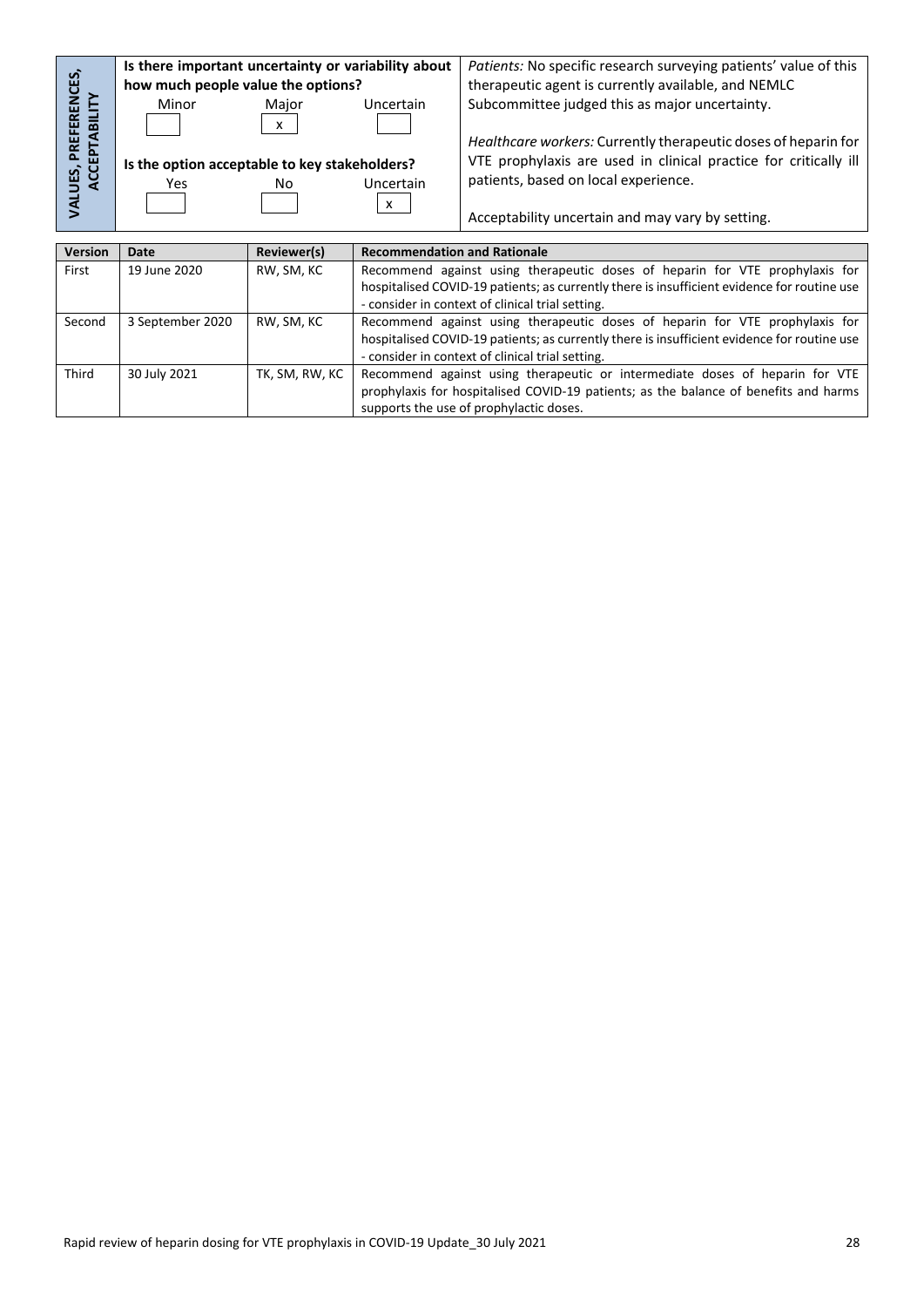| VALUES, PREFERENCES, ACCEPTABILITY | | |
|---|---|---|
| | **Is there important uncertainty or variability about how much people value the options?**<br>Minor [ ] Major [x] Uncertain [ ]<br><br>**Is the option acceptable to key stakeholders?**<br>Yes [ ] No [ ] Uncertain [x] | *Patients:* No specific research surveying patients' value of this therapeutic agent is currently available, and NEMLC Subcommittee judged this as major uncertainty.<br><br>*Healthcare workers:* Currently therapeutic doses of heparin for VTE prophylaxis are used in clinical practice for critically ill patients, based on local experience.<br><br>Acceptability uncertain and may vary by setting. |

| Version | Date | Reviewer(s) | Recommendation and Rationale |
|---|---|---|---|
| First | 19 June 2020 | RW, SM, KC | Recommend against using therapeutic doses of heparin for VTE prophylaxis for hospitalised COVID-19 patients; as currently there is insufficient evidence for routine use - consider in context of clinical trial setting. |
| Second | 3 September 2020 | RW, SM, KC | Recommend against using therapeutic doses of heparin for VTE prophylaxis for hospitalised COVID-19 patients; as currently there is insufficient evidence for routine use - consider in context of clinical trial setting. |
| Third | 30 July 2021 | TK, SM, RW, KC | Recommend against using therapeutic or intermediate doses of heparin for VTE prophylaxis for hospitalised COVID-19 patients; as the balance of benefits and harms supports the use of prophylactic doses. |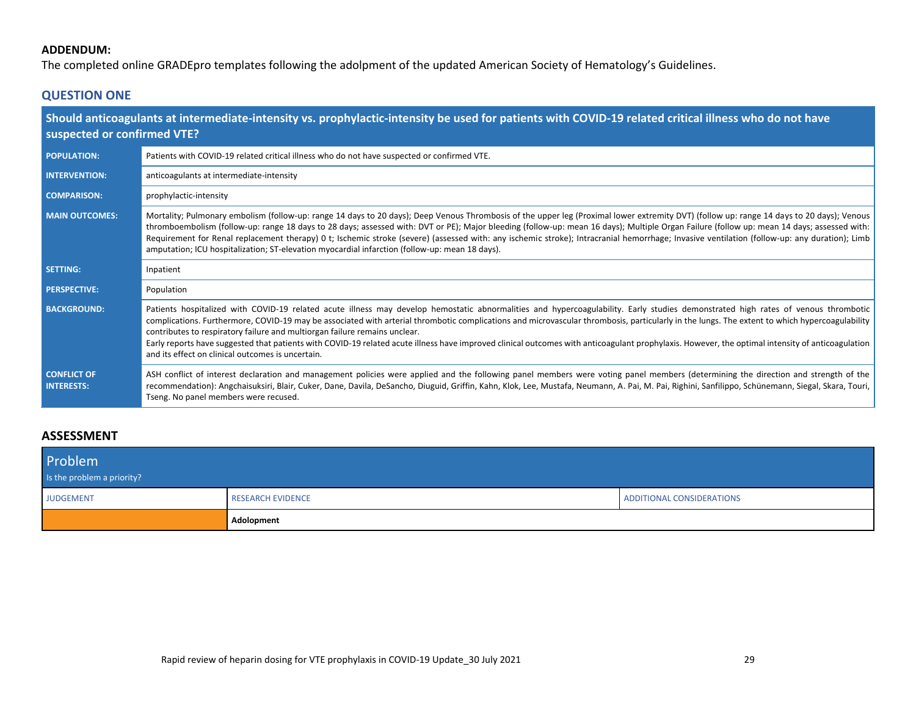**ADDENDUM:**

The completed online GRADEpro templates following the adolpment of the updated American Society of Hematology's Guidelines.

## QUESTION ONE

| Should anticoagulants at intermediate-intensity vs. prophylactic-intensity be used for patients with COVID-19 related critical illness who do not have suspected or confirmed VTE? | |
|---|---|
| **POPULATION:** | Patients with COVID-19 related critical illness who do not have suspected or confirmed VTE. |
| **INTERVENTION:** | anticoagulants at intermediate-intensity |
| **COMPARISON:** | prophylactic-intensity |
| **MAIN OUTCOMES:** | Mortality; Pulmonary embolism (follow-up: range 14 days to 20 days); Deep Venous Thrombosis of the upper leg (Proximal lower extremity DVT) (follow up: range 14 days to 20 days); Venous thromboembolism (follow-up: range 18 days to 28 days; assessed with: DVT or PE); Major bleeding (follow-up: mean 16 days); Multiple Organ Failure (follow up: mean 14 days; assessed with: Requirement for Renal replacement therapy) 0 t; Ischemic stroke (severe) (assessed with: any ischemic stroke); Intracranial hemorrhage; Invasive ventilation (follow-up: any duration); Limb amputation; ICU hospitalization; ST-elevation myocardial infarction (follow-up: mean 18 days). |
| **SETTING:** | Inpatient |
| **PERSPECTIVE:** | Population |
| **BACKGROUND:** | Patients hospitalized with COVID-19 related acute illness may develop hemostatic abnormalities and hypercoagulability. Early studies demonstrated high rates of venous thrombotic complications. Furthermore, COVID-19 may be associated with arterial thrombotic complications and microvascular thrombosis, particularly in the lungs. The extent to which hypercoagulability contributes to respiratory failure and multiorgan failure remains unclear.<br>Early reports have suggested that patients with COVID-19 related acute illness have improved clinical outcomes with anticoagulant prophylaxis. However, the optimal intensity of anticoagulation and its effect on clinical outcomes is uncertain. |
| **CONFLICT OF INTERESTS:** | ASH conflict of interest declaration and management policies were applied and the following panel members were voting panel members (determining the direction and strength of the recommendation): Angchaisuksiri, Blair, Cuker, Dane, Davila, DeSancho, Diuguid, Griffin, Kahn, Klok, Lee, Mustafa, Neumann, A. Pai, M. Pai, Righini, Sanfilippo, Schünemann, Siegal, Skara, Touri, Tseng. No panel members were recused. |

## ASSESSMENT

| Problem<br>Is the problem a priority? | | |
|---|---|---|
| JUDGEMENT | RESEARCH EVIDENCE | ADDITIONAL CONSIDERATIONS |
| | **Adolopment** | |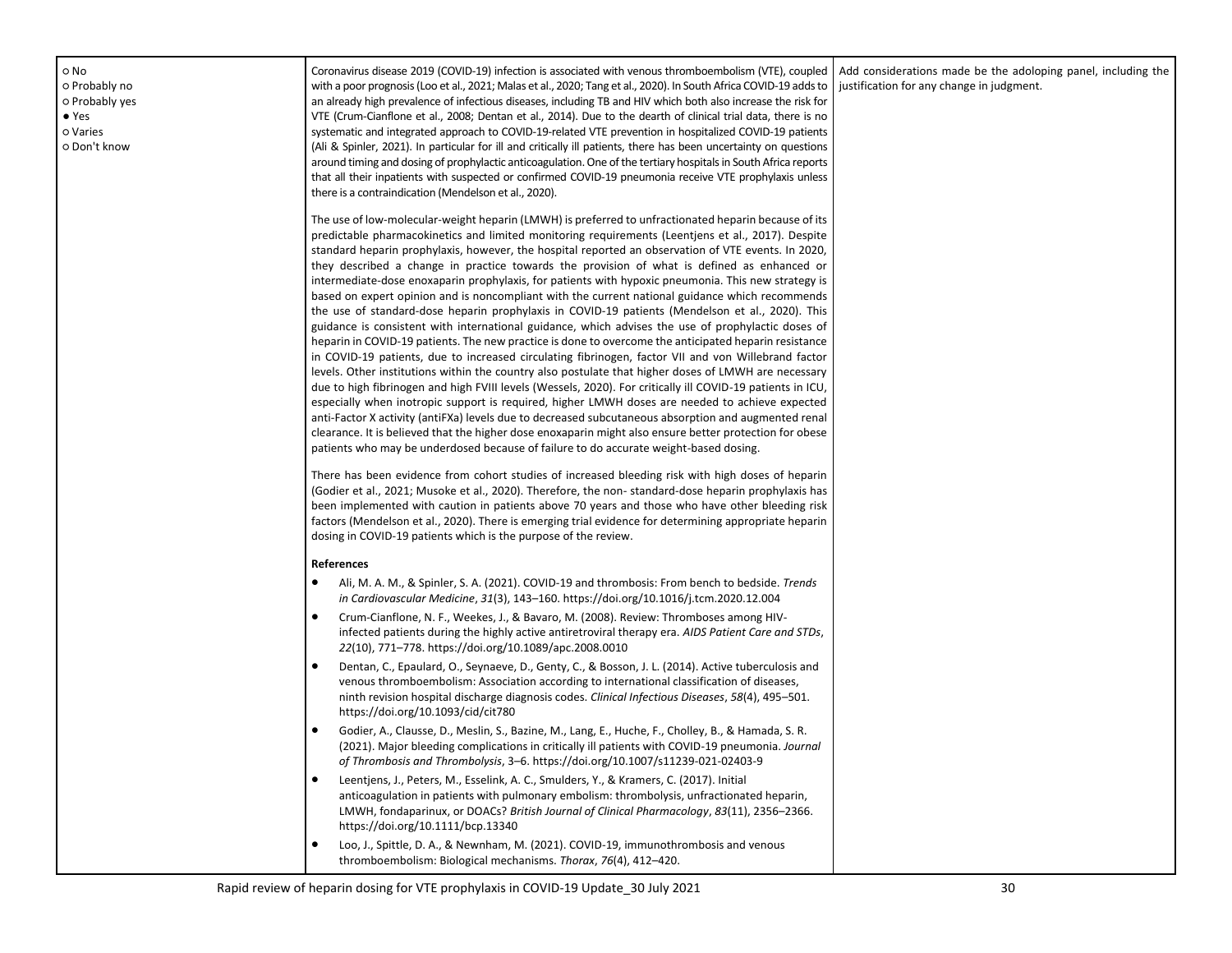| | | |
|---|---|---|
| ○ No<br>○ Probably no<br>○ Probably yes<br>● Yes<br>○ Varies<br>○ Don't know | Coronavirus disease 2019 (COVID-19) infection is associated with venous thromboembolism (VTE), coupled with a poor prognosis (Loo et al., 2021; Malas et al., 2020; Tang et al., 2020). In South Africa COVID-19 adds to an already high prevalence of infectious diseases, including TB and HIV which both also increase the risk for VTE (Crum-Cianflone et al., 2008; Dentan et al., 2014). Due to the dearth of clinical trial data, there is no systematic and integrated approach to COVID-19-related VTE prevention in hospitalized COVID-19 patients (Ali & Spinler, 2021). In particular for ill and critically ill patients, there has been uncertainty on questions around timing and dosing of prophylactic anticoagulation. One of the tertiary hospitals in South Africa reports that all their inpatients with suspected or confirmed COVID-19 pneumonia receive VTE prophylaxis unless there is a contraindication (Mendelson et al., 2020).<br><br>The use of low-molecular-weight heparin (LMWH) is preferred to unfractionated heparin because of its predictable pharmacokinetics and limited monitoring requirements (Leentjens et al., 2017). Despite standard heparin prophylaxis, however, the hospital reported an observation of VTE events. In 2020, they described a change in practice towards the provision of what is defined as enhanced or intermediate-dose enoxaparin prophylaxis, for patients with hypoxic pneumonia. This new strategy is based on expert opinion and is noncompliant with the current national guidance which recommends the use of standard-dose heparin prophylaxis in COVID-19 patients (Mendelson et al., 2020). This guidance is consistent with international guidance, which advises the use of prophylactic doses of heparin in COVID-19 patients. The new practice is done to overcome the anticipated heparin resistance in COVID-19 patients, due to increased circulating fibrinogen, factor VII and von Willebrand factor levels. Other institutions within the country also postulate that higher doses of LMWH are necessary due to high fibrinogen and high FVIII levels (Wessels, 2020). For critically ill COVID-19 patients in ICU, especially when inotropic support is required, higher LMWH doses are needed to achieve expected anti-Factor X activity (antiFXa) levels due to decreased subcutaneous absorption and augmented renal clearance. It is believed that the higher dose enoxaparin might also ensure better protection for obese patients who may be underdosed because of failure to do accurate weight-based dosing.<br><br>There has been evidence from cohort studies of increased bleeding risk with high doses of heparin (Godier et al., 2021; Musoke et al., 2020). Therefore, the non- standard-dose heparin prophylaxis has been implemented with caution in patients above 70 years and those who have other bleeding risk factors (Mendelson et al., 2020). There is emerging trial evidence for determining appropriate heparin dosing in COVID-19 patients which is the purpose of the review.<br><br>**References**<br>• Ali, M. A. M., & Spinler, S. A. (2021). COVID-19 and thrombosis: From bench to bedside. *Trends in Cardiovascular Medicine*, *31*(3), 143–160. https://doi.org/10.1016/j.tcm.2020.12.004<br>• Crum-Cianflone, N. F., Weekes, J., & Bavaro, M. (2008). Review: Thromboses among HIV-infected patients during the highly active antiretroviral therapy era. *AIDS Patient Care and STDs*, *22*(10), 771–778. https://doi.org/10.1089/apc.2008.0010<br>• Dentan, C., Epaulard, O., Seynaeve, D., Genty, C., & Bosson, J. L. (2014). Active tuberculosis and venous thromboembolism: Association according to international classification of diseases, ninth revision hospital discharge diagnosis codes. *Clinical Infectious Diseases*, *58*(4), 495–501. https://doi.org/10.1093/cid/cit780<br>• Godier, A., Clausse, D., Meslin, S., Bazine, M., Lang, E., Huche, F., Cholley, B., & Hamada, S. R. (2021). Major bleeding complications in critically ill patients with COVID-19 pneumonia. *Journal of Thrombosis and Thrombolysis*, 3–6. https://doi.org/10.1007/s11239-021-02403-9<br>• Leentjens, J., Peters, M., Esselink, A. C., Smulders, Y., & Kramers, C. (2017). Initial anticoagulation in patients with pulmonary embolism: thrombolysis, unfractionated heparin, LMWH, fondaparinux, or DOACs? *British Journal of Clinical Pharmacology*, *83*(11), 2356–2366. https://doi.org/10.1111/bcp.13340<br>• Loo, J., Spittle, D. A., & Newnham, M. (2021). COVID-19, immunothrombosis and venous thromboembolism: Biological mechanisms. *Thorax*, *76*(4), 412–420. | Add considerations made be the adoloping panel, including the justification for any change in judgment. |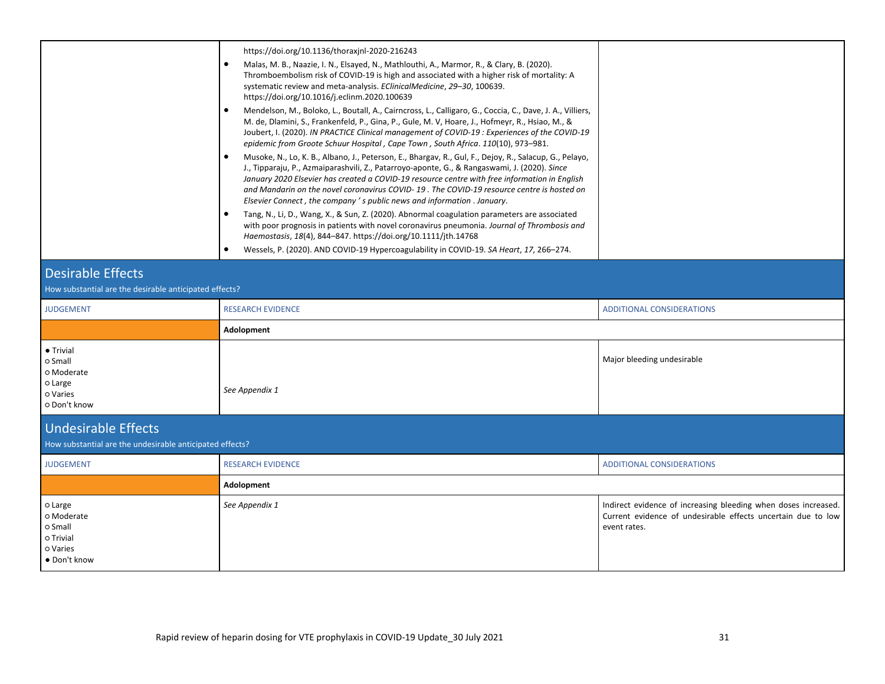| | | |
|---|---|---|
| | https://doi.org/10.1136/thoraxjnl-2020-216243<br>• Malas, M. B., Naazie, I. N., Elsayed, N., Mathlouthi, A., Marmor, R., & Clary, B. (2020). Thromboembolism risk of COVID-19 is high and associated with a higher risk of mortality: A systematic review and meta-analysis. *EClinicalMedicine*, *29–30*, 100639. https://doi.org/10.1016/j.eclinm.2020.100639<br>• Mendelson, M., Boloko, L., Boutall, A., Cairncross, L., Calligaro, G., Coccia, C., Dave, J. A., Villiers, M. de, Dlamini, S., Frankenfeld, P., Gina, P., Gule, M. V, Hoare, J., Hofmeyr, R., Hsiao, M., & Joubert, I. (2020). *IN PRACTICE Clinical management of COVID-19 : Experiences of the COVID-19 epidemic from Groote Schuur Hospital , Cape Town , South Africa*. *110*(10), 973–981.<br>• Musoke, N., Lo, K. B., Albano, J., Peterson, E., Bhargav, R., Gul, F., Dejoy, R., Salacup, G., Pelayo, J., Tipparaju, P., Azmaiparashvili, Z., Patarroyo-aponte, G., & Rangaswami, J. (2020). *Since January 2020 Elsevier has created a COVID-19 resource centre with free information in English and Mandarin on the novel coronavirus COVID- 19 . The COVID-19 resource centre is hosted on Elsevier Connect , the company ' s public news and information . January*.<br>• Tang, N., Li, D., Wang, X., & Sun, Z. (2020). Abnormal coagulation parameters are associated with poor prognosis in patients with novel coronavirus pneumonia. *Journal of Thrombosis and Haemostasis*, *18*(4), 844–847. https://doi.org/10.1111/jth.14768<br>• Wessels, P. (2020). AND COVID-19 Hypercoagulability in COVID-19. *SA Heart*, *17*, 266–274. | |

## Desirable Effects

How substantial are the desirable anticipated effects?

| JUDGEMENT | RESEARCH EVIDENCE | ADDITIONAL CONSIDERATIONS |
|---|---|---|
| | **Adolopment** | |
| ● Trivial<br>○ Small<br>○ Moderate<br>○ Large<br>○ Varies<br>○ Don't know | *See Appendix 1* | Major bleeding undesirable |

## Undesirable Effects

How substantial are the undesirable anticipated effects?

| JUDGEMENT | RESEARCH EVIDENCE | ADDITIONAL CONSIDERATIONS |
|---|---|---|
| | **Adolopment** | |
| ○ Large<br>○ Moderate<br>○ Small<br>○ Trivial<br>○ Varies<br>● Don't know | *See Appendix 1* | Indirect evidence of increasing bleeding when doses increased. Current evidence of undesirable effects uncertain due to low event rates. |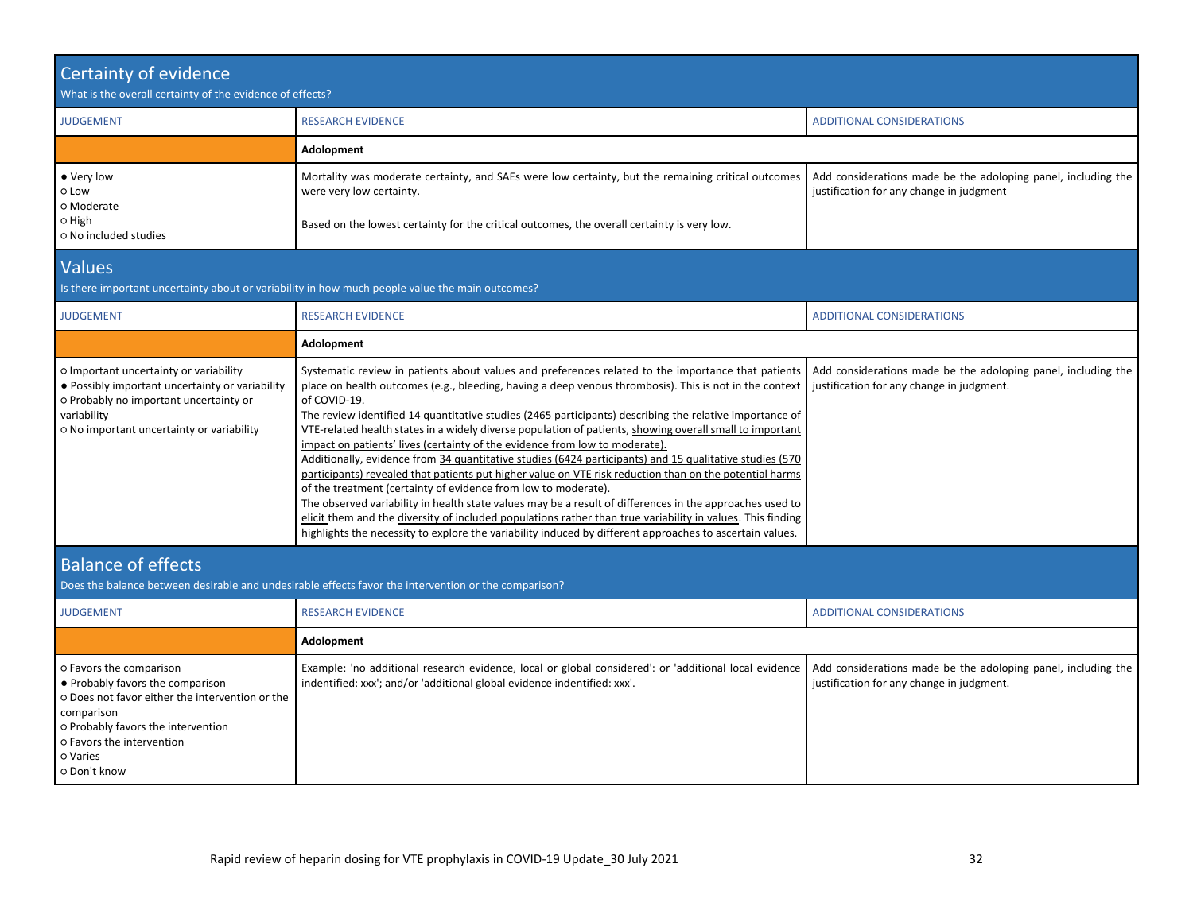## Certainty of evidence

What is the overall certainty of the evidence of effects?

| JUDGEMENT | RESEARCH EVIDENCE | ADDITIONAL CONSIDERATIONS |
|---|---|---|
| | **Adolopment** | |
| ● Very low<br>○ Low<br>○ Moderate<br>○ High<br>○ No included studies | Mortality was moderate certainty, and SAEs were low certainty, but the remaining critical outcomes were very low certainty.<br><br>Based on the lowest certainty for the critical outcomes, the overall certainty is very low. | Add considerations made be the adoloping panel, including the justification for any change in judgment |

## Values

Is there important uncertainty about or variability in how much people value the main outcomes?

| JUDGEMENT | RESEARCH EVIDENCE | ADDITIONAL CONSIDERATIONS |
|---|---|---|
| | **Adolopment** | |
| ○ Important uncertainty or variability<br>● Possibly important uncertainty or variability<br>○ Probably no important uncertainty or variability<br>○ No important uncertainty or variability | Systematic review in patients about values and preferences related to the importance that patients place on health outcomes (e.g., bleeding, having a deep venous thrombosis). This is not in the context of COVID-19.<br>The review identified 14 quantitative studies (2465 participants) describing the relative importance of VTE-related health states in a widely diverse population of patients, showing overall small to important impact on patients' lives (certainty of the evidence from low to moderate).<br>Additionally, evidence from 34 quantitative studies (6424 participants) and 15 qualitative studies (570 participants) revealed that patients put higher value on VTE risk reduction than on the potential harms of the treatment (certainty of evidence from low to moderate).<br>The observed variability in health state values may be a result of differences in the approaches used to elicit them and the diversity of included populations rather than true variability in values. This finding highlights the necessity to explore the variability induced by different approaches to ascertain values. | Add considerations made be the adoloping panel, including the justification for any change in judgment. |

## Balance of effects

Does the balance between desirable and undesirable effects favor the intervention or the comparison?

| JUDGEMENT | RESEARCH EVIDENCE | ADDITIONAL CONSIDERATIONS |
|---|---|---|
| | **Adolopment** | |
| ○ Favors the comparison<br>● Probably favors the comparison<br>○ Does not favor either the intervention or the comparison<br>○ Probably favors the intervention<br>○ Favors the intervention<br>○ Varies<br>○ Don't know | Example: 'no additional research evidence, local or global considered': or 'additional local evidence indentified: xxx'; and/or 'additional global evidence indentified: xxx'. | Add considerations made be the adoloping panel, including the justification for any change in judgment. |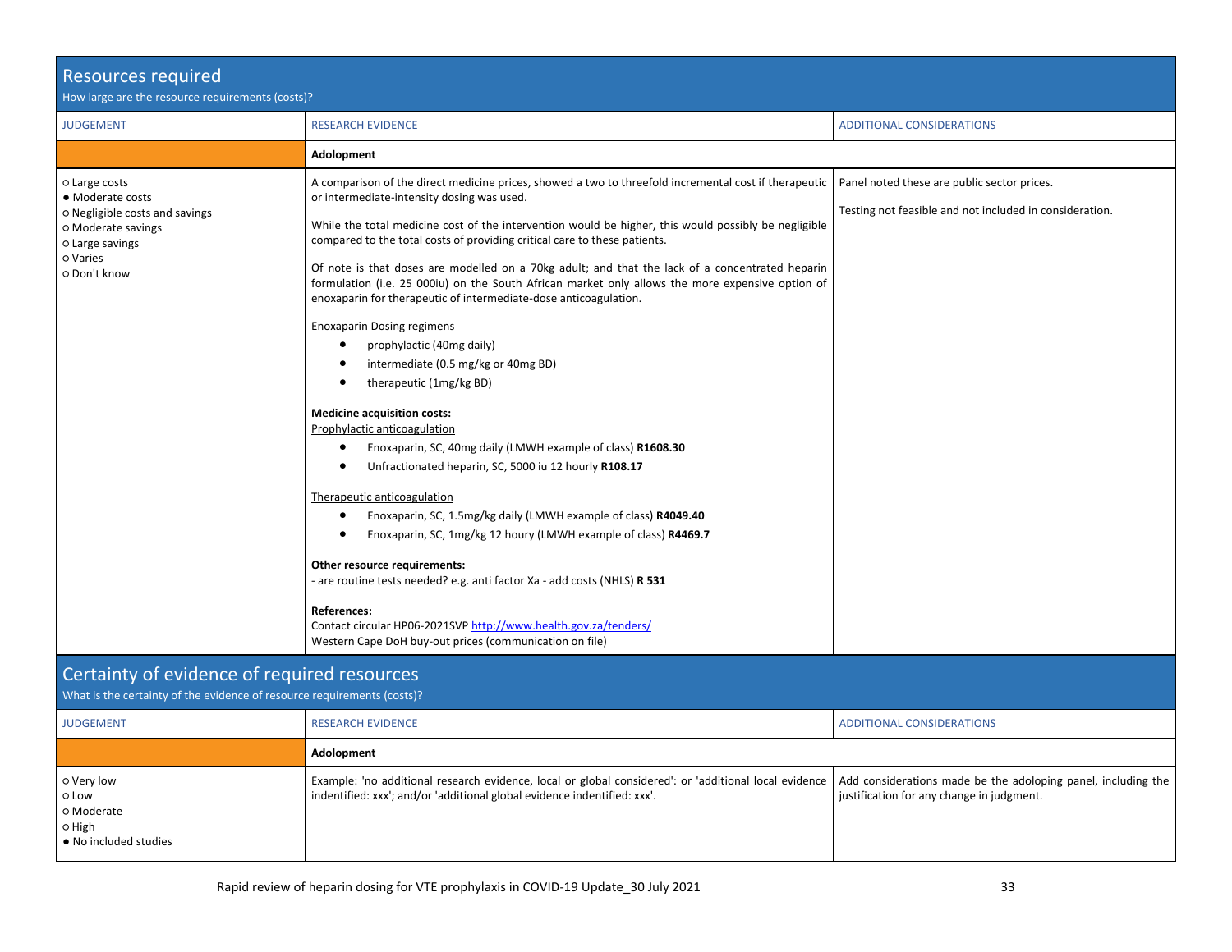## Resources required

How large are the resource requirements (costs)?

| JUDGEMENT | RESEARCH EVIDENCE | ADDITIONAL CONSIDERATIONS |
|---|---|---|
| | **Adolopment** | |
| ○ Large costs<br>● Moderate costs<br>○ Negligible costs and savings<br>○ Moderate savings<br>○ Large savings<br>○ Varies<br>○ Don't know | A comparison of the direct medicine prices, showed a two to threefold incremental cost if therapeutic or intermediate-intensity dosing was used.<br><br>While the total medicine cost of the intervention would be higher, this would possibly be negligible compared to the total costs of providing critical care to these patients.<br><br>Of note is that doses are modelled on a 70kg adult; and that the lack of a concentrated heparin formulation (i.e. 25 000iu) on the South African market only allows the more expensive option of enoxaparin for therapeutic of intermediate-dose anticoagulation.<br><br>Enoxaparin Dosing regimens<br>• prophylactic (40mg daily)<br>• intermediate (0.5 mg/kg or 40mg BD)<br>• therapeutic (1mg/kg BD)<br><br>**Medicine acquisition costs:**<br>Prophylactic anticoagulation<br>• Enoxaparin, SC, 40mg daily (LMWH example of class) **R1608.30**<br>• Unfractionated heparin, SC, 5000 iu 12 hourly **R108.17**<br><br>Therapeutic anticoagulation<br>• Enoxaparin, SC, 1.5mg/kg daily (LMWH example of class) **R4049.40**<br>• Enoxaparin, SC, 1mg/kg 12 houry (LMWH example of class) **R4469.7**<br><br>**Other resource requirements:**<br>- are routine tests needed? e.g. anti factor Xa - add costs (NHLS) **R 531**<br><br>**References:**<br>Contact circular HP06-2021SVP http://www.health.gov.za/tenders/<br>Western Cape DoH buy-out prices (communication on file) | Panel noted these are public sector prices.<br><br>Testing not feasible and not included in consideration. |

## Certainty of evidence of required resources

What is the certainty of the evidence of resource requirements (costs)?

| JUDGEMENT | RESEARCH EVIDENCE | ADDITIONAL CONSIDERATIONS |
|---|---|---|
| | **Adolopment** | |
| ○ Very low<br>○ Low<br>○ Moderate<br>○ High<br>● No included studies | Example: 'no additional research evidence, local or global considered': or 'additional local evidence indentified: xxx'; and/or 'additional global evidence indentified: xxx'. | Add considerations made be the adoloping panel, including the justification for any change in judgment. |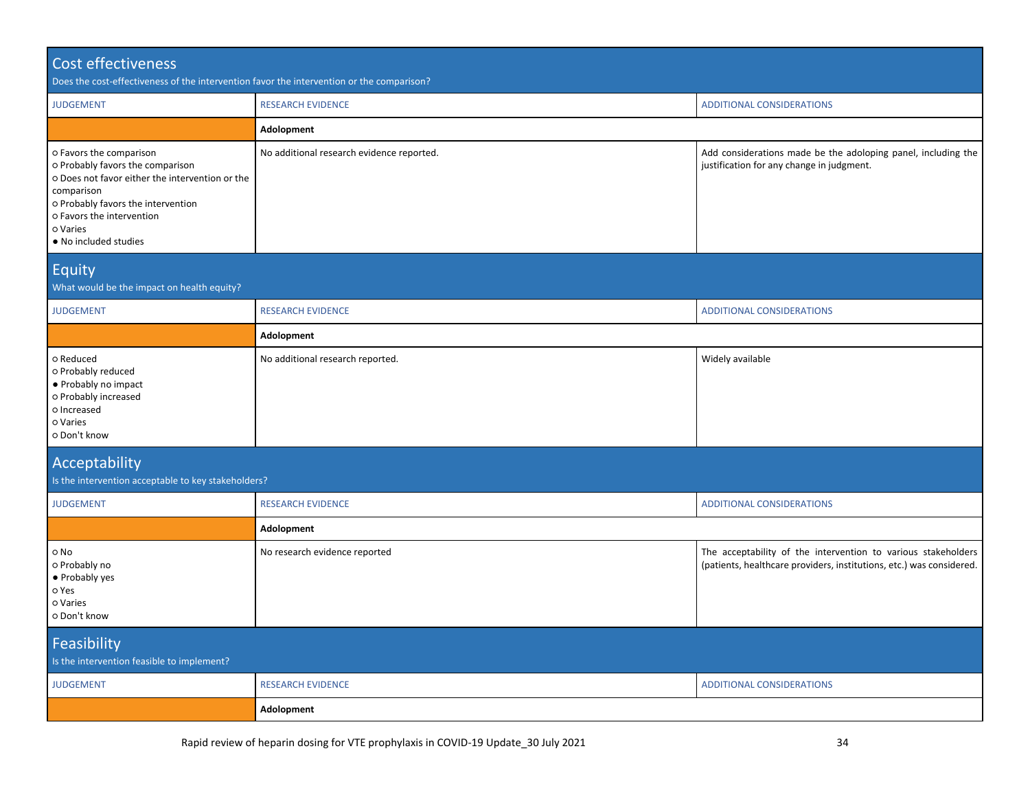## Cost effectiveness

Does the cost-effectiveness of the intervention favor the intervention or the comparison?

| JUDGEMENT | RESEARCH EVIDENCE | ADDITIONAL CONSIDERATIONS |
|---|---|---|
| | **Adolopment** | |
| ○ Favors the comparison<br>○ Probably favors the comparison<br>○ Does not favor either the intervention or the comparison<br>○ Probably favors the intervention<br>○ Favors the intervention<br>○ Varies<br>● No included studies | No additional research evidence reported. | Add considerations made be the adoloping panel, including the justification for any change in judgment. |

## Equity

What would be the impact on health equity?

| JUDGEMENT | RESEARCH EVIDENCE | ADDITIONAL CONSIDERATIONS |
|---|---|---|
| | **Adolopment** | |
| ○ Reduced<br>○ Probably reduced<br>● Probably no impact<br>○ Probably increased<br>○ Increased<br>○ Varies<br>○ Don't know | No additional research reported. | Widely available |

## Acceptability

Is the intervention acceptable to key stakeholders?

| JUDGEMENT | RESEARCH EVIDENCE | ADDITIONAL CONSIDERATIONS |
|---|---|---|
| | **Adolopment** | |
| ○ No<br>○ Probably no<br>● Probably yes<br>○ Yes<br>○ Varies<br>○ Don't know | No research evidence reported | The acceptability of the intervention to various stakeholders (patients, healthcare providers, institutions, etc.) was considered. |

## Feasibility

Is the intervention feasible to implement?

| JUDGEMENT | RESEARCH EVIDENCE | ADDITIONAL CONSIDERATIONS |
|---|---|---|
| | **Adolopment** | |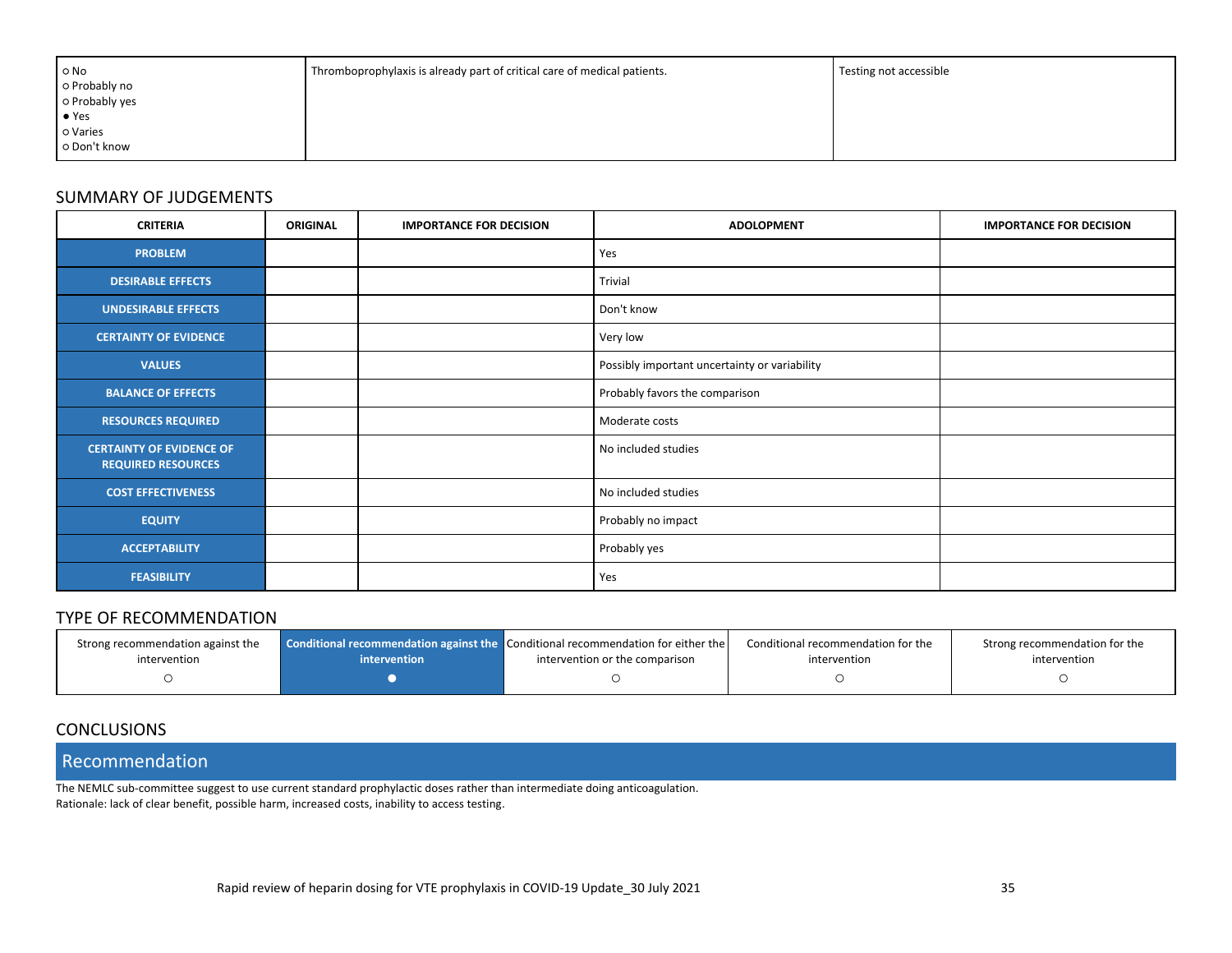| | | |
|---|---|---|
| ○ No<br>○ Probably no<br>○ Probably yes<br>● Yes<br>○ Varies<br>○ Don't know | Thromboprophylaxis is already part of critical care of medical patients. | Testing not accessible |

## SUMMARY OF JUDGEMENTS

| CRITERIA | ORIGINAL | IMPORTANCE FOR DECISION | ADOLOPMENT | IMPORTANCE FOR DECISION |
|---|---|---|---|---|
| **PROBLEM** | | | Yes | |
| **DESIRABLE EFFECTS** | | | Trivial | |
| **UNDESIRABLE EFFECTS** | | | Don't know | |
| **CERTAINTY OF EVIDENCE** | | | Very low | |
| **VALUES** | | | Possibly important uncertainty or variability | |
| **BALANCE OF EFFECTS** | | | Probably favors the comparison | |
| **RESOURCES REQUIRED** | | | Moderate costs | |
| **CERTAINTY OF EVIDENCE OF REQUIRED RESOURCES** | | | No included studies | |
| **COST EFFECTIVENESS** | | | No included studies | |
| **EQUITY** | | | Probably no impact | |
| **ACCEPTABILITY** | | | Probably yes | |
| **FEASIBILITY** | | | Yes | |

## TYPE OF RECOMMENDATION

| Strong recommendation against the intervention | **Conditional recommendation against the intervention** | Conditional recommendation for either the intervention or the comparison | Conditional recommendation for the intervention | Strong recommendation for the intervention |
|---|---|---|---|---|
| ○ | ● | ○ | ○ | ○ |

## CONCLUSIONS

### Recommendation

The NEMLC sub-committee suggest to use current standard prophylactic doses rather than intermediate doing anticoagulation.
Rationale: lack of clear benefit, possible harm, increased costs, inability to access testing.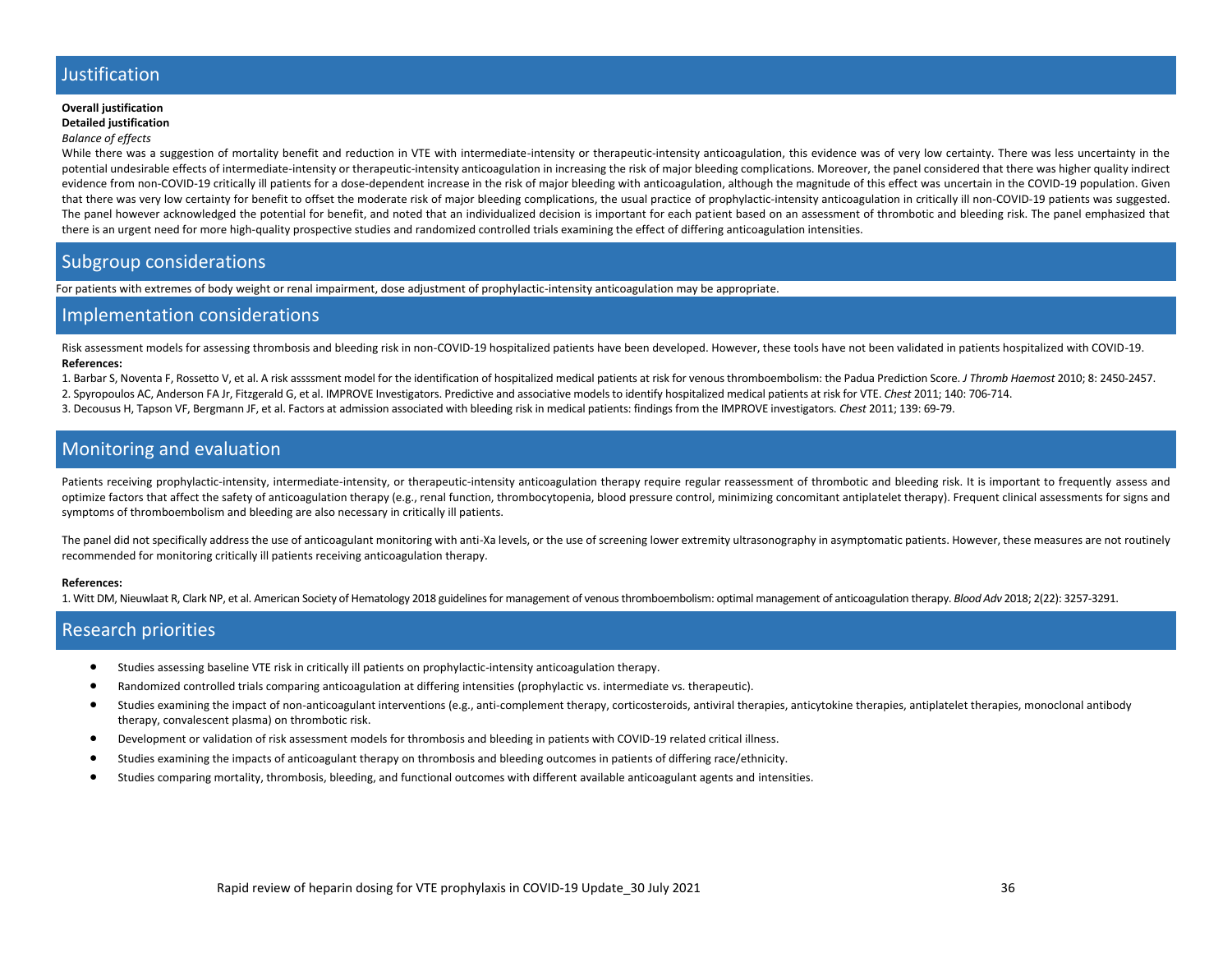## Justification

**Overall justification**

**Detailed justification**

*Balance of effects*

While there was a suggestion of mortality benefit and reduction in VTE with intermediate-intensity or therapeutic-intensity anticoagulation, this evidence was of very low certainty. There was less uncertainty in the potential undesirable effects of intermediate-intensity or therapeutic-intensity anticoagulation in increasing the risk of major bleeding complications. Moreover, the panel considered that there was higher quality indirect evidence from non-COVID-19 critically ill patients for a dose-dependent increase in the risk of major bleeding with anticoagulation, although the magnitude of this effect was uncertain in the COVID-19 population. Given that there was very low certainty for benefit to offset the moderate risk of major bleeding complications, the usual practice of prophylactic-intensity anticoagulation in critically ill non-COVID-19 patients was suggested. The panel however acknowledged the potential for benefit, and noted that an individualized decision is important for each patient based on an assessment of thrombotic and bleeding risk. The panel emphasized that there is an urgent need for more high-quality prospective studies and randomized controlled trials examining the effect of differing anticoagulation intensities.

## Subgroup considerations

For patients with extremes of body weight or renal impairment, dose adjustment of prophylactic-intensity anticoagulation may be appropriate.

## Implementation considerations

Risk assessment models for assessing thrombosis and bleeding risk in non-COVID-19 hospitalized patients have been developed. However, these tools have not been validated in patients hospitalized with COVID-19.

**References:**

1. Barbar S, Noventa F, Rossetto V, et al. A risk assssment model for the identification of hospitalized medical patients at risk for venous thromboembolism: the Padua Prediction Score. *J Thromb Haemost* 2010; 8: 2450-2457.
2. Spyropoulos AC, Anderson FA Jr, Fitzgerald G, et al. IMPROVE Investigators. Predictive and associative models to identify hospitalized medical patients at risk for VTE. *Chest* 2011; 140: 706-714.
3. Decousus H, Tapson VF, Bergmann JF, et al. Factors at admission associated with bleeding risk in medical patients: findings from the IMPROVE investigators. *Chest* 2011; 139: 69-79.

## Monitoring and evaluation

Patients receiving prophylactic-intensity, intermediate-intensity, or therapeutic-intensity anticoagulation therapy require regular reassessment of thrombotic and bleeding risk. It is important to frequently assess and optimize factors that affect the safety of anticoagulation therapy (e.g., renal function, thrombocytopenia, blood pressure control, minimizing concomitant antiplatelet therapy). Frequent clinical assessments for signs and symptoms of thromboembolism and bleeding are also necessary in critically ill patients.

The panel did not specifically address the use of anticoagulant monitoring with anti-Xa levels, or the use of screening lower extremity ultrasonography in asymptomatic patients. However, these measures are not routinely recommended for monitoring critically ill patients receiving anticoagulation therapy.

**References:**

1. Witt DM, Nieuwlaat R, Clark NP, et al. American Society of Hematology 2018 guidelines for management of venous thromboembolism: optimal management of anticoagulation therapy. *Blood Adv* 2018; 2(22): 3257-3291.

## Research priorities

- Studies assessing baseline VTE risk in critically ill patients on prophylactic-intensity anticoagulation therapy.
- Randomized controlled trials comparing anticoagulation at differing intensities (prophylactic vs. intermediate vs. therapeutic).
- Studies examining the impact of non-anticoagulant interventions (e.g., anti-complement therapy, corticosteroids, antiviral therapies, anticytokine therapies, antiplatelet therapies, monoclonal antibody therapy, convalescent plasma) on thrombotic risk.
- Development or validation of risk assessment models for thrombosis and bleeding in patients with COVID-19 related critical illness.
- Studies examining the impacts of anticoagulant therapy on thrombosis and bleeding outcomes in patients of differing race/ethnicity.
- Studies comparing mortality, thrombosis, bleeding, and functional outcomes with different available anticoagulant agents and intensities.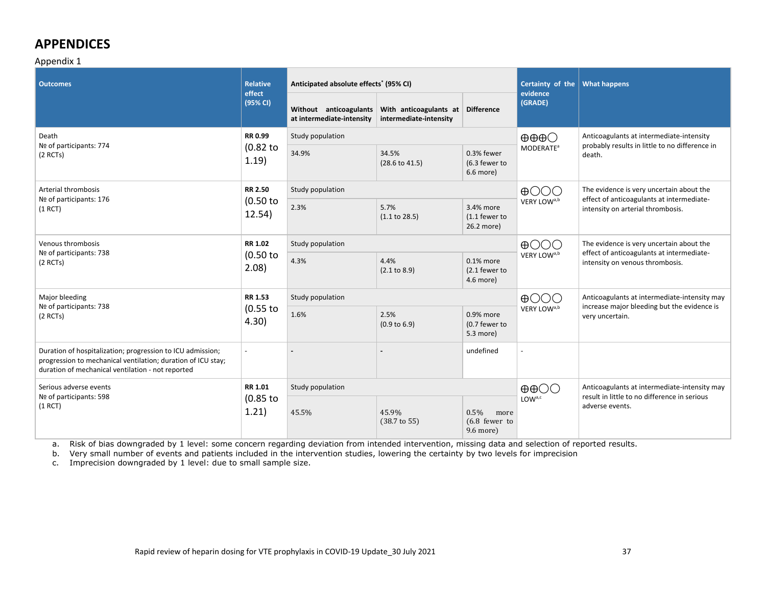# APPENDICES

Appendix 1

| Outcomes | Relative effect (95% CI) | Anticipated absolute effects* (95% CI) | | | Certainty of the evidence (GRADE) | What happens |
|---|---|---|---|---|---|---|
| | | Without anticoagulants at intermediate-intensity | With anticoagulants at intermediate-intensity | Difference | | |
| Death<br>№ of participants: 774<br>(2 RCTs) | **RR 0.99**<br>(0.82 to 1.19) | Study population | | | ⊕⊕⊕◯<br>MODERATE[a] | Anticoagulants at intermediate-intensity probably results in little to no difference in death. |
| | | 34.9% | 34.5%<br>(28.6 to 41.5) | 0.3% fewer<br>(6.3 fewer to 6.6 more) | | |
| Arterial thrombosis<br>№ of participants: 176<br>(1 RCT) | **RR 2.50**<br>(0.50 to 12.54) | Study population | | | ⊕◯◯◯<br>VERY LOW[a,b] | The evidence is very uncertain about the effect of anticoagulants at intermediate-intensity on arterial thrombosis. |
| | | 2.3% | 5.7%<br>(1.1 to 28.5) | 3.4% more<br>(1.1 fewer to 26.2 more) | | |
| Venous thrombosis<br>№ of participants: 738<br>(2 RCTs) | **RR 1.02**<br>(0.50 to 2.08) | Study population | | | ⊕◯◯◯<br>VERY LOW[a,b] | The evidence is very uncertain about the effect of anticoagulants at intermediate-intensity on venous thrombosis. |
| | | 4.3% | 4.4%<br>(2.1 to 8.9) | 0.1% more<br>(2.1 fewer to 4.6 more) | | |
| Major bleeding<br>№ of participants: 738<br>(2 RCTs) | **RR 1.53**<br>(0.55 to 4.30) | Study population | | | ⊕◯◯◯<br>VERY LOW[a,b] | Anticoagulants at intermediate-intensity may increase major bleeding but the evidence is very uncertain. |
| | | 1.6% | 2.5%<br>(0.9 to 6.9) | 0.9% more<br>(0.7 fewer to 5.3 more) | | |
| Duration of hospitalization; progression to ICU admission; progression to mechanical ventilation; duration of ICU stay; duration of mechanical ventilation - not reported | - | - | - | undefined | - | |
| Serious adverse events<br>№ of participants: 598<br>(1 RCT) | **RR 1.01**<br>(0.85 to 1.21) | Study population | | | ⊕⊕◯◯<br>LOW[a,c] | Anticoagulants at intermediate-intensity may result in little to no difference in serious adverse events. |
| | | 45.5% | 45.9%<br>(38.7 to 55) | 0.5% more<br>(6.8 fewer to 9.6 more) | | |

a. Risk of bias downgraded by 1 level: some concern regarding deviation from intended intervention, missing data and selection of reported results.
b. Very small number of events and patients included in the intervention studies, lowering the certainty by two levels for imprecision
c. Imprecision downgraded by 1 level: due to small sample size.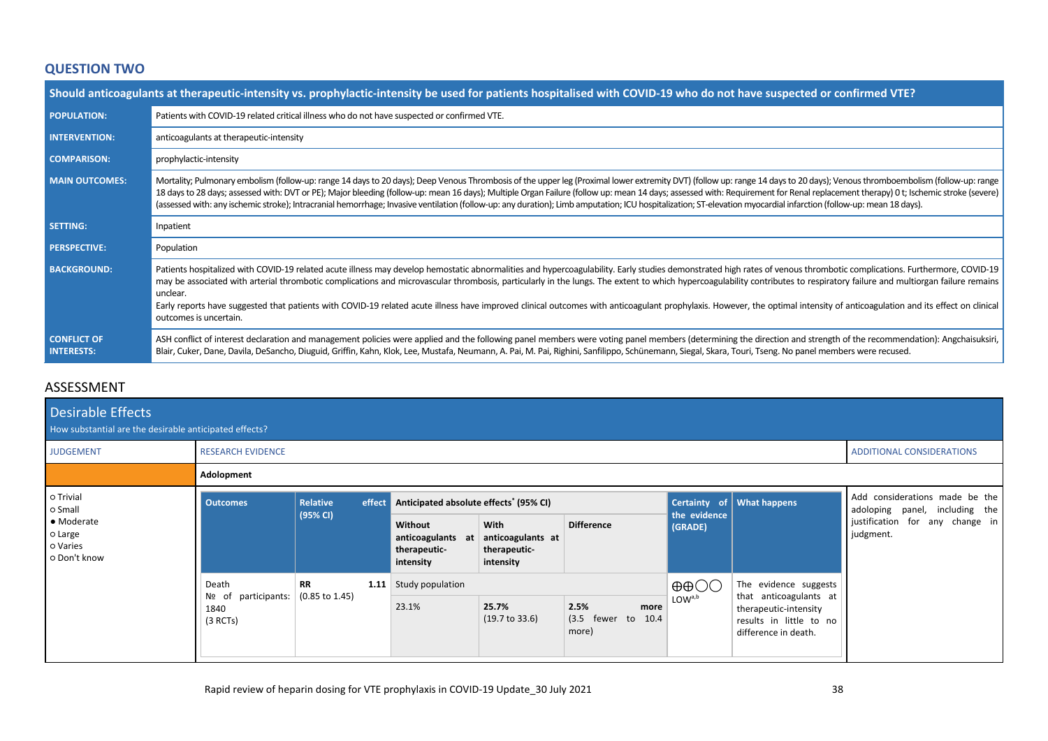## QUESTION TWO

| Should anticoagulants at therapeutic-intensity vs. prophylactic-intensity be used for patients hospitalised with COVID-19 who do not have suspected or confirmed VTE? | |
|---|---|
| **POPULATION:** | Patients with COVID-19 related critical illness who do not have suspected or confirmed VTE. |
| **INTERVENTION:** | anticoagulants at therapeutic-intensity |
| **COMPARISON:** | prophylactic-intensity |
| **MAIN OUTCOMES:** | Mortality; Pulmonary embolism (follow-up: range 14 days to 20 days); Deep Venous Thrombosis of the upper leg (Proximal lower extremity DVT) (follow up: range 14 days to 20 days); Venous thromboembolism (follow-up: range 18 days to 28 days; assessed with: DVT or PE); Major bleeding (follow-up: mean 16 days); Multiple Organ Failure (follow up: mean 14 days; assessed with: Requirement for Renal replacement therapy) 0 t; Ischemic stroke (severe) (assessed with: any ischemic stroke); Intracranial hemorrhage; Invasive ventilation (follow-up: any duration); Limb amputation; ICU hospitalization; ST-elevation myocardial infarction (follow-up: mean 18 days). |
| **SETTING:** | Inpatient |
| **PERSPECTIVE:** | Population |
| **BACKGROUND:** | Patients hospitalized with COVID-19 related acute illness may develop hemostatic abnormalities and hypercoagulability. Early studies demonstrated high rates of venous thrombotic complications. Furthermore, COVID-19 may be associated with arterial thrombotic complications and microvascular thrombosis, particularly in the lungs. The extent to which hypercoagulability contributes to respiratory failure and multiorgan failure remains unclear.<br>Early reports have suggested that patients with COVID-19 related acute illness have improved clinical outcomes with anticoagulant prophylaxis. However, the optimal intensity of anticoagulation and its effect on clinical outcomes is uncertain. |
| **CONFLICT OF INTERESTS:** | ASH conflict of interest declaration and management policies were applied and the following panel members were voting panel members (determining the direction and strength of the recommendation): Angchaisuksiri, Blair, Cuker, Dane, Davila, DeSancho, Diuguid, Griffin, Kahn, Klok, Lee, Mustafa, Neumann, A. Pai, M. Pai, Righini, Sanfilippo, Schünemann, Siegal, Skara, Touri, Tseng. No panel members were recused. |

## ASSESSMENT

### Desirable Effects

How substantial are the desirable anticipated effects?

| JUDGEMENT | RESEARCH EVIDENCE | ADDITIONAL CONSIDERATIONS |
|---|---|---|
| | **Adolopment** | |
| ○ Trivial<br>○ Small<br>● Moderate<br>○ Large<br>○ Varies<br>○ Don't know | (see table below) | Add considerations made be the adoloping panel, including the justification for any change in judgment. |

| Outcomes | Relative effect (95% CI) | Anticipated absolute effects* (95% CI) | | | Certainty of the evidence (GRADE) | What happens |
|---|---|---|---|---|---|---|
| | | Without anticoagulants at therapeutic-intensity | With anticoagulants at therapeutic-intensity | Difference | | |
| Death<br>№ of participants: 1840<br>(3 RCTs) | RR 1.11<br>(0.85 to 1.45) | Study population | | | ⊕⊕◯◯<br>LOW[a,b] | The evidence suggests that anticoagulants at therapeutic-intensity results in little to no difference in death. |
| | | 23.1% | 25.7%<br>(19.7 to 33.6) | 2.5% more<br>(3.5 fewer to 10.4 more) | | |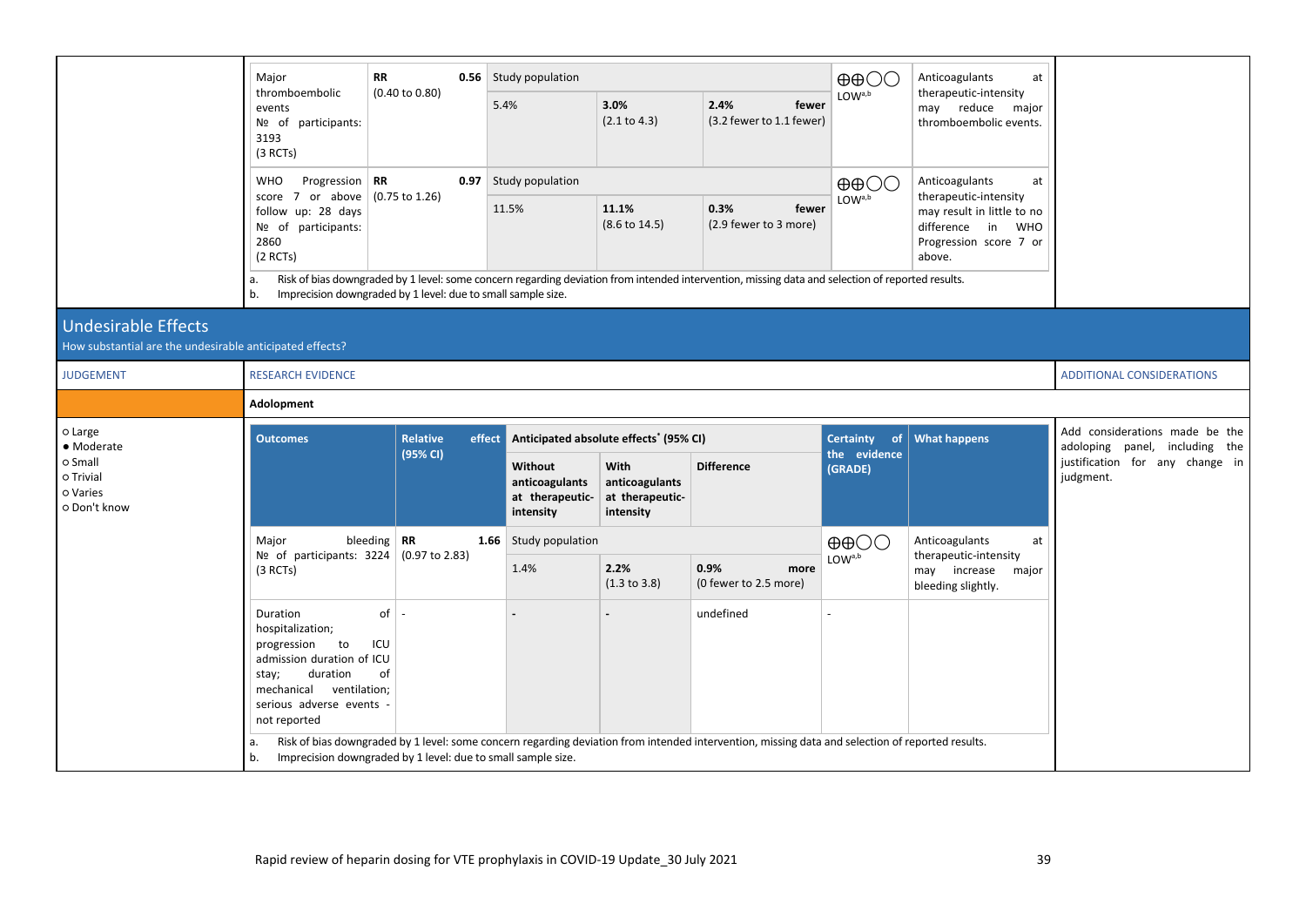| Outcomes | Relative effect (95% CI) | Anticipated absolute effects (95% CI) | | | Certainty of the evidence (GRADE) | What happens |
|---|---|---|---|---|---|---|
| | | Without anticoagulants at therapeutic-intensity | With anticoagulants at therapeutic-intensity | Difference | | |
| Major thromboembolic events<br>№ of participants: 3193<br>(3 RCTs) | **RR 0.56** (0.40 to 0.80) | Study population | | | ⊕⊕◯◯ LOW[a,b] | Anticoagulants at therapeutic-intensity may reduce major thromboembolic events. |
| | | 5.4% | **3.0%** (2.1 to 4.3) | **2.4% fewer** (3.2 fewer to 1.1 fewer) | | |
| WHO Progression score 7 or above follow up: 28 days<br>№ of participants: 2860<br>(2 RCTs) | **RR 0.97** (0.75 to 1.26) | Study population | | | ⊕⊕◯◯ LOW[a,b] | Anticoagulants at therapeutic-intensity may result in little to no difference in WHO Progression score 7 or above. |
| | | 11.5% | **11.1%** (8.6 to 14.5) | **0.3% fewer** (2.9 fewer to 3 more) | | |

a. Risk of bias downgraded by 1 level: some concern regarding deviation from intended intervention, missing data and selection of reported results.
b. Imprecision downgraded by 1 level: due to small sample size.

## Undesirable Effects

How substantial are the undesirable anticipated effects?

| JUDGEMENT | RESEARCH EVIDENCE | ADDITIONAL CONSIDERATIONS |
|---|---|---|
| | **Adolopment** | |
| ○ Large<br>● Moderate<br>○ Small<br>○ Trivial<br>○ Varies<br>○ Don't know | (see table below) | Add considerations made be the adoloping panel, including the justification for any change in judgment. |

| Outcomes | Relative effect (95% CI) | Anticipated absolute effects[*] (95% CI) | | | Certainty of the evidence (GRADE) | What happens |
|---|---|---|---|---|---|---|
| | | Without anticoagulants at therapeutic-intensity | With anticoagulants at therapeutic-intensity | Difference | | |
| Major bleeding<br>№ of participants: 3224<br>(3 RCTs) | **RR 1.66** (0.97 to 2.83) | Study population | | | ⊕⊕◯◯ LOW[a,b] | Anticoagulants at therapeutic-intensity may increase major bleeding slightly. |
| | | 1.4% | **2.2%** (1.3 to 3.8) | **0.9% more** (0 fewer to 2.5 more) | | |
| Duration of hospitalization; progression to ICU admission duration of ICU stay; duration of mechanical ventilation; serious adverse events - not reported | - | - | - | undefined | - | |

a. Risk of bias downgraded by 1 level: some concern regarding deviation from intended intervention, missing data and selection of reported results.
b. Imprecision downgraded by 1 level: due to small sample size.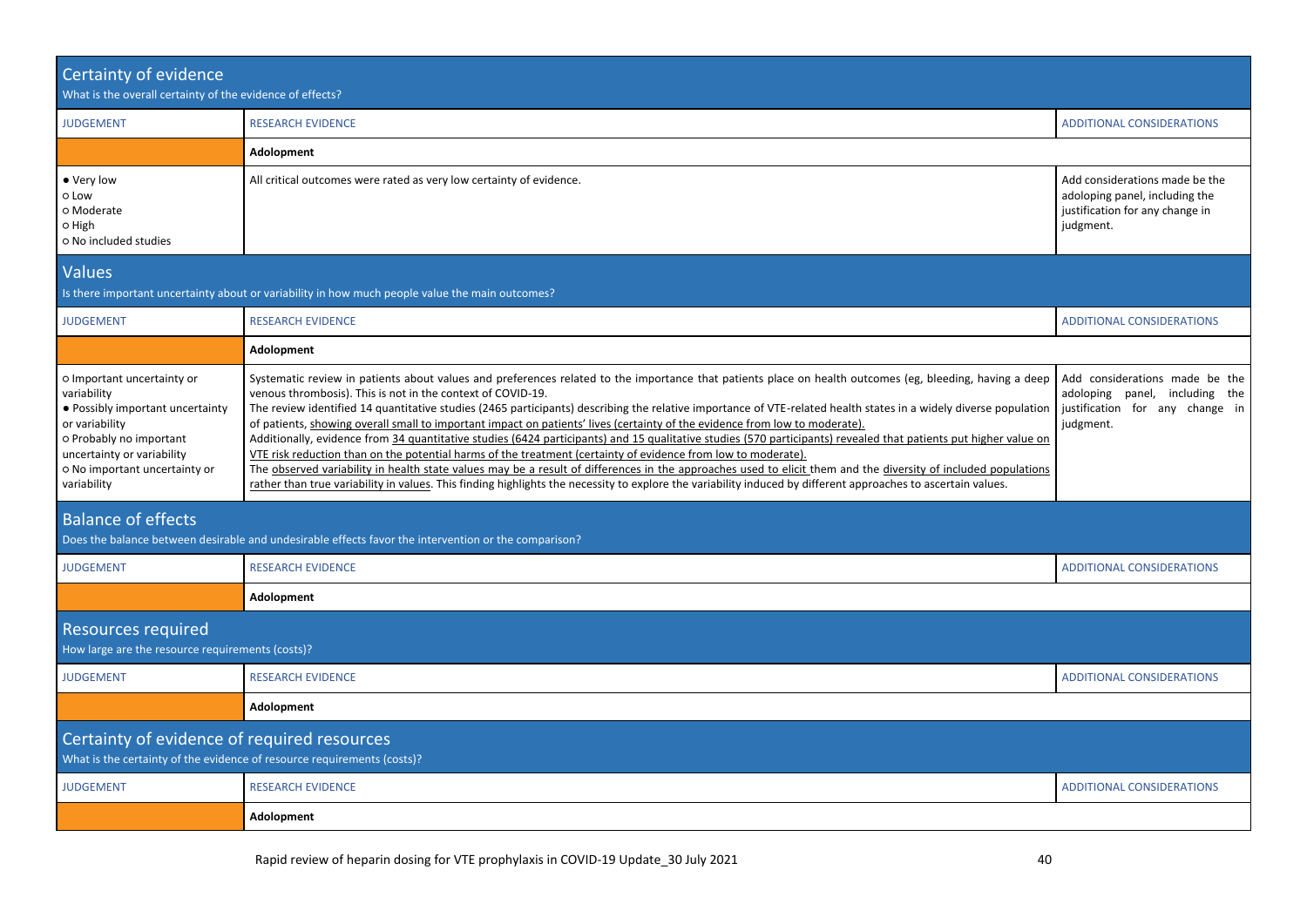## Certainty of evidence

What is the overall certainty of the evidence of effects?

| JUDGEMENT | RESEARCH EVIDENCE | ADDITIONAL CONSIDERATIONS |
|---|---|---|
| | **Adolopment** | |
| ● Very low<br>○ Low<br>○ Moderate<br>○ High<br>○ No included studies | All critical outcomes were rated as very low certainty of evidence. | Add considerations made be the adoloping panel, including the justification for any change in judgment. |

## Values

Is there important uncertainty about or variability in how much people value the main outcomes?

| JUDGEMENT | RESEARCH EVIDENCE | ADDITIONAL CONSIDERATIONS |
|---|---|---|
| | **Adolopment** | |
| ○ Important uncertainty or variability<br>● Possibly important uncertainty or variability<br>○ Probably no important uncertainty or variability<br>○ No important uncertainty or variability | Systematic review in patients about values and preferences related to the importance that patients place on health outcomes (eg, bleeding, having a deep venous thrombosis). This is not in the context of COVID-19.<br>The review identified 14 quantitative studies (2465 participants) describing the relative importance of VTE-related health states in a widely diverse population of patients, showing overall small to important impact on patients' lives (certainty of the evidence from low to moderate).<br>Additionally, evidence from 34 quantitative studies (6424 participants) and 15 qualitative studies (570 participants) revealed that patients put higher value on VTE risk reduction than on the potential harms of the treatment (certainty of evidence from low to moderate).<br>The observed variability in health state values may be a result of differences in the approaches used to elicit them and the diversity of included populations rather than true variability in values. This finding highlights the necessity to explore the variability induced by different approaches to ascertain values. | Add considerations made be the adoloping panel, including the justification for any change in judgment. |

## Balance of effects

Does the balance between desirable and undesirable effects favor the intervention or the comparison?

| JUDGEMENT | RESEARCH EVIDENCE | ADDITIONAL CONSIDERATIONS |
|---|---|---|
| | **Adolopment** | |

## Resources required

How large are the resource requirements (costs)?

| JUDGEMENT | RESEARCH EVIDENCE | ADDITIONAL CONSIDERATIONS |
|---|---|---|
| | **Adolopment** | |

## Certainty of evidence of required resources

What is the certainty of the evidence of resource requirements (costs)?

| JUDGEMENT | RESEARCH EVIDENCE | ADDITIONAL CONSIDERATIONS |
|---|---|---|
| | **Adolopment** | |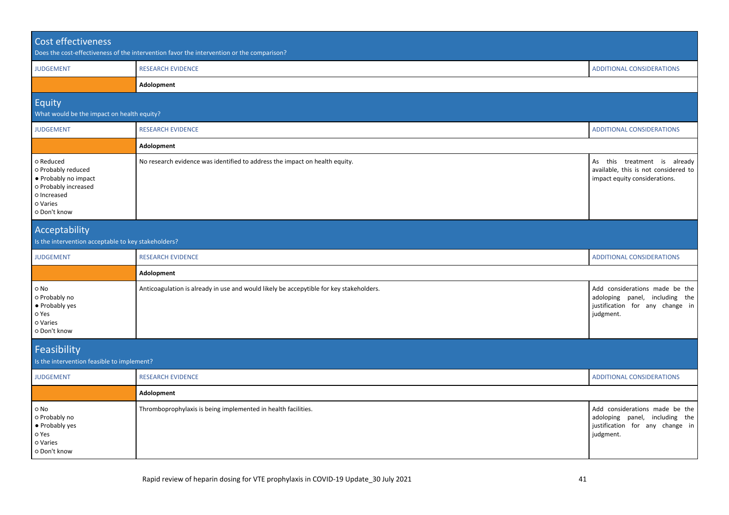## Cost effectiveness

Does the cost-effectiveness of the intervention favor the intervention or the comparison?

| JUDGEMENT | RESEARCH EVIDENCE | ADDITIONAL CONSIDERATIONS |
|---|---|---|
| | **Adolopment** | |

## Equity

What would be the impact on health equity?

| JUDGEMENT | RESEARCH EVIDENCE | ADDITIONAL CONSIDERATIONS |
|---|---|---|
| | **Adolopment** | |
| ○ Reduced<br>○ Probably reduced<br>● Probably no impact<br>○ Probably increased<br>○ Increased<br>○ Varies<br>○ Don't know | No research evidence was identified to address the impact on health equity. | As this treatment is already available, this is not considered to impact equity considerations. |

## Acceptability

Is the intervention acceptable to key stakeholders?

| JUDGEMENT | RESEARCH EVIDENCE | ADDITIONAL CONSIDERATIONS |
|---|---|---|
| | **Adolopment** | |
| ○ No<br>○ Probably no<br>● Probably yes<br>○ Yes<br>○ Varies<br>○ Don't know | Anticoagulation is already in use and would likely be accepytible for key stakeholders. | Add considerations made be the adoloping panel, including the justification for any change in judgment. |

## Feasibility

Is the intervention feasible to implement?

| JUDGEMENT | RESEARCH EVIDENCE | ADDITIONAL CONSIDERATIONS |
|---|---|---|
| | **Adolopment** | |
| ○ No<br>○ Probably no<br>● Probably yes<br>○ Yes<br>○ Varies<br>○ Don't know | Thromboprophylaxis is being implemented in health facilities. | Add considerations made be the adoloping panel, including the justification for any change in judgment. |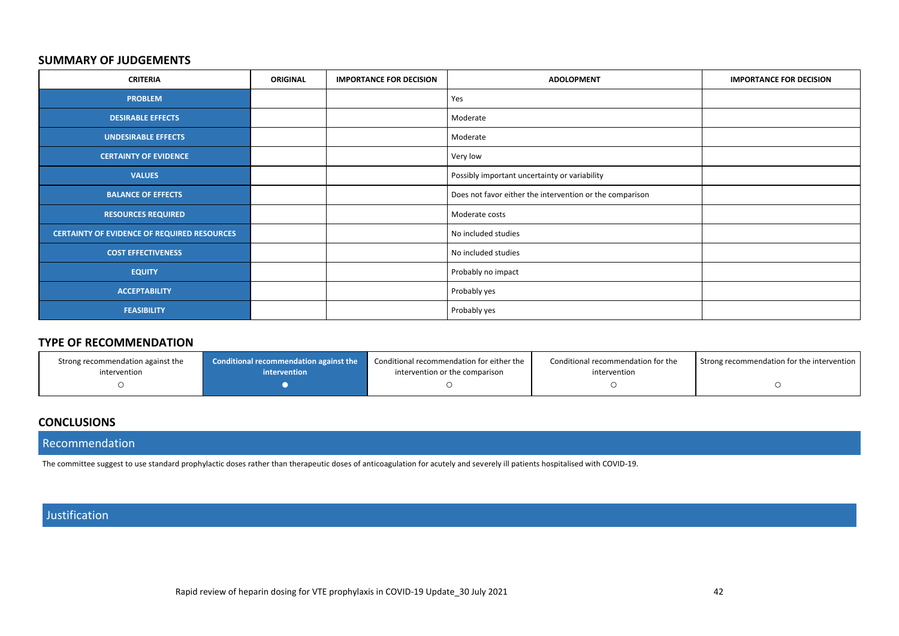## SUMMARY OF JUDGEMENTS

| CRITERIA | ORIGINAL | IMPORTANCE FOR DECISION | ADOLOPMENT | IMPORTANCE FOR DECISION |
|---|---|---|---|---|
| PROBLEM | | | Yes | |
| DESIRABLE EFFECTS | | | Moderate | |
| UNDESIRABLE EFFECTS | | | Moderate | |
| CERTAINTY OF EVIDENCE | | | Very low | |
| VALUES | | | Possibly important uncertainty or variability | |
| BALANCE OF EFFECTS | | | Does not favor either the intervention or the comparison | |
| RESOURCES REQUIRED | | | Moderate costs | |
| CERTAINTY OF EVIDENCE OF REQUIRED RESOURCES | | | No included studies | |
| COST EFFECTIVENESS | | | No included studies | |
| EQUITY | | | Probably no impact | |
| ACCEPTABILITY | | | Probably yes | |
| FEASIBILITY | | | Probably yes | |

## TYPE OF RECOMMENDATION

| Strong recommendation against the intervention | Conditional recommendation against the intervention | Conditional recommendation for either the intervention or the comparison | Conditional recommendation for the intervention | Strong recommendation for the intervention |
|---|---|---|---|---|
| ○ | ● | ○ | ○ | ○ |

## CONCLUSIONS

### Recommendation

The committee suggest to use standard prophylactic doses rather than therapeutic doses of anticoagulation for acutely and severely ill patients hospitalised with COVID-19.

### Justification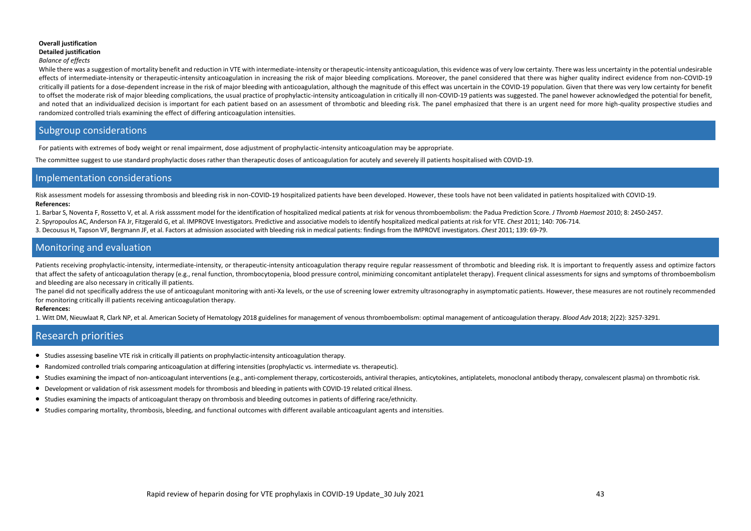**Overall justification**

**Detailed justification**

*Balance of effects*

While there was a suggestion of mortality benefit and reduction in VTE with intermediate-intensity or therapeutic-intensity anticoagulation, this evidence was of very low certainty. There was less uncertainty in the potential undesirable effects of intermediate-intensity or therapeutic-intensity anticoagulation in increasing the risk of major bleeding complications. Moreover, the panel considered that there was higher quality indirect evidence from non-COVID-19 critically ill patients for a dose-dependent increase in the risk of major bleeding with anticoagulation, although the magnitude of this effect was uncertain in the COVID-19 population. Given that there was very low certainty for benefit to offset the moderate risk of major bleeding complications, the usual practice of prophylactic-intensity anticoagulation in critically ill non-COVID-19 patients was suggested. The panel however acknowledged the potential for benefit, and noted that an individualized decision is important for each patient based on an assessment of thrombotic and bleeding risk. The panel emphasized that there is an urgent need for more high-quality prospective studies and randomized controlled trials examining the effect of differing anticoagulation intensities.

## Subgroup considerations

For patients with extremes of body weight or renal impairment, dose adjustment of prophylactic-intensity anticoagulation may be appropriate.

The committee suggest to use standard prophylactic doses rather than therapeutic doses of anticoagulation for acutely and severely ill patients hospitalised with COVID-19.

## Implementation considerations

Risk assessment models for assessing thrombosis and bleeding risk in non-COVID-19 hospitalized patients have been developed. However, these tools have not been validated in patients hospitalized with COVID-19.

**References:**

1. Barbar S, Noventa F, Rossetto V, et al. A risk assssment model for the identification of hospitalized medical patients at risk for venous thromboembolism: the Padua Prediction Score. *J Thromb Haemost* 2010; 8: 2450-2457.
2. Spyropoulos AC, Anderson FA Jr, Fitzgerald G, et al. IMPROVE Investigators. Predictive and associative models to identify hospitalized medical patients at risk for VTE. *Chest* 2011; 140: 706-714.
3. Decousus H, Tapson VF, Bergmann JF, et al. Factors at admission associated with bleeding risk in medical patients: findings from the IMPROVE investigators. *Chest* 2011; 139: 69-79.

## Monitoring and evaluation

Patients receiving prophylactic-intensity, intermediate-intensity, or therapeutic-intensity anticoagulation therapy require regular reassessment of thrombotic and bleeding risk. It is important to frequently assess and optimize factors that affect the safety of anticoagulation therapy (e.g., renal function, thrombocytopenia, blood pressure control, minimizing concomitant antiplatelet therapy). Frequent clinical assessments for signs and symptoms of thromboembolism and bleeding are also necessary in critically ill patients.

The panel did not specifically address the use of anticoagulant monitoring with anti-Xa levels, or the use of screening lower extremity ultrasonography in asymptomatic patients. However, these measures are not routinely recommended for monitoring critically ill patients receiving anticoagulation therapy.

**References:**

1. Witt DM, Nieuwlaat R, Clark NP, et al. American Society of Hematology 2018 guidelines for management of venous thromboembolism: optimal management of anticoagulation therapy. *Blood Adv* 2018; 2(22): 3257-3291.

## Research priorities

- Studies assessing baseline VTE risk in critically ill patients on prophylactic-intensity anticoagulation therapy.
- Randomized controlled trials comparing anticoagulation at differing intensities (prophylactic vs. intermediate vs. therapeutic).
- Studies examining the impact of non-anticoagulant interventions (e.g., anti-complement therapy, corticosteroids, antiviral therapies, anticytokines, antiplatelets, monoclonal antibody therapy, convalescent plasma) on thrombotic risk.
- Development or validation of risk assessment models for thrombosis and bleeding in patients with COVID-19 related critical illness.
- Studies examining the impacts of anticoagulant therapy on thrombosis and bleeding outcomes in patients of differing race/ethnicity.
- Studies comparing mortality, thrombosis, bleeding, and functional outcomes with different available anticoagulant agents and intensities.